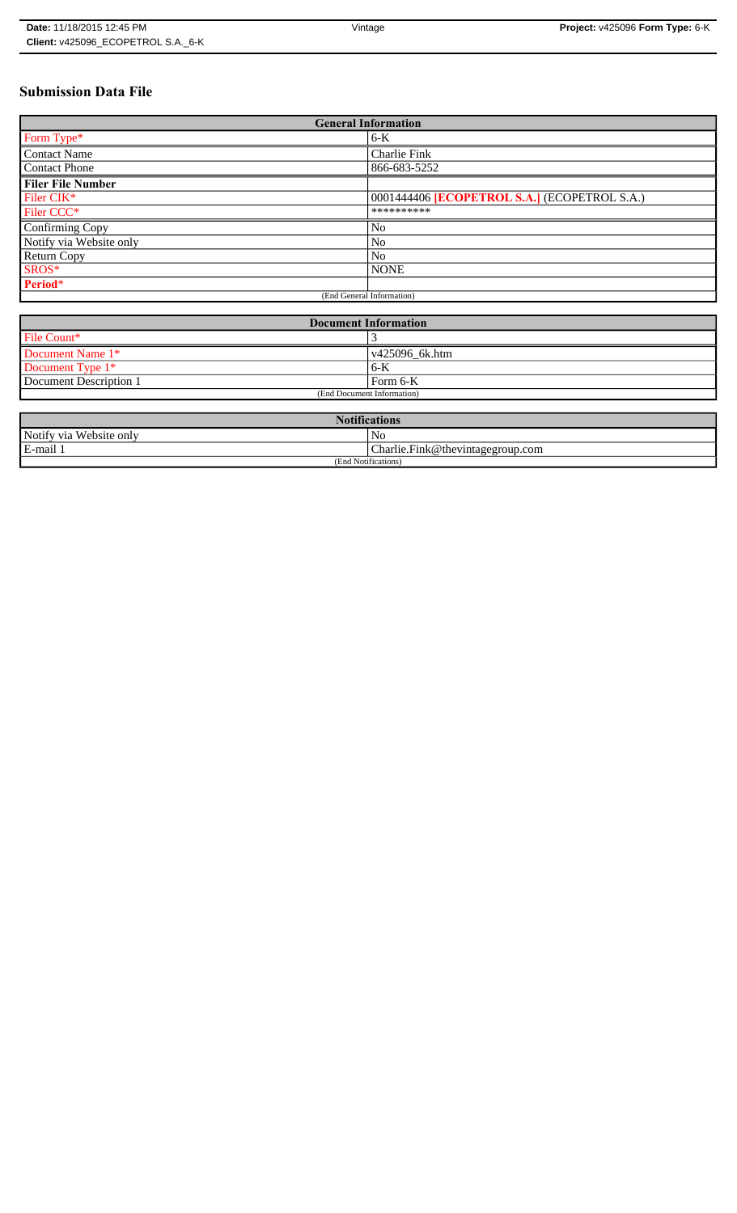# Submission Data File

| General Information | |
|---|---|
| Form Type* | 6-K |
| Contact Name | Charlie Fink |
| Contact Phone | 866-683-5252 |
| **Filer File Number** | |
| Filer CIK* | 0001444406 **[ECOPETROL S.A.]** (ECOPETROL S.A.) |
| Filer CCC* | ********** |
| Confirming Copy | No |
| Notify via Website only | No |
| Return Copy | No |
| SROS* | NONE |
| **Period*** | |
| (End General Information) | |

| Document Information | |
|---|---|
| File Count* | 3 |
| Document Name 1* | v425096_6k.htm |
| Document Type 1* | 6-K |
| Document Description 1 | Form 6-K |
| (End Document Information) | |

| Notifications | |
|---|---|
| Notify via Website only | No |
| E-mail 1 | Charlie.Fink@thevintagegroup.com |
| (End Notifications) | |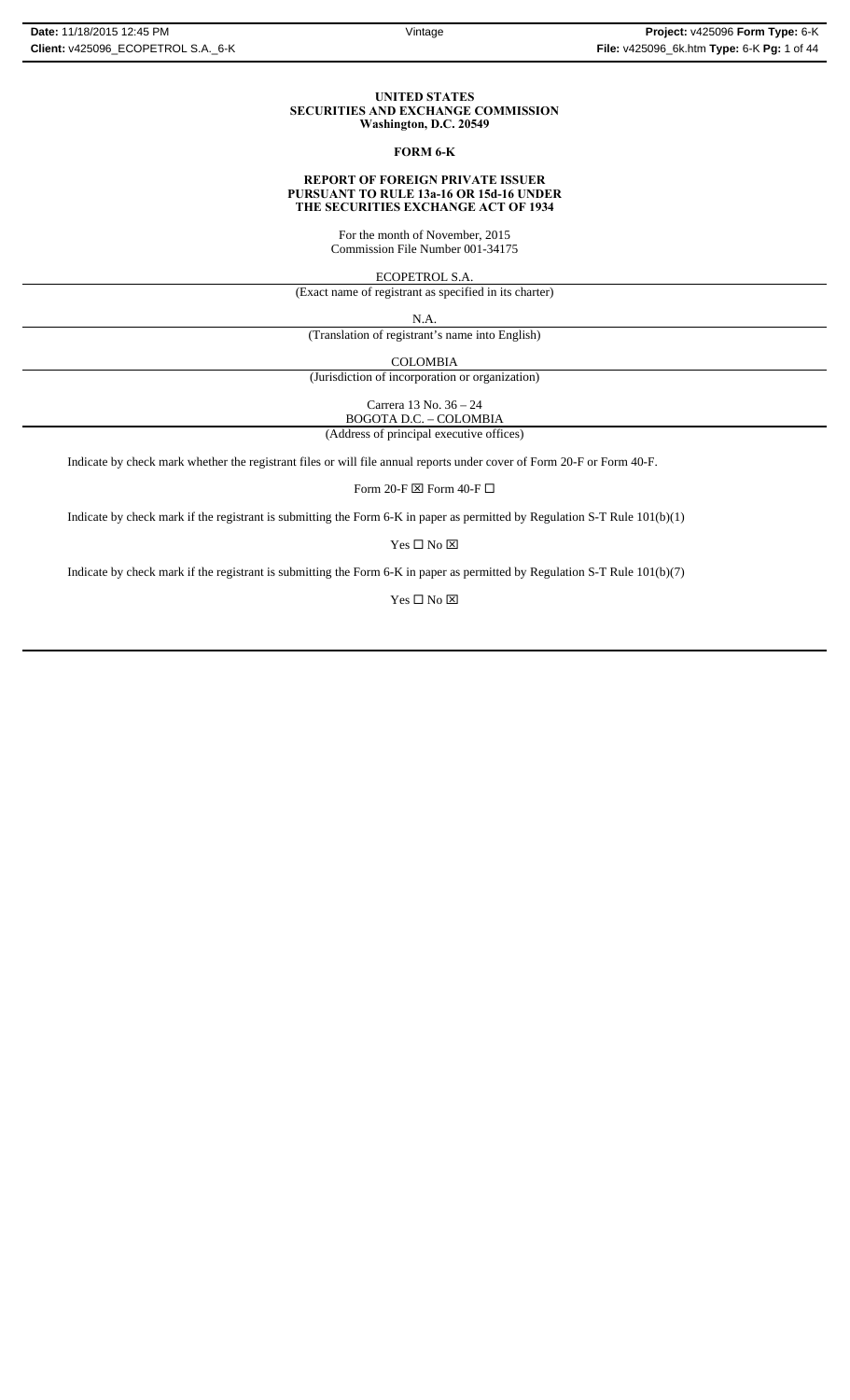**UNITED STATES**
**SECURITIES AND EXCHANGE COMMISSION**
**Washington, D.C. 20549**

**FORM 6-K**

**REPORT OF FOREIGN PRIVATE ISSUER**
**PURSUANT TO RULE 13a-16 OR 15d-16 UNDER**
**THE SECURITIES EXCHANGE ACT OF 1934**

For the month of November, 2015
Commission File Number 001-34175

ECOPETROL S.A.

(Exact name of registrant as specified in its charter)

N.A.

(Translation of registrant's name into English)

COLOMBIA

(Jurisdiction of incorporation or organization)

Carrera 13 No. 36 – 24
BOGOTA D.C. – COLOMBIA

(Address of principal executive offices)

Indicate by check mark whether the registrant files or will file annual reports under cover of Form 20-F or Form 40-F.

Form 20-F ☒ Form 40-F ☐

Indicate by check mark if the registrant is submitting the Form 6-K in paper as permitted by Regulation S-T Rule 101(b)(1)

Yes ☐ No ☒

Indicate by check mark if the registrant is submitting the Form 6-K in paper as permitted by Regulation S-T Rule 101(b)(7)

Yes ☐ No ☒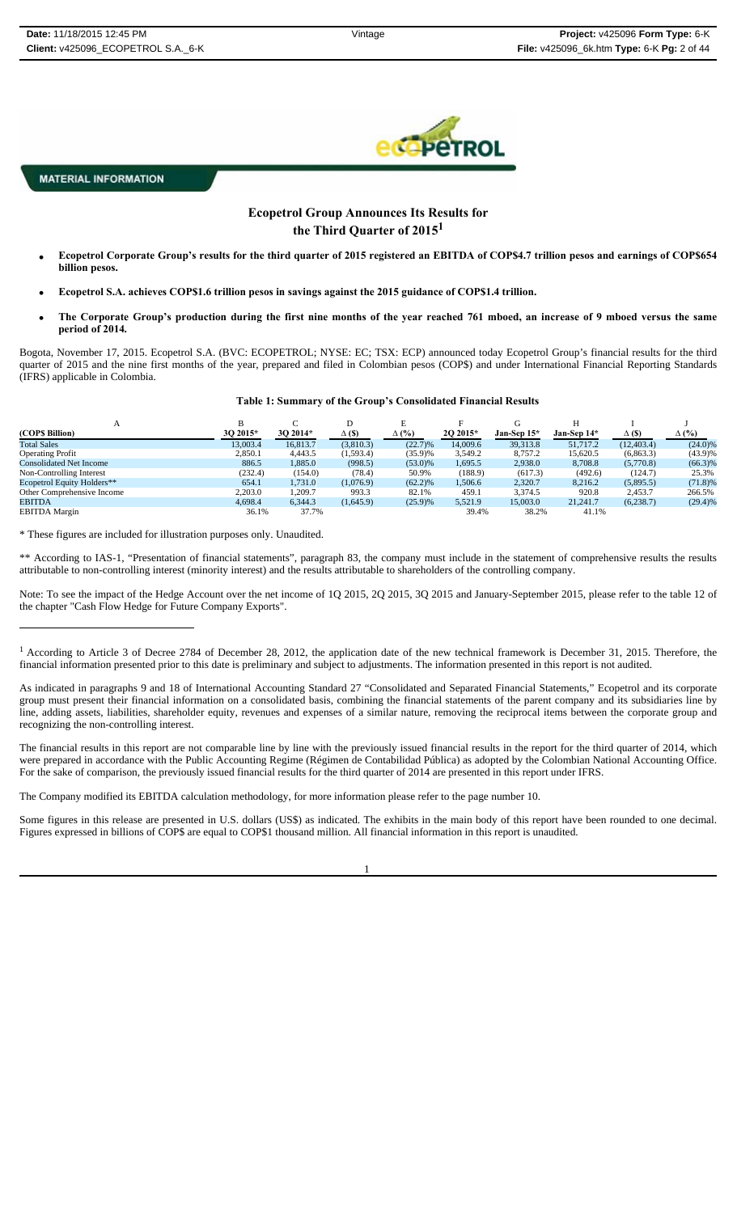MATERIAL INFORMATION

# Ecopetrol Group Announces Its Results for the Third Quarter of 2015[1]

- **Ecopetrol Corporate Group's results for the third quarter of 2015 registered an EBITDA of COP$4.7 trillion pesos and earnings of COP$654 billion pesos.**
- **Ecopetrol S.A. achieves COP$1.6 trillion pesos in savings against the 2015 guidance of COP$1.4 trillion.**
- **The Corporate Group's production during the first nine months of the year reached 761 mboed, an increase of 9 mboed versus the same period of 2014.**

Bogota, November 17, 2015. Ecopetrol S.A. (BVC: ECOPETROL; NYSE: EC; TSX: ECP) announced today Ecopetrol Group's financial results for the third quarter of 2015 and the nine first months of the year, prepared and filed in Colombian pesos (COP$) and under International Financial Reporting Standards (IFRS) applicable in Colombia.

**Table 1: Summary of the Group's Consolidated Financial Results**

| A | B | C | D | E | F | G | H | I | J |
|---|---|---|---|---|---|---|---|---|---|
| **(COP$ Billion)** | **3Q 2015*** | **3Q 2014*** | **Δ ($)** | **Δ (%)** | **2Q 2015*** | **Jan-Sep 15*** | **Jan-Sep 14*** | **Δ ($)** | **Δ (%)** |
| Total Sales | 13,003.4 | 16,813.7 | (3,810.3) | (22.7)% | 14,009.6 | 39,313.8 | 51,717.2 | (12,403.4) | (24.0)% |
| Operating Profit | 2,850.1 | 4,443.5 | (1,593.4) | (35.9)% | 3,549.2 | 8,757.2 | 15,620.5 | (6,863.3) | (43.9)% |
| Consolidated Net Income | 886.5 | 1,885.0 | (998.5) | (53.0)% | 1,695.5 | 2,938.0 | 8,708.8 | (5,770.8) | (66.3)% |
| Non-Controlling Interest | (232.4) | (154.0) | (78.4) | 50.9% | (188.9) | (617.3) | (492.6) | (124.7) | 25.3% |
| Ecopetrol Equity Holders** | 654.1 | 1,731.0 | (1,076.9) | (62.2)% | 1,506.6 | 2,320.7 | 8,216.2 | (5,895.5) | (71.8)% |
| Other Comprehensive Income | 2,203.0 | 1,209.7 | 993.3 | 82.1% | 459.1 | 3,374.5 | 920.8 | 2,453.7 | 266.5% |
| EBITDA | 4,698.4 | 6,344.3 | (1,645.9) | (25.9)% | 5,521.9 | 15,003.0 | 21,241.7 | (6,238.7) | (29.4)% |
| EBITDA Margin | 36.1% | 37.7% | | | 39.4% | 38.2% | 41.1% | | |

\* These figures are included for illustration purposes only. Unaudited.

\*\* According to IAS-1, "Presentation of financial statements", paragraph 83, the company must include in the statement of comprehensive results the results attributable to non-controlling interest (minority interest) and the results attributable to shareholders of the controlling company.

Note: To see the impact of the Hedge Account over the net income of 1Q 2015, 2Q 2015, 3Q 2015 and January-September 2015, please refer to the table 12 of the chapter "Cash Flow Hedge for Future Company Exports".

---

[1] According to Article 3 of Decree 2784 of December 28, 2012, the application date of the new technical framework is December 31, 2015. Therefore, the financial information presented prior to this date is preliminary and subject to adjustments. The information presented in this report is not audited.

As indicated in paragraphs 9 and 18 of International Accounting Standard 27 "Consolidated and Separated Financial Statements," Ecopetrol and its corporate group must present their financial information on a consolidated basis, combining the financial statements of the parent company and its subsidiaries line by line, adding assets, liabilities, shareholder equity, revenues and expenses of a similar nature, removing the reciprocal items between the corporate group and recognizing the non-controlling interest.

The financial results in this report are not comparable line by line with the previously issued financial results in the report for the third quarter of 2014, which were prepared in accordance with the Public Accounting Regime (Régimen de Contabilidad Pública) as adopted by the Colombian National Accounting Office. For the sake of comparison, the previously issued financial results for the third quarter of 2014 are presented in this report under IFRS.

The Company modified its EBITDA calculation methodology, for more information please refer to the page number 10.

Some figures in this release are presented in U.S. dollars (US$) as indicated. The exhibits in the main body of this report have been rounded to one decimal. Figures expressed in billions of COP$ are equal to COP$1 thousand million. All financial information in this report is unaudited.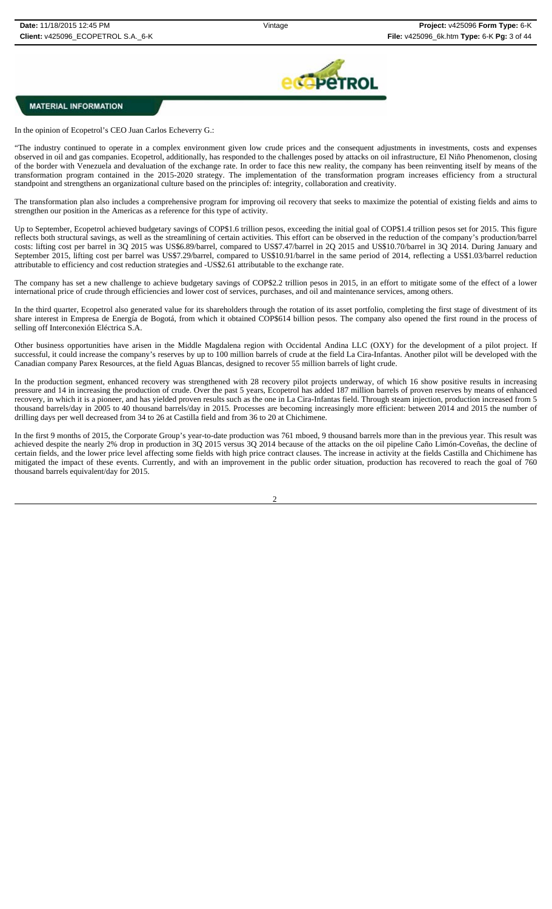**MATERIAL INFORMATION**

In the opinion of Ecopetrol's CEO Juan Carlos Echeverry G.:

"The industry continued to operate in a complex environment given low crude prices and the consequent adjustments in investments, costs and expenses observed in oil and gas companies. Ecopetrol, additionally, has responded to the challenges posed by attacks on oil infrastructure, El Niño Phenomenon, closing of the border with Venezuela and devaluation of the exchange rate. In order to face this new reality, the company has been reinventing itself by means of the transformation program contained in the 2015-2020 strategy. The implementation of the transformation program increases efficiency from a structural standpoint and strengthens an organizational culture based on the principles of: integrity, collaboration and creativity.

The transformation plan also includes a comprehensive program for improving oil recovery that seeks to maximize the potential of existing fields and aims to strengthen our position in the Americas as a reference for this type of activity.

Up to September, Ecopetrol achieved budgetary savings of COP$1.6 trillion pesos, exceeding the initial goal of COP$1.4 trillion pesos set for 2015. This figure reflects both structural savings, as well as the streamlining of certain activities. This effort can be observed in the reduction of the company's production/barrel costs: lifting cost per barrel in 3Q 2015 was US$6.89/barrel, compared to US$7.47/barrel in 2Q 2015 and US$10.70/barrel in 3Q 2014. During January and September 2015, lifting cost per barrel was US$7.29/barrel, compared to US$10.91/barrel in the same period of 2014, reflecting a US$1.03/barrel reduction attributable to efficiency and cost reduction strategies and -US$2.61 attributable to the exchange rate.

The company has set a new challenge to achieve budgetary savings of COP$2.2 trillion pesos in 2015, in an effort to mitigate some of the effect of a lower international price of crude through efficiencies and lower cost of services, purchases, and oil and maintenance services, among others.

In the third quarter, Ecopetrol also generated value for its shareholders through the rotation of its asset portfolio, completing the first stage of divestment of its share interest in Empresa de Energía de Bogotá, from which it obtained COP$614 billion pesos. The company also opened the first round in the process of selling off Interconexión Eléctrica S.A.

Other business opportunities have arisen in the Middle Magdalena region with Occidental Andina LLC (OXY) for the development of a pilot project. If successful, it could increase the company's reserves by up to 100 million barrels of crude at the field La Cira-Infantas. Another pilot will be developed with the Canadian company Parex Resources, at the field Aguas Blancas, designed to recover 55 million barrels of light crude.

In the production segment, enhanced recovery was strengthened with 28 recovery pilot projects underway, of which 16 show positive results in increasing pressure and 14 in increasing the production of crude. Over the past 5 years, Ecopetrol has added 187 million barrels of proven reserves by means of enhanced recovery, in which it is a pioneer, and has yielded proven results such as the one in La Cira-Infantas field. Through steam injection, production increased from 5 thousand barrels/day in 2005 to 40 thousand barrels/day in 2015. Processes are becoming increasingly more efficient: between 2014 and 2015 the number of drilling days per well decreased from 34 to 26 at Castilla field and from 36 to 20 at Chichimene.

In the first 9 months of 2015, the Corporate Group's year-to-date production was 761 mboed, 9 thousand barrels more than in the previous year. This result was achieved despite the nearly 2% drop in production in 3Q 2015 versus 3Q 2014 because of the attacks on the oil pipeline Caño Limón-Coveñas, the decline of certain fields, and the lower price level affecting some fields with high price contract clauses. The increase in activity at the fields Castilla and Chichimene has mitigated the impact of these events. Currently, and with an improvement in the public order situation, production has recovered to reach the goal of 760 thousand barrels equivalent/day for 2015.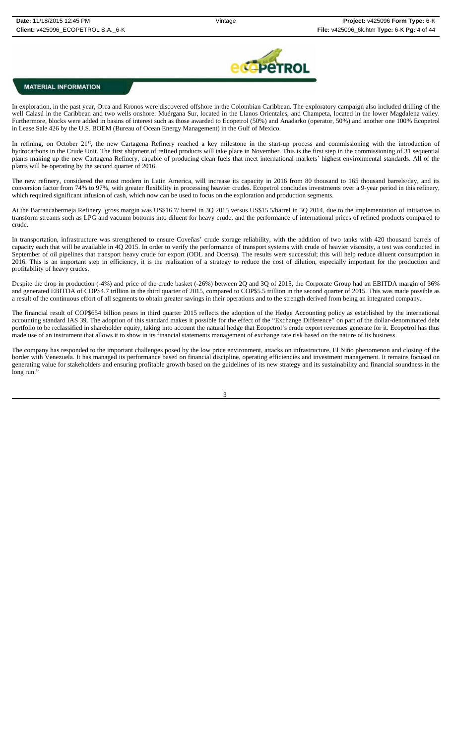**MATERIAL INFORMATION**

In exploration, in the past year, Orca and Kronos were discovered offshore in the Colombian Caribbean. The exploratory campaign also included drilling of the well Calasú in the Caribbean and two wells onshore: Muérgana Sur, located in the Llanos Orientales, and Champeta, located in the lower Magdalena valley. Furthermore, blocks were added in basins of interest such as those awarded to Ecopetrol (50%) and Anadarko (operator, 50%) and another one 100% Ecopetrol in Lease Sale 426 by the U.S. BOEM (Bureau of Ocean Energy Management) in the Gulf of Mexico.

In refining, on October 21st, the new Cartagena Refinery reached a key milestone in the start-up process and commissioning with the introduction of hydrocarbons in the Crude Unit. The first shipment of refined products will take place in November. This is the first step in the commissioning of 31 sequential plants making up the new Cartagena Refinery, capable of producing clean fuels that meet international markets´ highest environmental standards. All of the plants will be operating by the second quarter of 2016.

The new refinery, considered the most modern in Latin America, will increase its capacity in 2016 from 80 thousand to 165 thousand barrels/day, and its conversion factor from 74% to 97%, with greater flexibility in processing heavier crudes. Ecopetrol concludes investments over a 9-year period in this refinery, which required significant infusion of cash, which now can be used to focus on the exploration and production segments.

At the Barrancabermeja Refinery, gross margin was US$16.7/ barrel in 3Q 2015 versus US$15.5/barrel in 3Q 2014, due to the implementation of initiatives to transform streams such as LPG and vacuum bottoms into diluent for heavy crude, and the performance of international prices of refined products compared to crude.

In transportation, infrastructure was strengthened to ensure Coveñas' crude storage reliability, with the addition of two tanks with 420 thousand barrels of capacity each that will be available in 4Q 2015. In order to verify the performance of transport systems with crude of heavier viscosity, a test was conducted in September of oil pipelines that transport heavy crude for export (ODL and Ocensa). The results were successful; this will help reduce diluent consumption in 2016. This is an important step in efficiency, it is the realization of a strategy to reduce the cost of dilution, especially important for the production and profitability of heavy crudes.

Despite the drop in production (-4%) and price of the crude basket (-26%) between 2Q and 3Q of 2015, the Corporate Group had an EBITDA margin of 36% and generated EBITDA of COP$4.7 trillion in the third quarter of 2015, compared to COP$5.5 trillion in the second quarter of 2015. This was made possible as a result of the continuous effort of all segments to obtain greater savings in their operations and to the strength derived from being an integrated company.

The financial result of COP$654 billion pesos in third quarter 2015 reflects the adoption of the Hedge Accounting policy as established by the international accounting standard IAS 39. The adoption of this standard makes it possible for the effect of the "Exchange Difference" on part of the dollar-denominated debt portfolio to be reclassified in shareholder equity, taking into account the natural hedge that Ecopetrol's crude export revenues generate for it. Ecopetrol has thus made use of an instrument that allows it to show in its financial statements management of exchange rate risk based on the nature of its business.

The company has responded to the important challenges posed by the low price environment, attacks on infrastructure, El Niño phenomenon and closing of the border with Venezuela. It has managed its performance based on financial discipline, operating efficiencies and investment management. It remains focused on generating value for stakeholders and ensuring profitable growth based on the guidelines of its new strategy and its sustainability and financial soundness in the long run."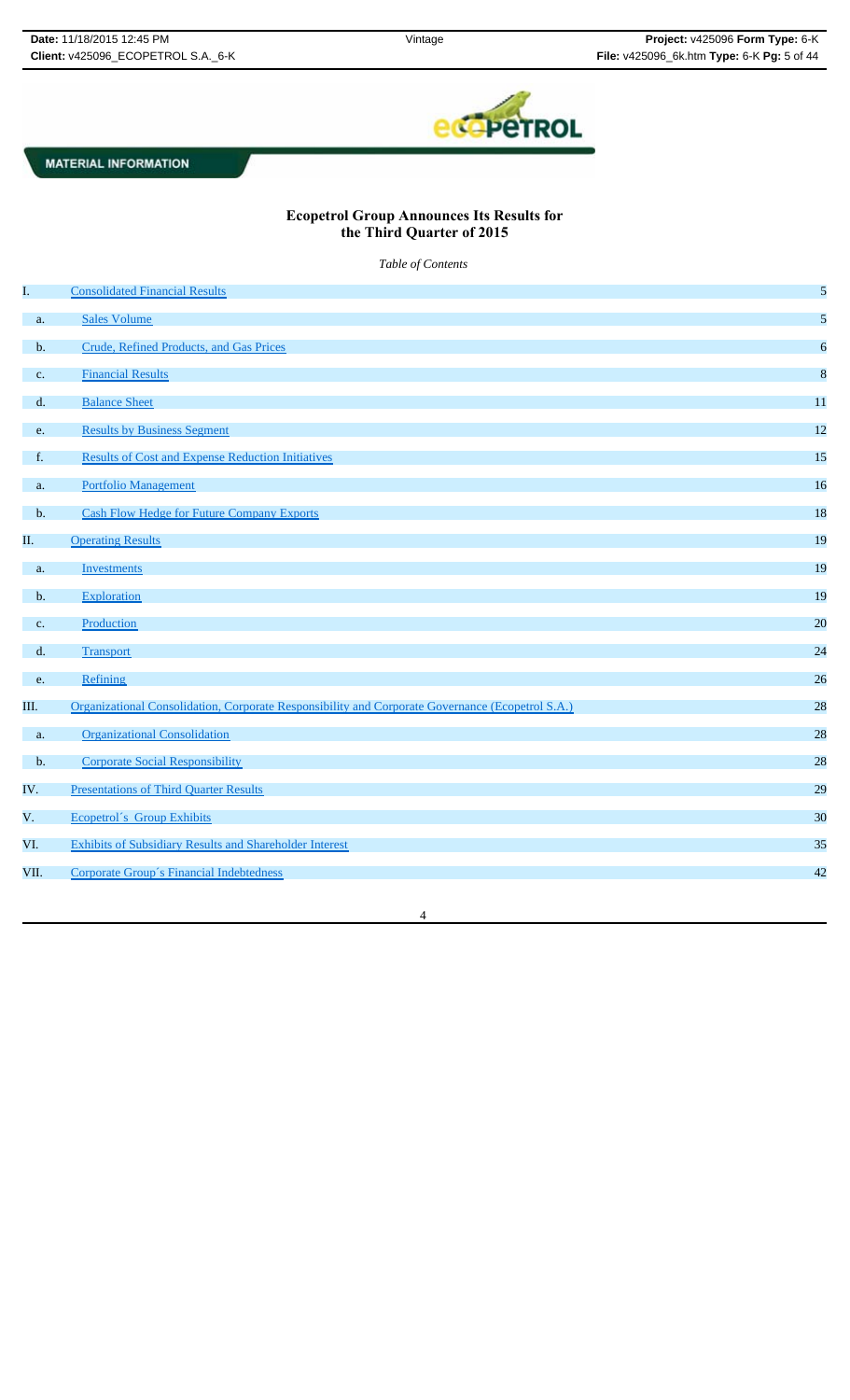**MATERIAL INFORMATION**

**Ecopetrol Group Announces Its Results for the Third Quarter of 2015**

*Table of Contents*

| | | |
|---|---|---|
| I. | Consolidated Financial Results | 5 |
| a. | Sales Volume | 5 |
| b. | Crude, Refined Products, and Gas Prices | 6 |
| c. | Financial Results | 8 |
| d. | Balance Sheet | 11 |
| e. | Results by Business Segment | 12 |
| f. | Results of Cost and Expense Reduction Initiatives | 15 |
| a. | Portfolio Management | 16 |
| b. | Cash Flow Hedge for Future Company Exports | 18 |
| II. | Operating Results | 19 |
| a. | Investments | 19 |
| b. | Exploration | 19 |
| c. | Production | 20 |
| d. | Transport | 24 |
| e. | Refining | 26 |
| III. | Organizational Consolidation, Corporate Responsibility and Corporate Governance (Ecopetrol S.A.) | 28 |
| a. | Organizational Consolidation | 28 |
| b. | Corporate Social Responsibility | 28 |
| IV. | Presentations of Third Quarter Results | 29 |
| V. | Ecopetrol´s Group Exhibits | 30 |
| VI. | Exhibits of Subsidiary Results and Shareholder Interest | 35 |
| VII. | Corporate Group´s Financial Indebtedness | 42 |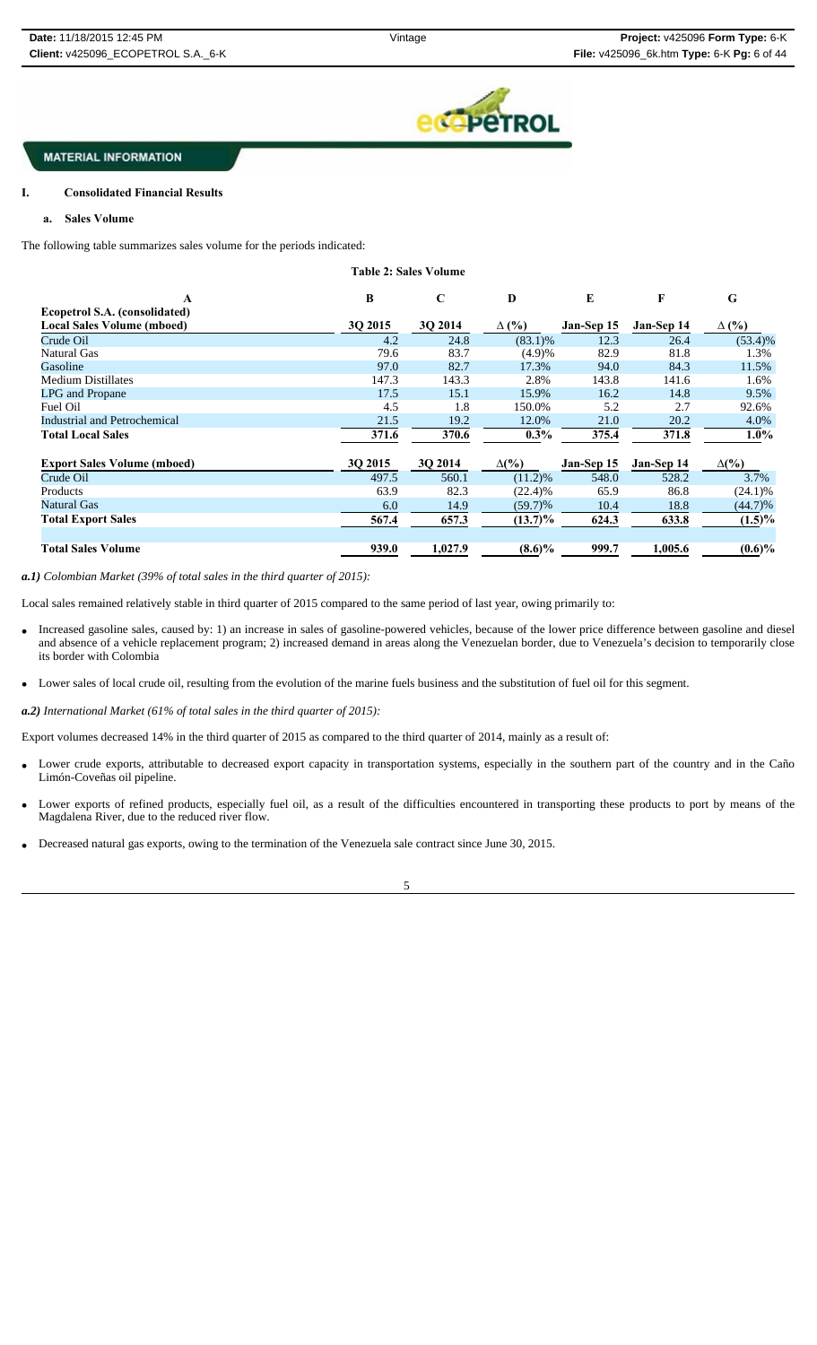**MATERIAL INFORMATION**

## I. Consolidated Financial Results

### a. Sales Volume

The following table summarizes sales volume for the periods indicated:

**Table 2: Sales Volume**

| A | B | C | D | E | F | G |
|---|---|---|---|---|---|---|
| **Ecopetrol S.A. (consolidated) Local Sales Volume (mboed)** | **3Q 2015** | **3Q 2014** | **Δ (%)** | **Jan-Sep 15** | **Jan-Sep 14** | **Δ (%)** |
| Crude Oil | 4.2 | 24.8 | (83.1)% | 12.3 | 26.4 | (53.4)% |
| Natural Gas | 79.6 | 83.7 | (4.9)% | 82.9 | 81.8 | 1.3% |
| Gasoline | 97.0 | 82.7 | 17.3% | 94.0 | 84.3 | 11.5% |
| Medium Distillates | 147.3 | 143.3 | 2.8% | 143.8 | 141.6 | 1.6% |
| LPG and Propane | 17.5 | 15.1 | 15.9% | 16.2 | 14.8 | 9.5% |
| Fuel Oil | 4.5 | 1.8 | 150.0% | 5.2 | 2.7 | 92.6% |
| Industrial and Petrochemical | 21.5 | 19.2 | 12.0% | 21.0 | 20.2 | 4.0% |
| **Total Local Sales** | **371.6** | **370.6** | **0.3%** | **375.4** | **371.8** | **1.0%** |
| **Export Sales Volume (mboed)** | **3Q 2015** | **3Q 2014** | **Δ(%)** | **Jan-Sep 15** | **Jan-Sep 14** | **Δ(%)** |
| Crude Oil | 497.5 | 560.1 | (11.2)% | 548.0 | 528.2 | 3.7% |
| Products | 63.9 | 82.3 | (22.4)% | 65.9 | 86.8 | (24.1)% |
| Natural Gas | 6.0 | 14.9 | (59.7)% | 10.4 | 18.8 | (44.7)% |
| **Total Export Sales** | **567.4** | **657.3** | **(13.7)%** | **624.3** | **633.8** | **(1.5)%** |
| **Total Sales Volume** | **939.0** | **1,027.9** | **(8.6)%** | **999.7** | **1,005.6** | **(0.6)%** |

***a.1)*** *Colombian Market (39% of total sales in the third quarter of 2015):*

Local sales remained relatively stable in third quarter of 2015 compared to the same period of last year, owing primarily to:

- Increased gasoline sales, caused by: 1) an increase in sales of gasoline-powered vehicles, because of the lower price difference between gasoline and diesel and absence of a vehicle replacement program; 2) increased demand in areas along the Venezuelan border, due to Venezuela's decision to temporarily close its border with Colombia
- Lower sales of local crude oil, resulting from the evolution of the marine fuels business and the substitution of fuel oil for this segment.

***a.2)*** *International Market (61% of total sales in the third quarter of 2015):*

Export volumes decreased 14% in the third quarter of 2015 as compared to the third quarter of 2014, mainly as a result of:

- Lower crude exports, attributable to decreased export capacity in transportation systems, especially in the southern part of the country and in the Caño Limón-Coveñas oil pipeline.
- Lower exports of refined products, especially fuel oil, as a result of the difficulties encountered in transporting these products to port by means of the Magdalena River, due to the reduced river flow.
- Decreased natural gas exports, owing to the termination of the Venezuela sale contract since June 30, 2015.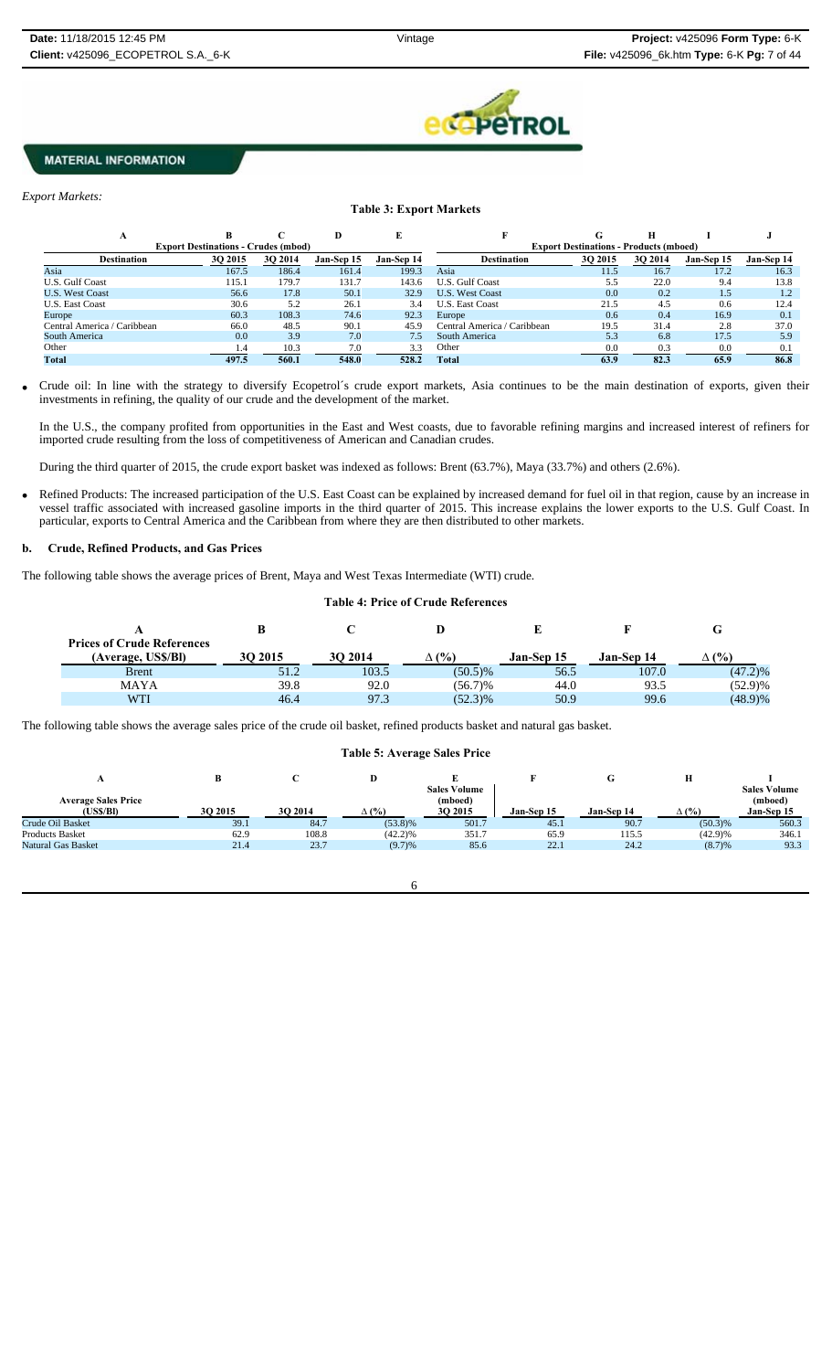**MATERIAL INFORMATION**

*Export Markets:*

**Table 3: Export Markets**

| A | B | C | D | E | F | G | H | I | J |
|---|---|---|---|---|---|---|---|---|---|
| | Export Destinations - Crudes (mbod) | | | | | Export Destinations - Products (mboed) | | | |
| Destination | 3Q 2015 | 3Q 2014 | Jan-Sep 15 | Jan-Sep 14 | Destination | 3Q 2015 | 3Q 2014 | Jan-Sep 15 | Jan-Sep 14 |
| Asia | 167.5 | 186.4 | 161.4 | 199.3 | Asia | 11.5 | 16.7 | 17.2 | 16.3 |
| U.S. Gulf Coast | 115.1 | 179.7 | 131.7 | 143.6 | U.S. Gulf Coast | 5.5 | 22.0 | 9.4 | 13.8 |
| U.S. West Coast | 56.6 | 17.8 | 50.1 | 32.9 | U.S. West Coast | 0.0 | 0.2 | 1.5 | 1.2 |
| U.S. East Coast | 30.6 | 5.2 | 26.1 | 3.4 | U.S. East Coast | 21.5 | 4.5 | 0.6 | 12.4 |
| Europe | 60.3 | 108.3 | 74.6 | 92.3 | Europe | 0.6 | 0.4 | 16.9 | 0.1 |
| Central America / Caribbean | 66.0 | 48.5 | 90.1 | 45.9 | Central America / Caribbean | 19.5 | 31.4 | 2.8 | 37.0 |
| South America | 0.0 | 3.9 | 7.0 | 7.5 | South America | 5.3 | 6.8 | 17.5 | 5.9 |
| Other | 1.4 | 10.3 | 7.0 | 3.3 | Other | 0.0 | 0.3 | 0.0 | 0.1 |
| **Total** | **497.5** | **560.1** | **548.0** | **528.2** | **Total** | **63.9** | **82.3** | **65.9** | **86.8** |

- Crude oil: In line with the strategy to diversify Ecopetrol´s crude export markets, Asia continues to be the main destination of exports, given their investments in refining, the quality of our crude and the development of the market.

  In the U.S., the company profited from opportunities in the East and West coasts, due to favorable refining margins and increased interest of refiners for imported crude resulting from the loss of competitiveness of American and Canadian crudes.

  During the third quarter of 2015, the crude export basket was indexed as follows: Brent (63.7%), Maya (33.7%) and others (2.6%).

- Refined Products: The increased participation of the U.S. East Coast can be explained by increased demand for fuel oil in that region, cause by an increase in vessel traffic associated with increased gasoline imports in the third quarter of 2015. This increase explains the lower exports to the U.S. Gulf Coast. In particular, exports to Central America and the Caribbean from where they are then distributed to other markets.

## b. Crude, Refined Products, and Gas Prices

The following table shows the average prices of Brent, Maya and West Texas Intermediate (WTI) crude.

**Table 4: Price of Crude References**

| A | B | C | D | E | F | G |
|---|---|---|---|---|---|---|
| **Prices of Crude References (Average, US$/Bl)** | **3Q 2015** | **3Q 2014** | **∆ (%)** | **Jan-Sep 15** | **Jan-Sep 14** | **∆ (%)** |
| Brent | 51.2 | 103.5 | (50.5)% | 56.5 | 107.0 | (47.2)% |
| MAYA | 39.8 | 92.0 | (56.7)% | 44.0 | 93.5 | (52.9)% |
| WTI | 46.4 | 97.3 | (52.3)% | 50.9 | 99.6 | (48.9)% |

The following table shows the average sales price of the crude oil basket, refined products basket and natural gas basket.

**Table 5: Average Sales Price**

| A | B | C | D | E | F | G | H | I |
|---|---|---|---|---|---|---|---|---|
| Average Sales Price (US$/Bl) | 3Q 2015 | 3Q 2014 | ∆ (%) | Sales Volume (mboed) 3Q 2015 | Jan-Sep 15 | Jan-Sep 14 | ∆ (%) | Sales Volume (mboed) Jan-Sep 15 |
| Crude Oil Basket | 39.1 | 84.7 | (53.8)% | 501.7 | 45.1 | 90.7 | (50.3)% | 560.3 |
| Products Basket | 62.9 | 108.8 | (42.2)% | 351.7 | 65.9 | 115.5 | (42.9)% | 346.1 |
| Natural Gas Basket | 21.4 | 23.7 | (9.7)% | 85.6 | 22.1 | 24.2 | (8.7)% | 93.3 |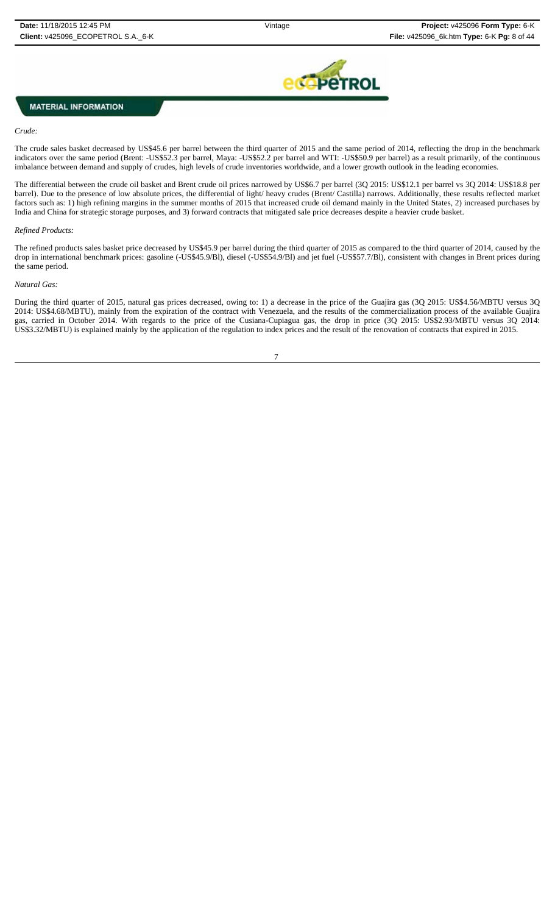## MATERIAL INFORMATION

*Crude:*

The crude sales basket decreased by US$45.6 per barrel between the third quarter of 2015 and the same period of 2014, reflecting the drop in the benchmark indicators over the same period (Brent: -US$52.3 per barrel, Maya: -US$52.2 per barrel and WTI: -US$50.9 per barrel) as a result primarily, of the continuous imbalance between demand and supply of crudes, high levels of crude inventories worldwide, and a lower growth outlook in the leading economies.

The differential between the crude oil basket and Brent crude oil prices narrowed by US$6.7 per barrel (3Q 2015: US$12.1 per barrel vs 3Q 2014: US$18.8 per barrel). Due to the presence of low absolute prices, the differential of light/ heavy crudes (Brent/ Castilla) narrows. Additionally, these results reflected market factors such as: 1) high refining margins in the summer months of 2015 that increased crude oil demand mainly in the United States, 2) increased purchases by India and China for strategic storage purposes, and 3) forward contracts that mitigated sale price decreases despite a heavier crude basket.

*Refined Products:*

The refined products sales basket price decreased by US$45.9 per barrel during the third quarter of 2015 as compared to the third quarter of 2014, caused by the drop in international benchmark prices: gasoline (-US$45.9/Bl), diesel (-US$54.9/Bl) and jet fuel (-US$57.7/Bl), consistent with changes in Brent prices during the same period.

*Natural Gas:*

During the third quarter of 2015, natural gas prices decreased, owing to: 1) a decrease in the price of the Guajira gas (3Q 2015: US$4.56/MBTU versus 3Q 2014: US$4.68/MBTU), mainly from the expiration of the contract with Venezuela, and the results of the commercialization process of the available Guajira gas, carried in October 2014. With regards to the price of the Cusiana-Cupiagua gas, the drop in price (3Q 2015: US$2.93/MBTU versus 3Q 2014: US$3.32/MBTU) is explained mainly by the application of the regulation to index prices and the result of the renovation of contracts that expired in 2015.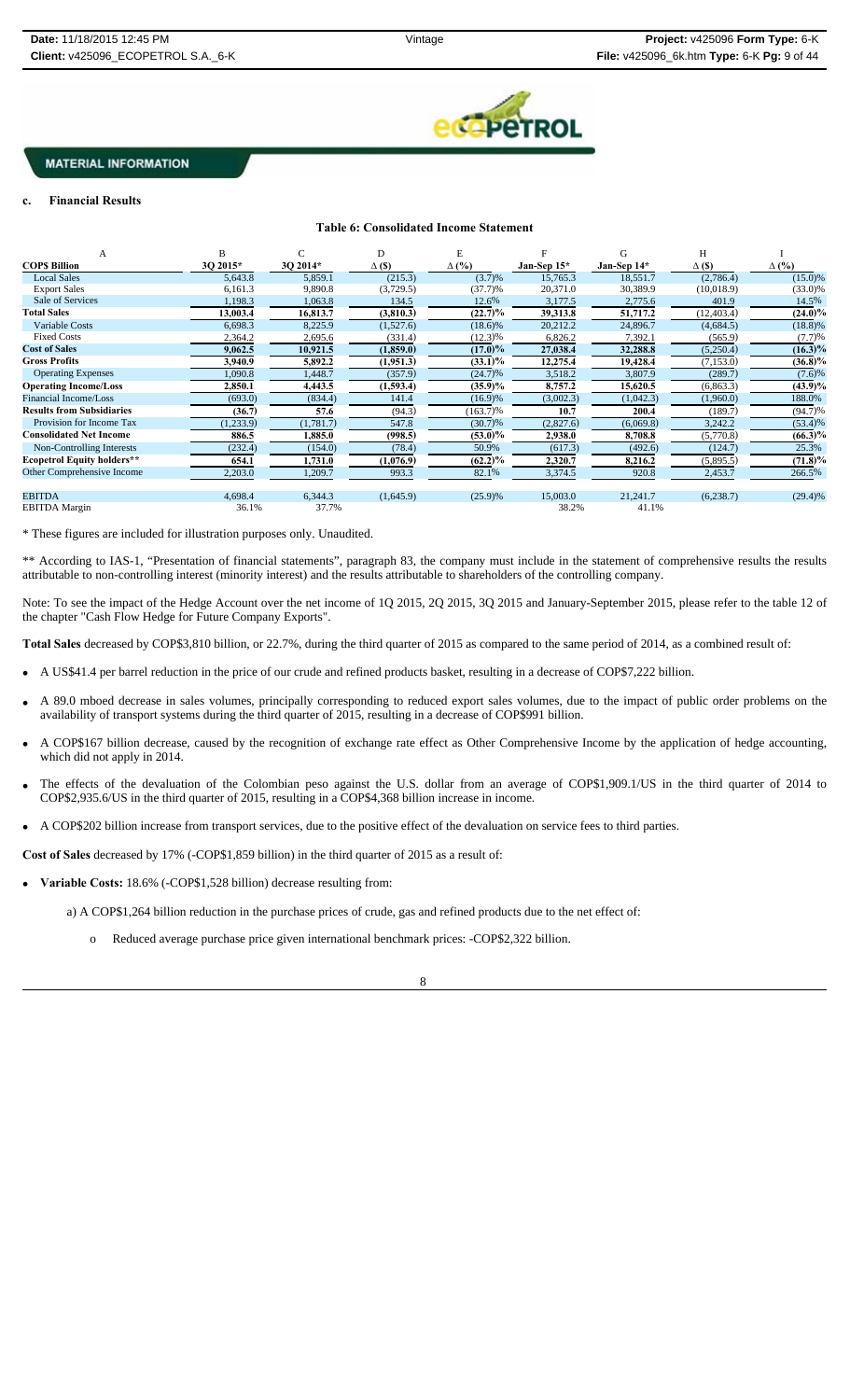**MATERIAL INFORMATION**

#### c. Financial Results

**Table 6: Consolidated Income Statement**

| A | B | C | D | E | F | G | H | I |
|---|---|---|---|---|---|---|---|---|
| **COP$ Billion** | **3Q 2015*** | **3Q 2014*** | **Δ ($)** | **Δ (%)** | **Jan-Sep 15*** | **Jan-Sep 14*** | **Δ ($)** | **Δ (%)** |
| Local Sales | 5,643.8 | 5,859.1 | (215.3) | (3.7)% | 15,765.3 | 18,551.7 | (2,786.4) | (15.0)% |
| Export Sales | 6,161.3 | 9,890.8 | (3,729.5) | (37.7)% | 20,371.0 | 30,389.9 | (10,018.9) | (33.0)% |
| Sale of Services | 1,198.3 | 1,063.8 | 134.5 | 12.6% | 3,177.5 | 2,775.6 | 401.9 | 14.5% |
| **Total Sales** | **13,003.4** | **16,813.7** | **(3,810.3)** | **(22.7)%** | **39,313.8** | **51,717.2** | **(12,403.4)** | **(24.0)%** |
| Variable Costs | 6,698.3 | 8,225.9 | (1,527.6) | (18.6)% | 20,212.2 | 24,896.7 | (4,684.5) | (18.8)% |
| Fixed Costs | 2,364.2 | 2,695.6 | (331.4) | (12.3)% | 6,826.2 | 7,392.1 | (565.9) | (7.7)% |
| **Cost of Sales** | **9,062.5** | **10,921.5** | **(1,859.0)** | **(17.0)%** | **27,038.4** | **32,288.8** | **(5,250.4)** | **(16.3)%** |
| **Gross Profits** | **3,940.9** | **5,892.2** | **(1,951.3)** | **(33.1)%** | **12,275.4** | **19,428.4** | **(7,153.0)** | **(36.8)%** |
| Operating Expenses | 1,090.8 | 1,448.7 | (357.9) | (24.7)% | 3,518.2 | 3,807.9 | (289.7) | (7.6)% |
| **Operating Income/Loss** | **2,850.1** | **4,443.5** | **(1,593.4)** | **(35.9)%** | **8,757.2** | **15,620.5** | **(6,863.3)** | **(43.9)%** |
| Financial Income/Loss | (693.0) | (834.4) | 141.4 | (16.9)% | (3,002.3) | (1,042.3) | (1,960.0) | 188.0% |
| **Results from Subsidiaries** | **(36.7)** | **57.6** | (94.3) | (163.7)% | **10.7** | **200.4** | (189.7) | (94.7)% |
| Provision for Income Tax | (1,233.9) | (1,781.7) | 547.8 | (30.7)% | (2,827.6) | (6,069.8) | 3,242.2 | (53.4)% |
| **Consolidated Net Income** | **886.5** | **1,885.0** | **(998.5)** | **(53.0)%** | **2,938.0** | **8,708.8** | **(5,770.8)** | **(66.3)%** |
| Non-Controlling Interests | (232.4) | (154.0) | (78.4) | 50.9% | (617.3) | (492.6) | (124.7) | 25.3% |
| **Ecopetrol Equity holders**** | **654.1** | **1,731.0** | **(1,076.9)** | **(62.2)%** | **2,320.7** | **8,216.2** | **(5,895.5)** | **(71.8)%** |
| Other Comprehensive Income | 2,203.0 | 1,209.7 | 993.3 | 82.1% | 3,374.5 | 920.8 | 2,453.7 | 266.5% |
| | | | | | | | | |
| EBITDA | 4,698.4 | 6,344.3 | (1,645.9) | (25.9)% | 15,003.0 | 21,241.7 | (6,238.7) | (29.4)% |
| EBITDA Margin | 36.1% | 37.7% | | | 38.2% | 41.1% | | |

\* These figures are included for illustration purposes only. Unaudited.

** According to IAS-1, "Presentation of financial statements", paragraph 83, the company must include in the statement of comprehensive results the results attributable to non-controlling interest (minority interest) and the results attributable to shareholders of the controlling company.

Note: To see the impact of the Hedge Account over the net income of 1Q 2015, 2Q 2015, 3Q 2015 and January-September 2015, please refer to the table 12 of the chapter "Cash Flow Hedge for Future Company Exports".

**Total Sales** decreased by COP$3,810 billion, or 22.7%, during the third quarter of 2015 as compared to the same period of 2014, as a combined result of:

- A US$41.4 per barrel reduction in the price of our crude and refined products basket, resulting in a decrease of COP$7,222 billion.
- A 89.0 mboed decrease in sales volumes, principally corresponding to reduced export sales volumes, due to the impact of public order problems on the availability of transport systems during the third quarter of 2015, resulting in a decrease of COP$991 billion.
- A COP$167 billion decrease, caused by the recognition of exchange rate effect as Other Comprehensive Income by the application of hedge accounting, which did not apply in 2014.
- The effects of the devaluation of the Colombian peso against the U.S. dollar from an average of COP$1,909.1/US in the third quarter of 2014 to COP$2,935.6/US in the third quarter of 2015, resulting in a COP$4,368 billion increase in income.
- A COP$202 billion increase from transport services, due to the positive effect of the devaluation on service fees to third parties.

**Cost of Sales** decreased by 17% (-COP$1,859 billion) in the third quarter of 2015 as a result of:

- **Variable Costs:** 18.6% (-COP$1,528 billion) decrease resulting from:

  a) A COP$1,264 billion reduction in the purchase prices of crude, gas and refined products due to the net effect of:

  - Reduced average purchase price given international benchmark prices: -COP$2,322 billion.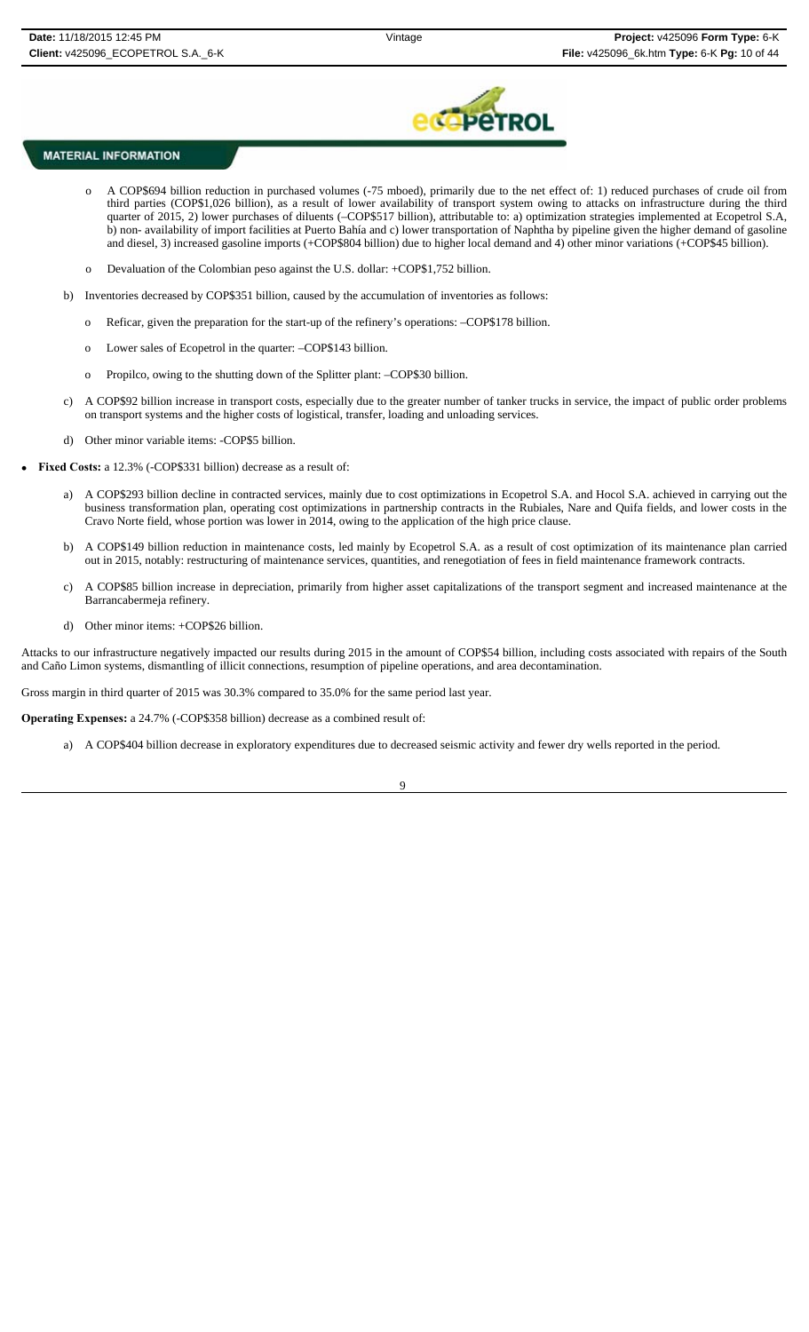**MATERIAL INFORMATION**

- A COP$694 billion reduction in purchased volumes (-75 mboed), primarily due to the net effect of: 1) reduced purchases of crude oil from third parties (COP$1,026 billion), as a result of lower availability of transport system owing to attacks on infrastructure during the third quarter of 2015, 2) lower purchases of diluents (–COP$517 billion), attributable to: a) optimization strategies implemented at Ecopetrol S.A, b) non- availability of import facilities at Puerto Bahía and c) lower transportation of Naphtha by pipeline given the higher demand of gasoline and diesel, 3) increased gasoline imports (+COP$804 billion) due to higher local demand and 4) other minor variations (+COP$45 billion).
- Devaluation of the Colombian peso against the U.S. dollar: +COP$1,752 billion.

b) Inventories decreased by COP$351 billion, caused by the accumulation of inventories as follows:

- Reficar, given the preparation for the start-up of the refinery's operations: –COP$178 billion.
- Lower sales of Ecopetrol in the quarter: –COP$143 billion.
- Propilco, owing to the shutting down of the Splitter plant: –COP$30 billion.

c) A COP$92 billion increase in transport costs, especially due to the greater number of tanker trucks in service, the impact of public order problems on transport systems and the higher costs of logistical, transfer, loading and unloading services.

d) Other minor variable items: -COP$5 billion.

- **Fixed Costs:** a 12.3% (-COP$331 billion) decrease as a result of:

a) A COP$293 billion decline in contracted services, mainly due to cost optimizations in Ecopetrol S.A. and Hocol S.A. achieved in carrying out the business transformation plan, operating cost optimizations in partnership contracts in the Rubiales, Nare and Quifa fields, and lower costs in the Cravo Norte field, whose portion was lower in 2014, owing to the application of the high price clause.

b) A COP$149 billion reduction in maintenance costs, led mainly by Ecopetrol S.A. as a result of cost optimization of its maintenance plan carried out in 2015, notably: restructuring of maintenance services, quantities, and renegotiation of fees in field maintenance framework contracts.

c) A COP$85 billion increase in depreciation, primarily from higher asset capitalizations of the transport segment and increased maintenance at the Barrancabermeja refinery.

d) Other minor items: +COP$26 billion.

Attacks to our infrastructure negatively impacted our results during 2015 in the amount of COP$54 billion, including costs associated with repairs of the South and Caño Limon systems, dismantling of illicit connections, resumption of pipeline operations, and area decontamination.

Gross margin in third quarter of 2015 was 30.3% compared to 35.0% for the same period last year.

**Operating Expenses:** a 24.7% (-COP$358 billion) decrease as a combined result of:

a) A COP$404 billion decrease in exploratory expenditures due to decreased seismic activity and fewer dry wells reported in the period.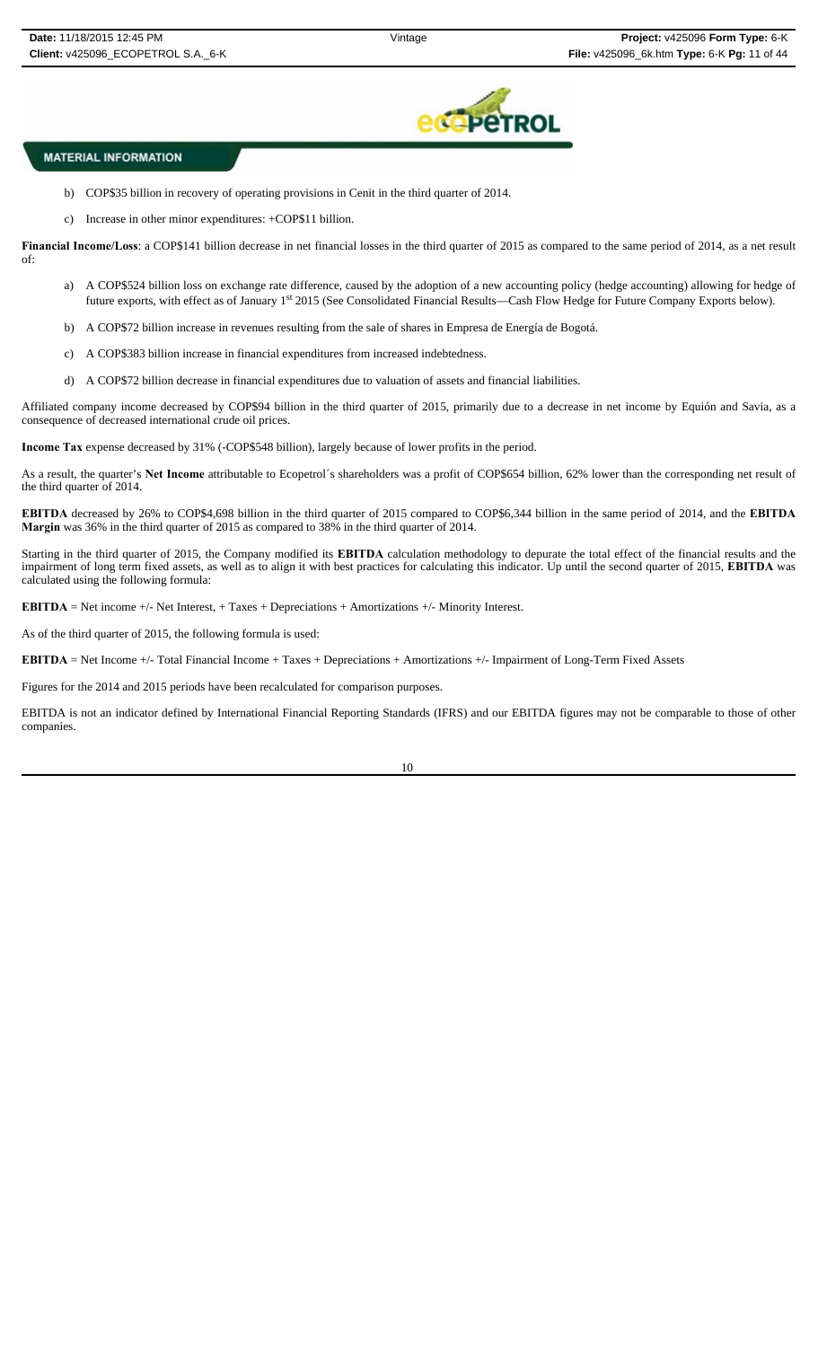**MATERIAL INFORMATION**

b) COP$35 billion in recovery of operating provisions in Cenit in the third quarter of 2014.

c) Increase in other minor expenditures: +COP$11 billion.

**Financial Income/Loss**: a COP$141 billion decrease in net financial losses in the third quarter of 2015 as compared to the same period of 2014, as a net result of:

a) A COP$524 billion loss on exchange rate difference, caused by the adoption of a new accounting policy (hedge accounting) allowing for hedge of future exports, with effect as of January 1st 2015 (See Consolidated Financial Results—Cash Flow Hedge for Future Company Exports below).

b) A COP$72 billion increase in revenues resulting from the sale of shares in Empresa de Energía de Bogotá.

c) A COP$383 billion increase in financial expenditures from increased indebtedness.

d) A COP$72 billion decrease in financial expenditures due to valuation of assets and financial liabilities.

Affiliated company income decreased by COP$94 billion in the third quarter of 2015, primarily due to a decrease in net income by Equión and Savia, as a consequence of decreased international crude oil prices.

**Income Tax** expense decreased by 31% (-COP$548 billion), largely because of lower profits in the period.

As a result, the quarter's **Net Income** attributable to Ecopetrol´s shareholders was a profit of COP$654 billion, 62% lower than the corresponding net result of the third quarter of 2014.

**EBITDA** decreased by 26% to COP$4,698 billion in the third quarter of 2015 compared to COP$6,344 billion in the same period of 2014, and the **EBITDA Margin** was 36% in the third quarter of 2015 as compared to 38% in the third quarter of 2014.

Starting in the third quarter of 2015, the Company modified its **EBITDA** calculation methodology to depurate the total effect of the financial results and the impairment of long term fixed assets, as well as to align it with best practices for calculating this indicator. Up until the second quarter of 2015, **EBITDA** was calculated using the following formula:

**EBITDA** = Net income +/- Net Interest, + Taxes + Depreciations + Amortizations +/- Minority Interest.

As of the third quarter of 2015, the following formula is used:

**EBITDA** = Net Income +/- Total Financial Income + Taxes + Depreciations + Amortizations +/- Impairment of Long-Term Fixed Assets

Figures for the 2014 and 2015 periods have been recalculated for comparison purposes.

EBITDA is not an indicator defined by International Financial Reporting Standards (IFRS) and our EBITDA figures may not be comparable to those of other companies.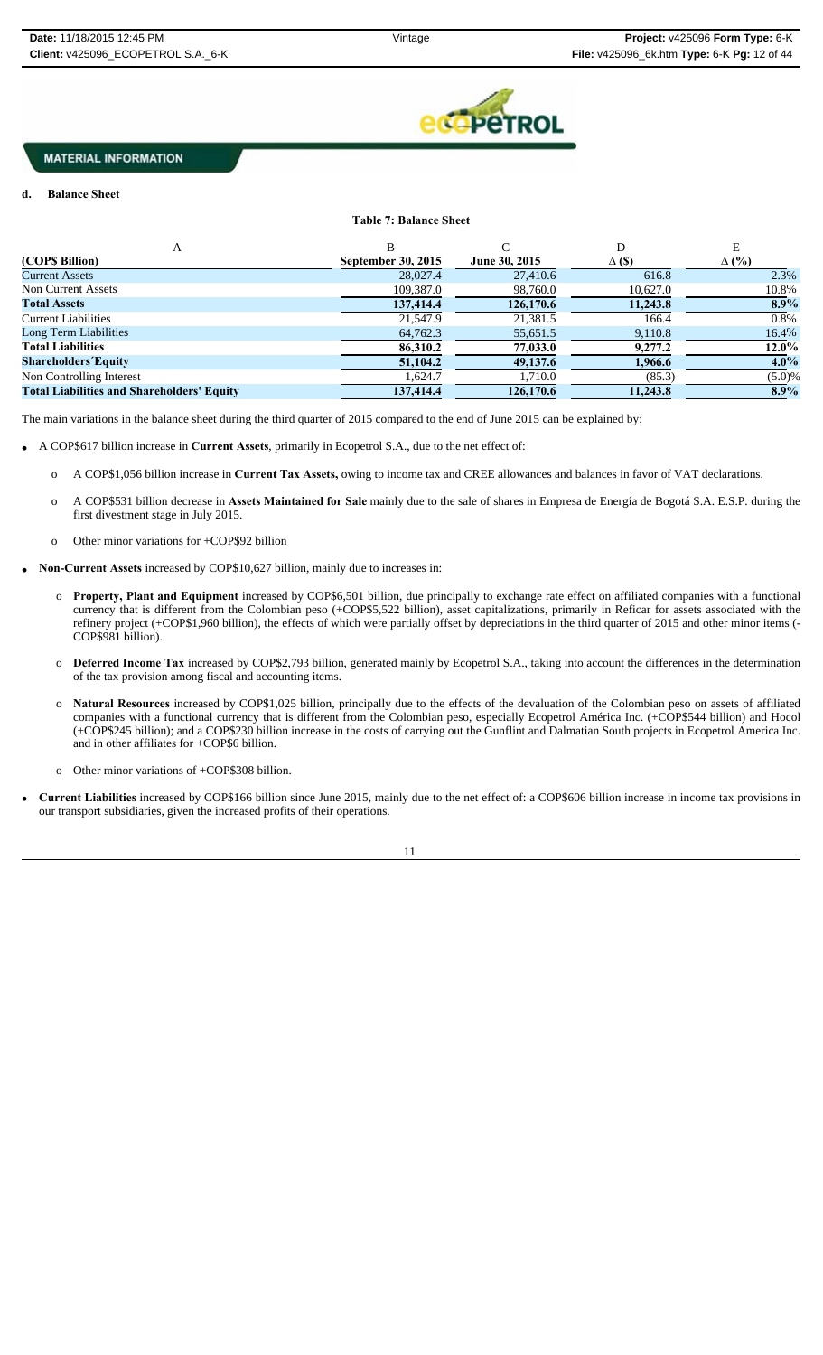**MATERIAL INFORMATION**

**d. Balance Sheet**

**Table 7: Balance Sheet**

| A | B | C | D | E |
|---|---|---|---|---|
| **(COP$ Billion)** | **September 30, 2015** | **June 30, 2015** | **Δ ($)** | **Δ (%)** |
| Current Assets | 28,027.4 | 27,410.6 | 616.8 | 2.3% |
| Non Current Assets | 109,387.0 | 98,760.0 | 10,627.0 | 10.8% |
| **Total Assets** | **137,414.4** | **126,170.6** | **11,243.8** | **8.9%** |
| Current Liabilities | 21,547.9 | 21,381.5 | 166.4 | 0.8% |
| Long Term Liabilities | 64,762.3 | 55,651.5 | 9,110.8 | 16.4% |
| **Total Liabilities** | **86,310.2** | **77,033.0** | **9,277.2** | **12.0%** |
| **Shareholders´Equity** | **51,104.2** | **49,137.6** | **1,966.6** | **4.0%** |
| Non Controlling Interest | 1,624.7 | 1,710.0 | (85.3) | (5.0)% |
| **Total Liabilities and Shareholders' Equity** | **137,414.4** | **126,170.6** | **11,243.8** | **8.9%** |

The main variations in the balance sheet during the third quarter of 2015 compared to the end of June 2015 can be explained by:

- A COP$617 billion increase in **Current Assets**, primarily in Ecopetrol S.A., due to the net effect of:
  - A COP$1,056 billion increase in **Current Tax Assets,** owing to income tax and CREE allowances and balances in favor of VAT declarations.
  - A COP$531 billion decrease in **Assets Maintained for Sale** mainly due to the sale of shares in Empresa de Energía de Bogotá S.A. E.S.P. during the first divestment stage in July 2015.
  - Other minor variations for +COP$92 billion
- **Non-Current Assets** increased by COP$10,627 billion, mainly due to increases in:
  - **Property, Plant and Equipment** increased by COP$6,501 billion, due principally to exchange rate effect on affiliated companies with a functional currency that is different from the Colombian peso (+COP$5,522 billion), asset capitalizations, primarily in Reficar for assets associated with the refinery project (+COP$1,960 billion), the effects of which were partially offset by depreciations in the third quarter of 2015 and other minor items (-COP$981 billion).
  - **Deferred Income Tax** increased by COP$2,793 billion, generated mainly by Ecopetrol S.A., taking into account the differences in the determination of the tax provision among fiscal and accounting items.
  - **Natural Resources** increased by COP$1,025 billion, principally due to the effects of the devaluation of the Colombian peso on assets of affiliated companies with a functional currency that is different from the Colombian peso, especially Ecopetrol América Inc. (+COP$544 billion) and Hocol (+COP$245 billion); and a COP$230 billion increase in the costs of carrying out the Gunflint and Dalmatian South projects in Ecopetrol America Inc. and in other affiliates for +COP$6 billion.
  - Other minor variations of +COP$308 billion.
- **Current Liabilities** increased by COP$166 billion since June 2015, mainly due to the net effect of: a COP$606 billion increase in income tax provisions in our transport subsidiaries, given the increased profits of their operations.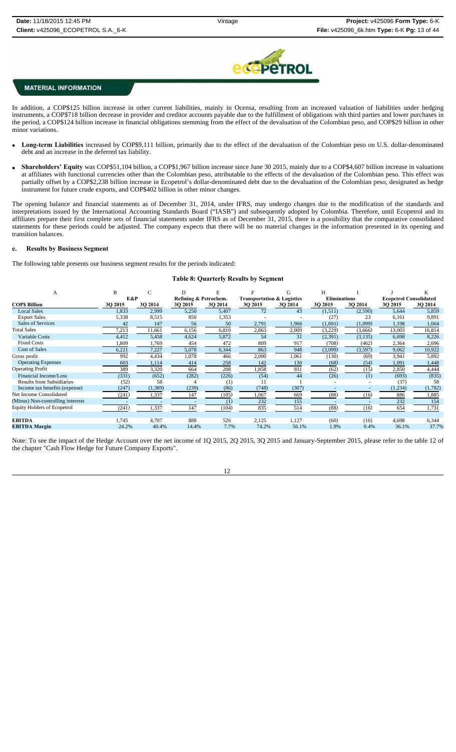**MATERIAL INFORMATION**

In addition, a COP$125 billion increase in other current liabilities, mainly in Ocensa, resulting from an increased valuation of liabilities under hedging instruments, a COP$718 billion decrease in provider and creditor accounts payable due to the fulfillment of obligations with third parties and lower purchases in the period, a COP$124 billion increase in financial obligations stemming from the effect of the devaluation of the Colombian peso, and COP$29 billion in other minor variations.

- **Long-term Liabilities** increased by COP$9,111 billion, primarily due to the effect of the devaluation of the Colombian peso on U.S. dollar-denominated debt and an increase in the deferred tax liability.
- **Shareholders' Equity** was COP$51,104 billion, a COP$1,967 billion increase since June 30 2015, mainly due to a COP$4,607 billion increase in valuations at affiliates with functional currencies other than the Colombian peso, attributable to the effects of the devaluation of the Colombian peso. This effect was partially offset by a COP$2,238 billion increase in Ecopetrol's dollar-denominated debt due to the devaluation of the Colombian peso, designated as hedge instrument for future crude exports, and COP$402 billion in other minor changes.

The opening balance and financial statements as of December 31, 2014, under IFRS, may undergo changes due to the modification of the standards and interpretations issued by the International Accounting Standards Board ("IASB") and subsequently adopted by Colombia. Therefore, until Ecopetrol and its affiliates prepare their first complete sets of financial statements under IFRS as of December 31, 2015, there is a possibility that the comparative consolidated statements for these periods could be adjusted. The company expects that there will be no material changes in the information presented in its opening and transition balances.

### e. Results by Business Segment

The following table presents our business segment results for the periods indicated:

**Table 8: Quarterly Results by Segment**

| A | B | C | D | E | F | G | H | I | J | K |
|---|---|---|---|---|---|---|---|---|---|---|
| | E&P | | Refining & Petrochem. | | Transportation & Logistics | | Eliminations | | Ecopetrol Consolidated | |
| **COP$ Billion** | **3Q 2015** | **3Q 2014** | **3Q 2015** | **3Q 2014** | **3Q 2015** | **3Q 2014** | **3Q 2015** | **3Q 2014** | **3Q 2015** | **3Q 2014** |
| Local Sales | 1,833 | 2,999 | 5,250 | 5,407 | 72 | 43 | (1,511) | (2,590) | 5,644 | 5,859 |
| Export Sales | 5,338 | 8,515 | 850 | 1,353 | - | - | (27) | 23 | 6,161 | 9,891 |
| Sales of Services | 42 | 147 | 56 | 50 | 2,791 | 1,966 | (1,691) | (1,099) | 1,198 | 1,064 |
| Total Sales | 7,213 | 11,661 | 6,156 | 6,810 | 2,863 | 2,009 | (3,229) | (3,666) | 13,003 | 16,814 |
| Variable Costs | 4,412 | 5,458 | 4,624 | 5,872 | 54 | 31 | (2,391) | (3,135) | 6,698 | 8,226 |
| Fixed Costs | 1,809 | 1,769 | 454 | 472 | 809 | 917 | (708) | (462) | 2,364 | 2,696 |
| Cost of Sales | 6,221 | 7,227 | 5,078 | 6,344 | 863 | 948 | (3,099) | (3,597) | 9,062 | 10,922 |
| Gross profit | 992 | 4,434 | 1,078 | 466 | 2,000 | 1,061 | (130) | (69) | 3,941 | 5,892 |
| Operating Expenses | 603 | 1,114 | 414 | 258 | 142 | 130 | (68) | (54) | 1,091 | 1,448 |
| Operating Profit | 389 | 3,320 | 664 | 208 | 1,858 | 931 | (62) | (15) | 2,850 | 4,444 |
| Financial Income/Loss | (331) | (652) | (282) | (226) | (54) | 44 | (26) | (1) | (693) | (835) |
| Results from Subsidiaries | (52) | 58 | 4 | (1) | 11 | 1 | - | - | (37) | 58 |
| Income tax benefits (expense) | (247) | (1,389) | (239) | (86) | (748) | (307) | - | - | (1,234) | (1,782) |
| Net Income Consolidated | (241) | 1,337 | 147 | (105) | 1,067 | 669 | (88) | (16) | 886 | 1,885 |
| (Minus) Non-controlling interests | - | - | - | (1) | 232 | 155 | - | - | 232 | 154 |
| Equity Holders of Ecopetrol | (241) | 1,337 | 147 | (104) | 835 | 514 | (88) | (16) | 654 | 1,731 |
| | | | | | | | | | | |
| **EBITDA** | 1,745 | 4,707 | 888 | 526 | 2,125 | 1,127 | (60) | (16) | 4,698 | 6,344 |
| **EBITDA Margin** | 24.2% | 40.4% | 14.4% | 7.7% | 74.2% | 56.1% | 1.9% | 0.4% | 36.1% | 37.7% |

Note: To see the impact of the Hedge Account over the net income of 1Q 2015, 2Q 2015, 3Q 2015 and January-September 2015, please refer to the table 12 of the chapter "Cash Flow Hedge for Future Company Exports".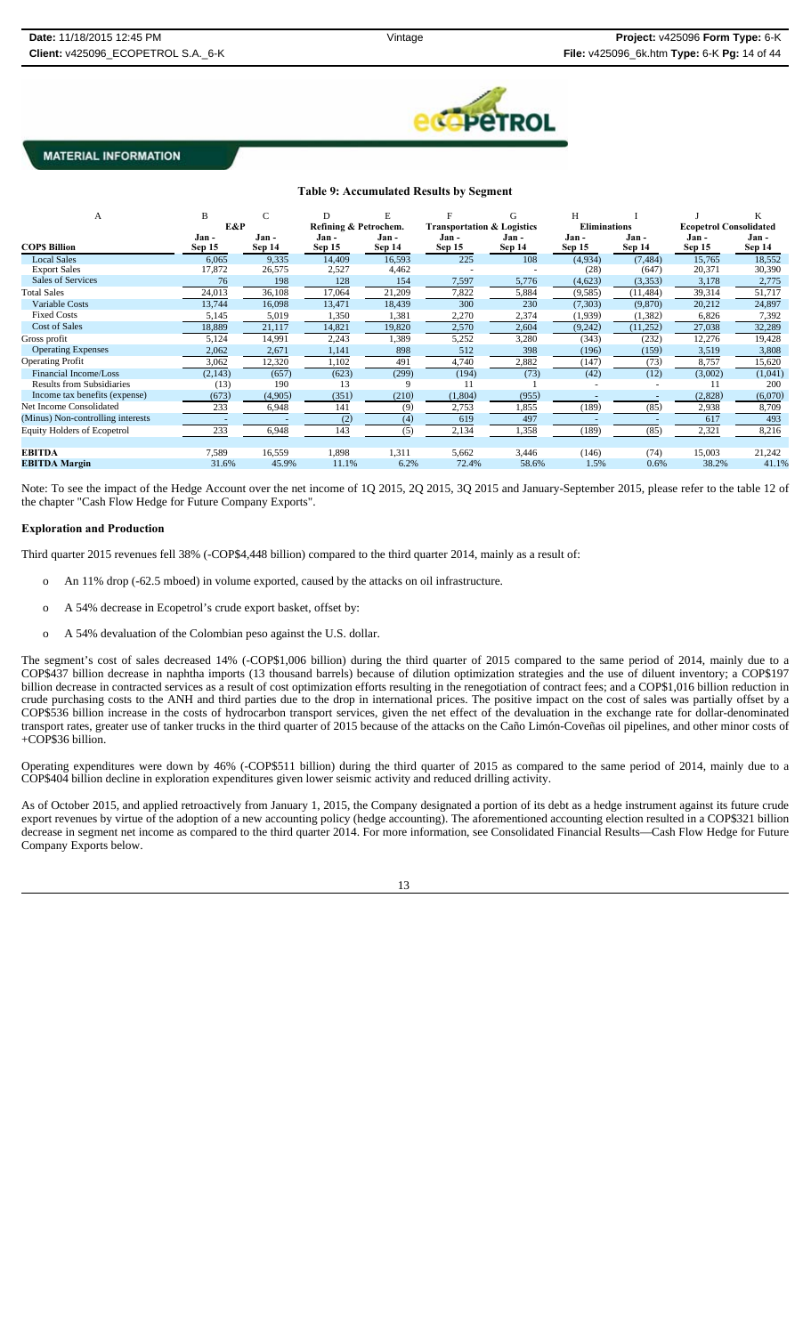## MATERIAL INFORMATION

**Table 9: Accumulated Results by Segment**

| A | B | C | D | E | F | G | H | I | J | K |
|---|---|---|---|---|---|---|---|---|---|---|
| | E&P | | Refining & Petrochem. | | Transportation & Logistics | | Eliminations | | Ecopetrol Consolidated | |
| **COP$ Billion** | **Jan - Sep 15** | **Jan - Sep 14** | **Jan - Sep 15** | **Jan - Sep 14** | **Jan - Sep 15** | **Jan - Sep 14** | **Jan - Sep 15** | **Jan - Sep 14** | **Jan - Sep 15** | **Jan - Sep 14** |
| Local Sales | 6,065 | 9,335 | 14,409 | 16,593 | 225 | 108 | (4,934) | (7,484) | 15,765 | 18,552 |
| Export Sales | 17,872 | 26,575 | 2,527 | 4,462 | - | - | (28) | (647) | 20,371 | 30,390 |
| Sales of Services | 76 | 198 | 128 | 154 | 7,597 | 5,776 | (4,623) | (3,353) | 3,178 | 2,775 |
| Total Sales | 24,013 | 36,108 | 17,064 | 21,209 | 7,822 | 5,884 | (9,585) | (11,484) | 39,314 | 51,717 |
| Variable Costs | 13,744 | 16,098 | 13,471 | 18,439 | 300 | 230 | (7,303) | (9,870) | 20,212 | 24,897 |
| Fixed Costs | 5,145 | 5,019 | 1,350 | 1,381 | 2,270 | 2,374 | (1,939) | (1,382) | 6,826 | 7,392 |
| Cost of Sales | 18,889 | 21,117 | 14,821 | 19,820 | 2,570 | 2,604 | (9,242) | (11,252) | 27,038 | 32,289 |
| Gross profit | 5,124 | 14,991 | 2,243 | 1,389 | 5,252 | 3,280 | (343) | (232) | 12,276 | 19,428 |
| Operating Expenses | 2,062 | 2,671 | 1,141 | 898 | 512 | 398 | (196) | (159) | 3,519 | 3,808 |
| Operating Profit | 3,062 | 12,320 | 1,102 | 491 | 4,740 | 2,882 | (147) | (73) | 8,757 | 15,620 |
| Financial Income/Loss | (2,143) | (657) | (623) | (299) | (194) | (73) | (42) | (12) | (3,002) | (1,041) |
| Results from Subsidiaries | (13) | 190 | 13 | 9 | 11 | 1 | - | - | 11 | 200 |
| Income tax benefits (expense) | (673) | (4,905) | (351) | (210) | (1,804) | (955) | - | - | (2,828) | (6,070) |
| Net Income Consolidated | 233 | 6,948 | 141 | (9) | 2,753 | 1,855 | (189) | (85) | 2,938 | 8,709 |
| (Minus) Non-controlling interests | - | - | (2) | (4) | 619 | 497 | - | - | 617 | 493 |
| Equity Holders of Ecopetrol | 233 | 6,948 | 143 | (5) | 2,134 | 1,358 | (189) | (85) | 2,321 | 8,216 |
| | | | | | | | | | | |
| **EBITDA** | 7,589 | 16,559 | 1,898 | 1,311 | 5,662 | 3,446 | (146) | (74) | 15,003 | 21,242 |
| **EBITDA Margin** | 31.6% | 45.9% | 11.1% | 6.2% | 72.4% | 58.6% | 1.5% | 0.6% | 38.2% | 41.1% |

Note: To see the impact of the Hedge Account over the net income of 1Q 2015, 2Q 2015, 3Q 2015 and January-September 2015, please refer to the table 12 of the chapter "Cash Flow Hedge for Future Company Exports".

**Exploration and Production**

Third quarter 2015 revenues fell 38% (-COP$4,448 billion) compared to the third quarter 2014, mainly as a result of:

- An 11% drop (-62.5 mboed) in volume exported, caused by the attacks on oil infrastructure.
- A 54% decrease in Ecopetrol's crude export basket, offset by:
- A 54% devaluation of the Colombian peso against the U.S. dollar.

The segment's cost of sales decreased 14% (-COP$1,006 billion) during the third quarter of 2015 compared to the same period of 2014, mainly due to a COP$437 billion decrease in naphtha imports (13 thousand barrels) because of dilution optimization strategies and the use of diluent inventory; a COP$197 billion decrease in contracted services as a result of cost optimization efforts resulting in the renegotiation of contract fees; and a COP$1,016 billion reduction in crude purchasing costs to the ANH and third parties due to the drop in international prices. The positive impact on the cost of sales was partially offset by a COP$536 billion increase in the costs of hydrocarbon transport services, given the net effect of the devaluation in the exchange rate for dollar-denominated transport rates, greater use of tanker trucks in the third quarter of 2015 because of the attacks on the Caño Limón-Coveñas oil pipelines, and other minor costs of +COP$36 billion.

Operating expenditures were down by 46% (-COP$511 billion) during the third quarter of 2015 as compared to the same period of 2014, mainly due to a COP$404 billion decline in exploration expenditures given lower seismic activity and reduced drilling activity.

As of October 2015, and applied retroactively from January 1, 2015, the Company designated a portion of its debt as a hedge instrument against its future crude export revenues by virtue of the adoption of a new accounting policy (hedge accounting). The aforementioned accounting election resulted in a COP$321 billion decrease in segment net income as compared to the third quarter 2014. For more information, see Consolidated Financial Results—Cash Flow Hedge for Future Company Exports below.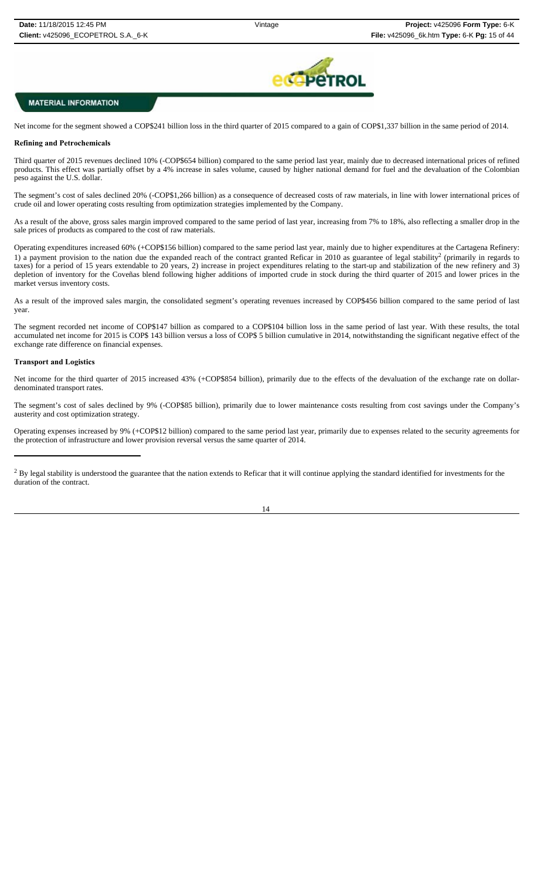**MATERIAL INFORMATION**

Net income for the segment showed a COP$241 billion loss in the third quarter of 2015 compared to a gain of COP$1,337 billion in the same period of 2014.

**Refining and Petrochemicals**

Third quarter of 2015 revenues declined 10% (-COP$654 billion) compared to the same period last year, mainly due to decreased international prices of refined products. This effect was partially offset by a 4% increase in sales volume, caused by higher national demand for fuel and the devaluation of the Colombian peso against the U.S. dollar.

The segment's cost of sales declined 20% (-COP$1,266 billion) as a consequence of decreased costs of raw materials, in line with lower international prices of crude oil and lower operating costs resulting from optimization strategies implemented by the Company.

As a result of the above, gross sales margin improved compared to the same period of last year, increasing from 7% to 18%, also reflecting a smaller drop in the sale prices of products as compared to the cost of raw materials.

Operating expenditures increased 60% (+COP$156 billion) compared to the same period last year, mainly due to higher expenditures at the Cartagena Refinery: 1) a payment provision to the nation due the expanded reach of the contract granted Reficar in 2010 as guarantee of legal stability[2] (primarily in regards to taxes) for a period of 15 years extendable to 20 years, 2) increase in project expenditures relating to the start-up and stabilization of the new refinery and 3) depletion of inventory for the Coveñas blend following higher additions of imported crude in stock during the third quarter of 2015 and lower prices in the market versus inventory costs.

As a result of the improved sales margin, the consolidated segment's operating revenues increased by COP$456 billion compared to the same period of last year.

The segment recorded net income of COP$147 billion as compared to a COP$104 billion loss in the same period of last year. With these results, the total accumulated net income for 2015 is COP$ 143 billion versus a loss of COP$ 5 billion cumulative in 2014, notwithstanding the significant negative effect of the exchange rate difference on financial expenses.

**Transport and Logistics**

Net income for the third quarter of 2015 increased 43% (+COP$854 billion), primarily due to the effects of the devaluation of the exchange rate on dollar-denominated transport rates.

The segment's cost of sales declined by 9% (-COP$85 billion), primarily due to lower maintenance costs resulting from cost savings under the Company's austerity and cost optimization strategy.

Operating expenses increased by 9% (+COP$12 billion) compared to the same period last year, primarily due to expenses related to the security agreements for the protection of infrastructure and lower provision reversal versus the same quarter of 2014.

---

[2] By legal stability is understood the guarantee that the nation extends to Reficar that it will continue applying the standard identified for investments for the duration of the contract.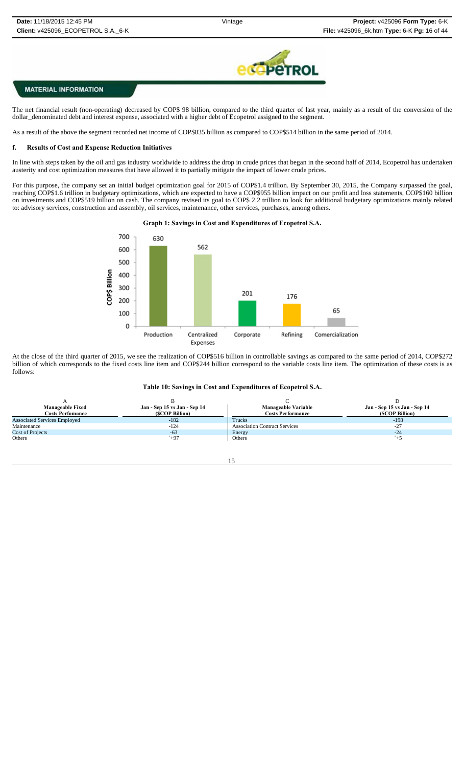**MATERIAL INFORMATION**

The net financial result (non-operating) decreased by COP$ 98 billion, compared to the third quarter of last year, mainly as a result of the conversion of the dollar_denominated debt and interest expense, associated with a higher debt of Ecopetrol assigned to the segment.

As a result of the above the segment recorded net income of COP$835 billion as compared to COP$514 billion in the same period of 2014.

#### f. Results of Cost and Expense Reduction Initiatives

In line with steps taken by the oil and gas industry worldwide to address the drop in crude prices that began in the second half of 2014, Ecopetrol has undertaken austerity and cost optimization measures that have allowed it to partially mitigate the impact of lower crude prices.

For this purpose, the company set an initial budget optimization goal for 2015 of COP$1.4 trillion. By September 30, 2015, the Company surpassed the goal, reaching COP$1.6 trillion in budgetary optimizations, which are expected to have a COP$955 billion impact on our profit and loss statements, COP$160 billion on investments and COP$519 billion on cash. The company revised its goal to COP$ 2.2 trillion to look for additional budgetary optimizations mainly related to: advisory services, construction and assembly, oil services, maintenance, other services, purchases, among others.

**Graph 1: Savings in Cost and Expenditures of Ecopetrol S.A.**

| | COP$ Billion |
|---|---|
| Production | 630 |
| Centralized Expenses | 562 |
| Corporate | 201 |
| Refining | 176 |
| Comercialization | 65 |

At the close of the third quarter of 2015, we see the realization of COP$516 billion in controllable savings as compared to the same period of 2014, COP$272 billion of which corresponds to the fixed costs line item and COP$244 billion correspond to the variable costs line item. The optimization of these costs is as follows:

**Table 10: Savings in Cost and Expenditures of Ecopetrol S.A.**

| A | B | C | D |
|---|---|---|---|
| **Manageable Fixed Costs Perfomance** | **Jan - Sep 15 vs Jan - Sep 14 (\$COP Billion)** | **Manageable Variable Costs Performance** | **Jan - Sep 15 vs Jan - Sep 14 (\$COP Billion)** |
| Associated Services Employed | -182 | Trucks | -198 |
| Maintenance | -124 | Association Contract Services | -27 |
| Cost of Projects | -63 | Energy | -24 |
| Others | ´+97 | Others | ´+5 |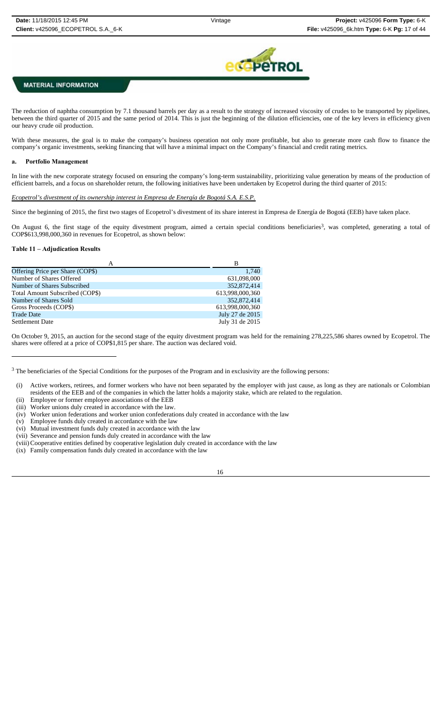**MATERIAL INFORMATION**

The reduction of naphtha consumption by 7.1 thousand barrels per day as a result to the strategy of increased viscosity of crudes to be transported by pipelines, between the third quarter of 2015 and the same period of 2014. This is just the beginning of the dilution efficiencies, one of the key levers in efficiency given our heavy crude oil production.

With these measures, the goal is to make the company's business operation not only more profitable, but also to generate more cash flow to finance the company's organic investments, seeking financing that will have a minimal impact on the Company's financial and credit rating metrics.

**a. Portfolio Management**

In line with the new corporate strategy focused on ensuring the company's long-term sustainability, prioritizing value generation by means of the production of efficient barrels, and a focus on shareholder return, the following initiatives have been undertaken by Ecopetrol during the third quarter of 2015:

*Ecopetrol's divestment of its ownership interest in Empresa de Energía de Bogotá S.A. E.S.P.*

Since the beginning of 2015, the first two stages of Ecopetrol's divestment of its share interest in Empresa de Energía de Bogotá (EEB) have taken place.

On August 6, the first stage of the equity divestment program, aimed a certain special conditions beneficiaries[3], was completed, generating a total of COP$613,998,000,360 in revenues for Ecopetrol, as shown below:

**Table 11 – Adjudication Results**

| A | B |
|---|---|
| Offering Price per Share (COP$) | 1,740 |
| Number of Shares Offered | 631,098,000 |
| Number of Shares Subscribed | 352,872,414 |
| Total Amount Subscribed (COP$) | 613,998,000,360 |
| Number of Shares Sold | 352,872,414 |
| Gross Proceeds (COP$) | 613,998,000,360 |
| Trade Date | July 27 de 2015 |
| Settlement Date | July 31 de 2015 |

On October 9, 2015, an auction for the second stage of the equity divestment program was held for the remaining 278,225,586 shares owned by Ecopetrol. The shares were offered at a price of COP$1,815 per share. The auction was declared void.

---

[3] The beneficiaries of the Special Conditions for the purposes of the Program and in exclusivity are the following persons:

(i) Active workers, retirees, and former workers who have not been separated by the employer with just cause, as long as they are nationals or Colombian residents of the EEB and of the companies in which the latter holds a majority stake, which are related to the regulation.
(ii) Employee or former employee associations of the EEB
(iii) Worker unions duly created in accordance with the law.
(iv) Worker union federations and worker union confederations duly created in accordance with the law
(v) Employee funds duly created in accordance with the law
(vi) Mutual investment funds duly created in accordance with the law
(vii) Severance and pension funds duly created in accordance with the law
(viii) Cooperative entities defined by cooperative legislation duly created in accordance with the law
(ix) Family compensation funds duly created in accordance with the law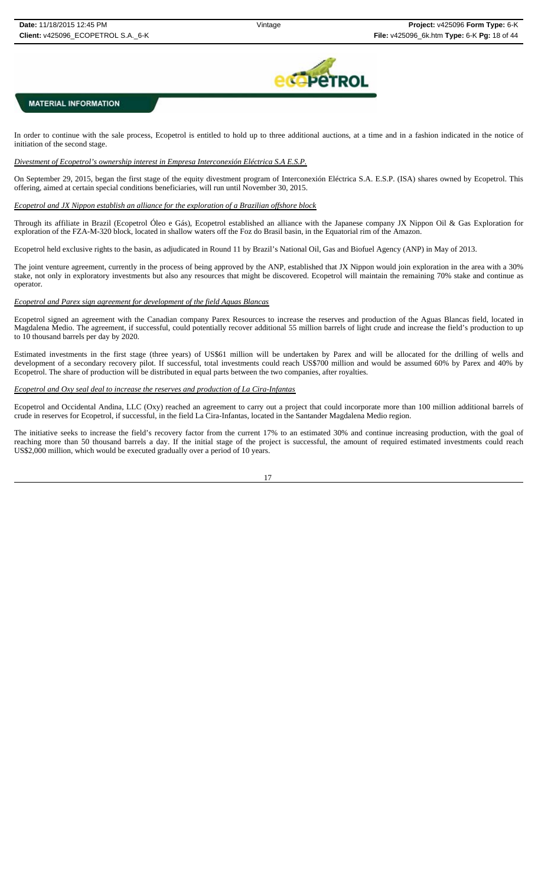**MATERIAL INFORMATION**

In order to continue with the sale process, Ecopetrol is entitled to hold up to three additional auctions, at a time and in a fashion indicated in the notice of initiation of the second stage.

*Divestment of Ecopetrol's ownership interest in Empresa Interconexión Eléctrica S.A E.S.P.*

On September 29, 2015, began the first stage of the equity divestment program of Interconexión Eléctrica S.A. E.S.P. (ISA) shares owned by Ecopetrol. This offering, aimed at certain special conditions beneficiaries, will run until November 30, 2015.

*Ecopetrol and JX Nippon establish an alliance for the exploration of a Brazilian offshore block*

Through its affiliate in Brazil (Ecopetrol Óleo e Gás), Ecopetrol established an alliance with the Japanese company JX Nippon Oil & Gas Exploration for exploration of the FZA-M-320 block, located in shallow waters off the Foz do Brasil basin, in the Equatorial rim of the Amazon.

Ecopetrol held exclusive rights to the basin, as adjudicated in Round 11 by Brazil's National Oil, Gas and Biofuel Agency (ANP) in May of 2013.

The joint venture agreement, currently in the process of being approved by the ANP, established that JX Nippon would join exploration in the area with a 30% stake, not only in exploratory investments but also any resources that might be discovered. Ecopetrol will maintain the remaining 70% stake and continue as operator.

*Ecopetrol and Parex sign agreement for development of the field Aguas Blancas*

Ecopetrol signed an agreement with the Canadian company Parex Resources to increase the reserves and production of the Aguas Blancas field, located in Magdalena Medio. The agreement, if successful, could potentially recover additional 55 million barrels of light crude and increase the field's production to up to 10 thousand barrels per day by 2020.

Estimated investments in the first stage (three years) of US$61 million will be undertaken by Parex and will be allocated for the drilling of wells and development of a secondary recovery pilot. If successful, total investments could reach US$700 million and would be assumed 60% by Parex and 40% by Ecopetrol. The share of production will be distributed in equal parts between the two companies, after royalties.

*Ecopetrol and Oxy seal deal to increase the reserves and production of La Cira-Infantas*

Ecopetrol and Occidental Andina, LLC (Oxy) reached an agreement to carry out a project that could incorporate more than 100 million additional barrels of crude in reserves for Ecopetrol, if successful, in the field La Cira-Infantas, located in the Santander Magdalena Medio region.

The initiative seeks to increase the field's recovery factor from the current 17% to an estimated 30% and continue increasing production, with the goal of reaching more than 50 thousand barrels a day. If the initial stage of the project is successful, the amount of required estimated investments could reach US$2,000 million, which would be executed gradually over a period of 10 years.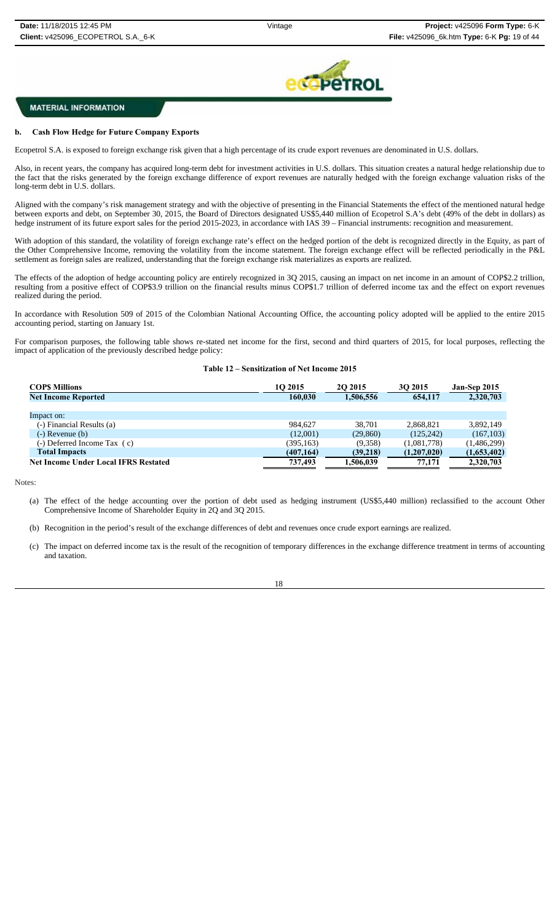MATERIAL INFORMATION

## b. Cash Flow Hedge for Future Company Exports

Ecopetrol S.A. is exposed to foreign exchange risk given that a high percentage of its crude export revenues are denominated in U.S. dollars.

Also, in recent years, the company has acquired long-term debt for investment activities in U.S. dollars. This situation creates a natural hedge relationship due to the fact that the risks generated by the foreign exchange difference of export revenues are naturally hedged with the foreign exchange valuation risks of the long-term debt in U.S. dollars.

Aligned with the company's risk management strategy and with the objective of presenting in the Financial Statements the effect of the mentioned natural hedge between exports and debt, on September 30, 2015, the Board of Directors designated US$5,440 million of Ecopetrol S.A's debt (49% of the debt in dollars) as hedge instrument of its future export sales for the period 2015-2023, in accordance with IAS 39 – Financial instruments: recognition and measurement.

With adoption of this standard, the volatility of foreign exchange rate's effect on the hedged portion of the debt is recognized directly in the Equity, as part of the Other Comprehensive Income, removing the volatility from the income statement. The foreign exchange effect will be reflected periodically in the P&L settlement as foreign sales are realized, understanding that the foreign exchange risk materializes as exports are realized.

The effects of the adoption of hedge accounting policy are entirely recognized in 3Q 2015, causing an impact on net income in an amount of COP$2.2 trillion, resulting from a positive effect of COP$3.9 trillion on the financial results minus COP$1.7 trillion of deferred income tax and the effect on export revenues realized during the period.

In accordance with Resolution 509 of 2015 of the Colombian National Accounting Office, the accounting policy adopted will be applied to the entire 2015 accounting period, starting on January 1st.

For comparison purposes, the following table shows re-stated net income for the first, second and third quarters of 2015, for local purposes, reflecting the impact of application of the previously described hedge policy:

**Table 12 – Sensitization of Net Income 2015**

| COP$ Millions | 1Q 2015 | 2Q 2015 | 3Q 2015 | Jan-Sep 2015 |
|---|---|---|---|---|
| **Net Income Reported** | **160,030** | **1,506,556** | **654,117** | **2,320,703** |
| Impact on: | | | | |
| (-) Financial Results (a) | 984,627 | 38,701 | 2,868,821 | 3,892,149 |
| (-) Revenue (b) | (12,001) | (29,860) | (125,242) | (167,103) |
| (-) Deferred Income Tax ( c) | (395,163) | (9,358) | (1,081,778) | (1,486,299) |
| **Total Impacts** | **(407,164)** | **(39,218)** | **(1,207,020)** | **(1,653,402)** |
| **Net Income Under Local IFRS Restated** | **737,493** | **1,506,039** | **77,171** | **2,320,703** |

Notes:

(a) The effect of the hedge accounting over the portion of debt used as hedging instrument (US$5,440 million) reclassified to the account Other Comprehensive Income of Shareholder Equity in 2Q and 3Q 2015.

(b) Recognition in the period's result of the exchange differences of debt and revenues once crude export earnings are realized.

(c) The impact on deferred income tax is the result of the recognition of temporary differences in the exchange difference treatment in terms of accounting and taxation.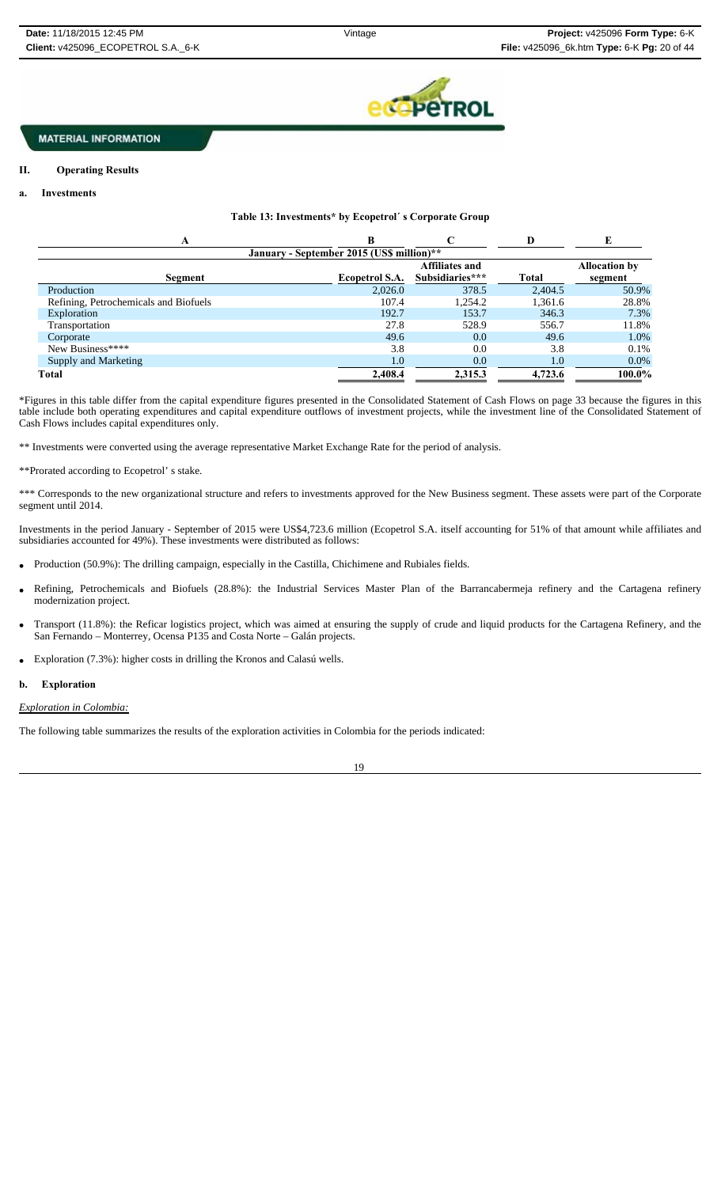**MATERIAL INFORMATION**

## II. Operating Results

### a. Investments

**Table 13: Investments* by Ecopetrol´ s Corporate Group**

| A | B | C | D | E |
|---|---|---|---|---|
| January - September 2015 (US$ million)** | | | | |
| **Segment** | **Ecopetrol S.A.** | **Affiliates and Subsidiaries*** ** | **Total** | **Allocation by segment** |
| Production | 2,026.0 | 378.5 | 2,404.5 | 50.9% |
| Refining, Petrochemicals and Biofuels | 107.4 | 1,254.2 | 1,361.6 | 28.8% |
| Exploration | 192.7 | 153.7 | 346.3 | 7.3% |
| Transportation | 27.8 | 528.9 | 556.7 | 11.8% |
| Corporate | 49.6 | 0.0 | 49.6 | 1.0% |
| New Business**** | 3.8 | 0.0 | 3.8 | 0.1% |
| Supply and Marketing | 1.0 | 0.0 | 1.0 | 0.0% |
| **Total** | **2,408.4** | **2,315.3** | **4,723.6** | **100.0%** |

*Figures in this table differ from the capital expenditure figures presented in the Consolidated Statement of Cash Flows on page 33 because the figures in this table include both operating expenditures and capital expenditure outflows of investment projects, while the investment line of the Consolidated Statement of Cash Flows includes capital expenditures only.

** Investments were converted using the average representative Market Exchange Rate for the period of analysis.

**Prorated according to Ecopetrol' s stake.

*** Corresponds to the new organizational structure and refers to investments approved for the New Business segment. These assets were part of the Corporate segment until 2014.

Investments in the period January - September of 2015 were US$4,723.6 million (Ecopetrol S.A. itself accounting for 51% of that amount while affiliates and subsidiaries accounted for 49%). These investments were distributed as follows:

- Production (50.9%): The drilling campaign, especially in the Castilla, Chichimene and Rubiales fields.
- Refining, Petrochemicals and Biofuels (28.8%): the Industrial Services Master Plan of the Barrancabermeja refinery and the Cartagena refinery modernization project.
- Transport (11.8%): the Reficar logistics project, which was aimed at ensuring the supply of crude and liquid products for the Cartagena Refinery, and the San Fernando – Monterrey, Ocensa P135 and Costa Norte – Galán projects.
- Exploration (7.3%): higher costs in drilling the Kronos and Calasú wells.

### b. Exploration

*Exploration in Colombia:*

The following table summarizes the results of the exploration activities in Colombia for the periods indicated: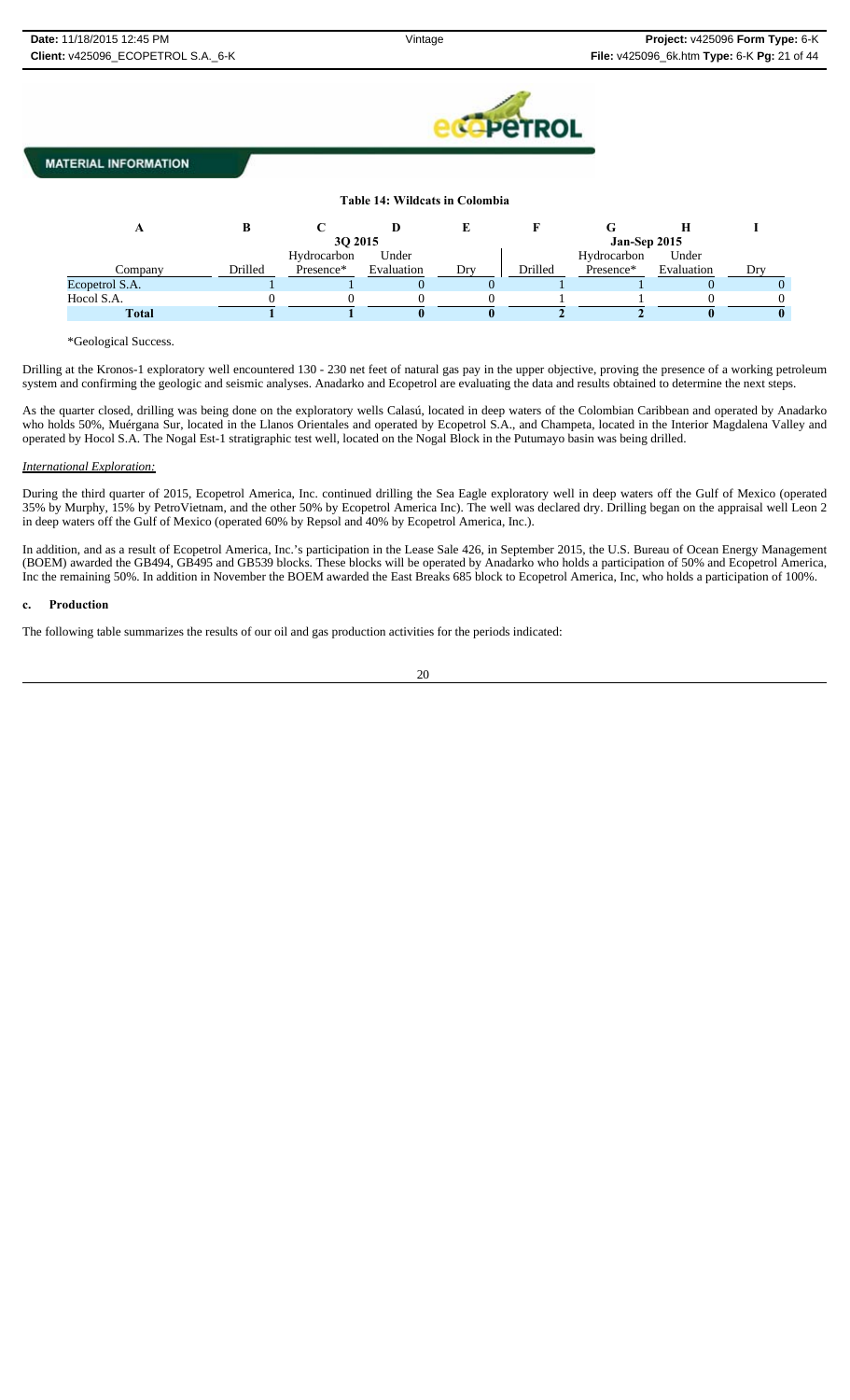**MATERIAL INFORMATION**

**Table 14: Wildcats in Colombia**

| A | B | C | D | E | F | G | H | I |
|---|---|---|---|---|---|---|---|---|
| | 3Q 2015 | | | | Jan-Sep 2015 | | | |
| Company | Drilled | Hydrocarbon Presence* | Under Evaluation | Dry | Drilled | Hydrocarbon Presence* | Under Evaluation | Dry |
| Ecopetrol S.A. | 1 | 1 | 0 | 0 | 1 | 1 | 0 | 0 |
| Hocol S.A. | 0 | 0 | 0 | 0 | 1 | 1 | 0 | 0 |
| **Total** | **1** | **1** | **0** | **0** | **2** | **2** | **0** | **0** |

*Geological Success.

Drilling at the Kronos-1 exploratory well encountered 130 - 230 net feet of natural gas pay in the upper objective, proving the presence of a working petroleum system and confirming the geologic and seismic analyses. Anadarko and Ecopetrol are evaluating the data and results obtained to determine the next steps.

As the quarter closed, drilling was being done on the exploratory wells Calasú, located in deep waters of the Colombian Caribbean and operated by Anadarko who holds 50%, Muérgana Sur, located in the Llanos Orientales and operated by Ecopetrol S.A., and Champeta, located in the Interior Magdalena Valley and operated by Hocol S.A. The Nogal Est-1 stratigraphic test well, located on the Nogal Block in the Putumayo basin was being drilled.

*International Exploration:*

During the third quarter of 2015, Ecopetrol America, Inc. continued drilling the Sea Eagle exploratory well in deep waters off the Gulf of Mexico (operated 35% by Murphy, 15% by PetroVietnam, and the other 50% by Ecopetrol America Inc). The well was declared dry. Drilling began on the appraisal well Leon 2 in deep waters off the Gulf of Mexico (operated 60% by Repsol and 40% by Ecopetrol America, Inc.).

In addition, and as a result of Ecopetrol America, Inc.'s participation in the Lease Sale 426, in September 2015, the U.S. Bureau of Ocean Energy Management (BOEM) awarded the GB494, GB495 and GB539 blocks. These blocks will be operated by Anadarko who holds a participation of 50% and Ecopetrol America, Inc the remaining 50%. In addition in November the BOEM awarded the East Breaks 685 block to Ecopetrol America, Inc, who holds a participation of 100%.

**c. Production**

The following table summarizes the results of our oil and gas production activities for the periods indicated: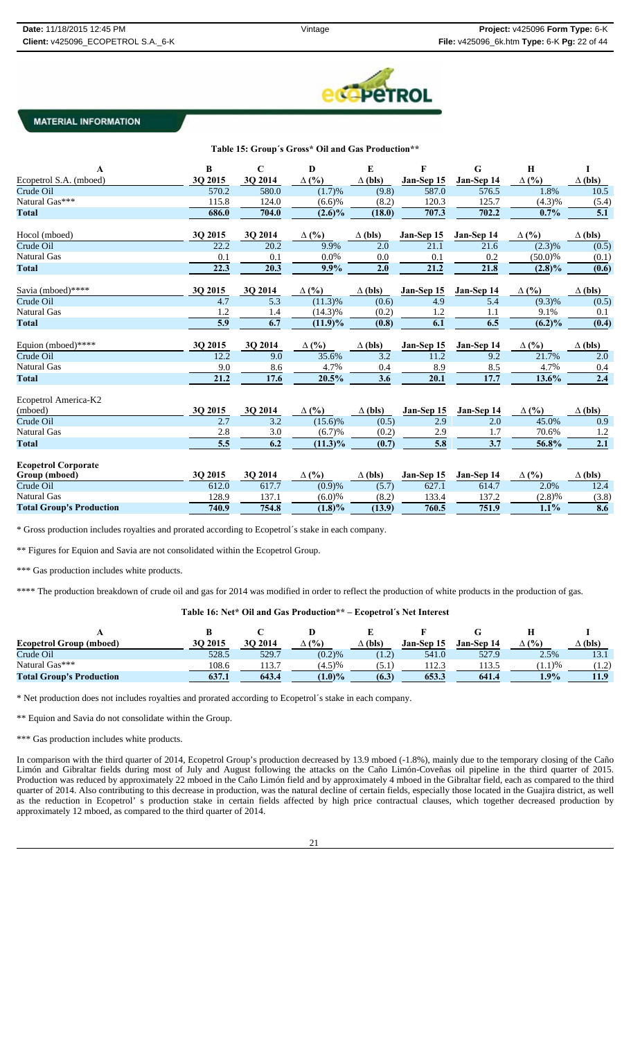**MATERIAL INFORMATION**

**Table 15: Group´s Gross* Oil and Gas Production****

| A | B | C | D | E | F | G | H | I |
|---|---|---|---|---|---|---|---|---|
| Ecopetrol S.A. (mboed) | 3Q 2015 | 3Q 2014 | Δ (%) | Δ (bls) | Jan-Sep 15 | Jan-Sep 14 | Δ (%) | Δ (bls) |
| Crude Oil | 570.2 | 580.0 | (1.7)% | (9.8) | 587.0 | 576.5 | 1.8% | 10.5 |
| Natural Gas*** | 115.8 | 124.0 | (6.6)% | (8.2) | 120.3 | 125.7 | (4.3)% | (5.4) |
| **Total** | **686.0** | **704.0** | **(2.6)%** | **(18.0)** | **707.3** | **702.2** | **0.7%** | **5.1** |
| Hocol (mboed) | 3Q 2015 | 3Q 2014 | Δ (%) | Δ (bls) | Jan-Sep 15 | Jan-Sep 14 | Δ (%) | Δ (bls) |
| Crude Oil | 22.2 | 20.2 | 9.9% | 2.0 | 21.1 | 21.6 | (2.3)% | (0.5) |
| Natural Gas | 0.1 | 0.1 | 0.0% | 0.0 | 0.1 | 0.2 | (50.0)% | (0.1) |
| **Total** | **22.3** | **20.3** | **9.9%** | **2.0** | **21.2** | **21.8** | **(2.8)%** | **(0.6)** |
| Savia (mboed)**** | 3Q 2015 | 3Q 2014 | Δ (%) | Δ (bls) | Jan-Sep 15 | Jan-Sep 14 | Δ (%) | Δ (bls) |
| Crude Oil | 4.7 | 5.3 | (11.3)% | (0.6) | 4.9 | 5.4 | (9.3)% | (0.5) |
| Natural Gas | 1.2 | 1.4 | (14.3)% | (0.2) | 1.2 | 1.1 | 9.1% | 0.1 |
| **Total** | **5.9** | **6.7** | **(11.9)%** | **(0.8)** | **6.1** | **6.5** | **(6.2)%** | **(0.4)** |
| Equion (mboed)**** | 3Q 2015 | 3Q 2014 | Δ (%) | Δ (bls) | Jan-Sep 15 | Jan-Sep 14 | Δ (%) | Δ (bls) |
| Crude Oil | 12.2 | 9.0 | 35.6% | 3.2 | 11.2 | 9.2 | 21.7% | 2.0 |
| Natural Gas | 9.0 | 8.6 | 4.7% | 0.4 | 8.9 | 8.5 | 4.7% | 0.4 |
| **Total** | **21.2** | **17.6** | **20.5%** | **3.6** | **20.1** | **17.7** | **13.6%** | **2.4** |
| Ecopetrol America-K2 (mboed) | 3Q 2015 | 3Q 2014 | Δ (%) | Δ (bls) | Jan-Sep 15 | Jan-Sep 14 | Δ (%) | Δ (bls) |
| Crude Oil | 2.7 | 3.2 | (15.6)% | (0.5) | 2.9 | 2.0 | 45.0% | 0.9 |
| Natural Gas | 2.8 | 3.0 | (6.7)% | (0.2) | 2.9 | 1.7 | 70.6% | 1.2 |
| **Total** | **5.5** | **6.2** | **(11.3)%** | **(0.7)** | **5.8** | **3.7** | **56.8%** | **2.1** |
| **Ecopetrol Corporate Group (mboed)** | 3Q 2015 | 3Q 2014 | Δ (%) | Δ (bls) | Jan-Sep 15 | Jan-Sep 14 | Δ (%) | Δ (bls) |
| Crude Oil | 612.0 | 617.7 | (0.9)% | (5.7) | 627.1 | 614.7 | 2.0% | 12.4 |
| Natural Gas | 128.9 | 137.1 | (6.0)% | (8.2) | 133.4 | 137.2 | (2.8)% | (3.8) |
| **Total Group's Production** | **740.9** | **754.8** | **(1.8)%** | **(13.9)** | **760.5** | **751.9** | **1.1%** | **8.6** |

* Gross production includes royalties and prorated according to Ecopetrol´s stake in each company.

** Figures for Equion and Savia are not consolidated within the Ecopetrol Group.

*** Gas production includes white products.

**** The production breakdown of crude oil and gas for 2014 was modified in order to reflect the production of white products in the production of gas.

**Table 16: Net* Oil and Gas Production** – Ecopetrol´s Net Interest**

| A | B | C | D | E | F | G | H | I |
|---|---|---|---|---|---|---|---|---|
| **Ecopetrol Group (mboed)** | **3Q 2015** | **3Q 2014** | **Δ (%)** | **Δ (bls)** | **Jan-Sep 15** | **Jan-Sep 14** | **Δ (%)** | **Δ (bls)** |
| Crude Oil | 528.5 | 529.7 | (0.2)% | (1.2) | 541.0 | 527.9 | 2.5% | 13.1 |
| Natural Gas*** | 108.6 | 113.7 | (4.5)% | (5.1) | 112.3 | 113.5 | (1.1)% | (1.2) |
| **Total Group's Production** | **637.1** | **643.4** | **(1.0)%** | **(6.3)** | **653.3** | **641.4** | **1.9%** | **11.9** |

* Net production does not includes royalties and prorated according to Ecopetrol´s stake in each company.

** Equion and Savia do not consolidate within the Group.

*** Gas production includes white products.

In comparison with the third quarter of 2014, Ecopetrol Group's production decreased by 13.9 mboed (-1.8%), mainly due to the temporary closing of the Caño Limón and Gibraltar fields during most of July and August following the attacks on the Caño Limón-Coveñas oil pipeline in the third quarter of 2015. Production was reduced by approximately 22 mboed in the Caño Limón field and by approximately 4 mboed in the Gibraltar field, each as compared to the third quarter of 2014. Also contributing to this decrease in production, was the natural decline of certain fields, especially those located in the Guajira district, as well as the reduction in Ecopetrol' s production stake in certain fields affected by high price contractual clauses, which together decreased production by approximately 12 mboed, as compared to the third quarter of 2014.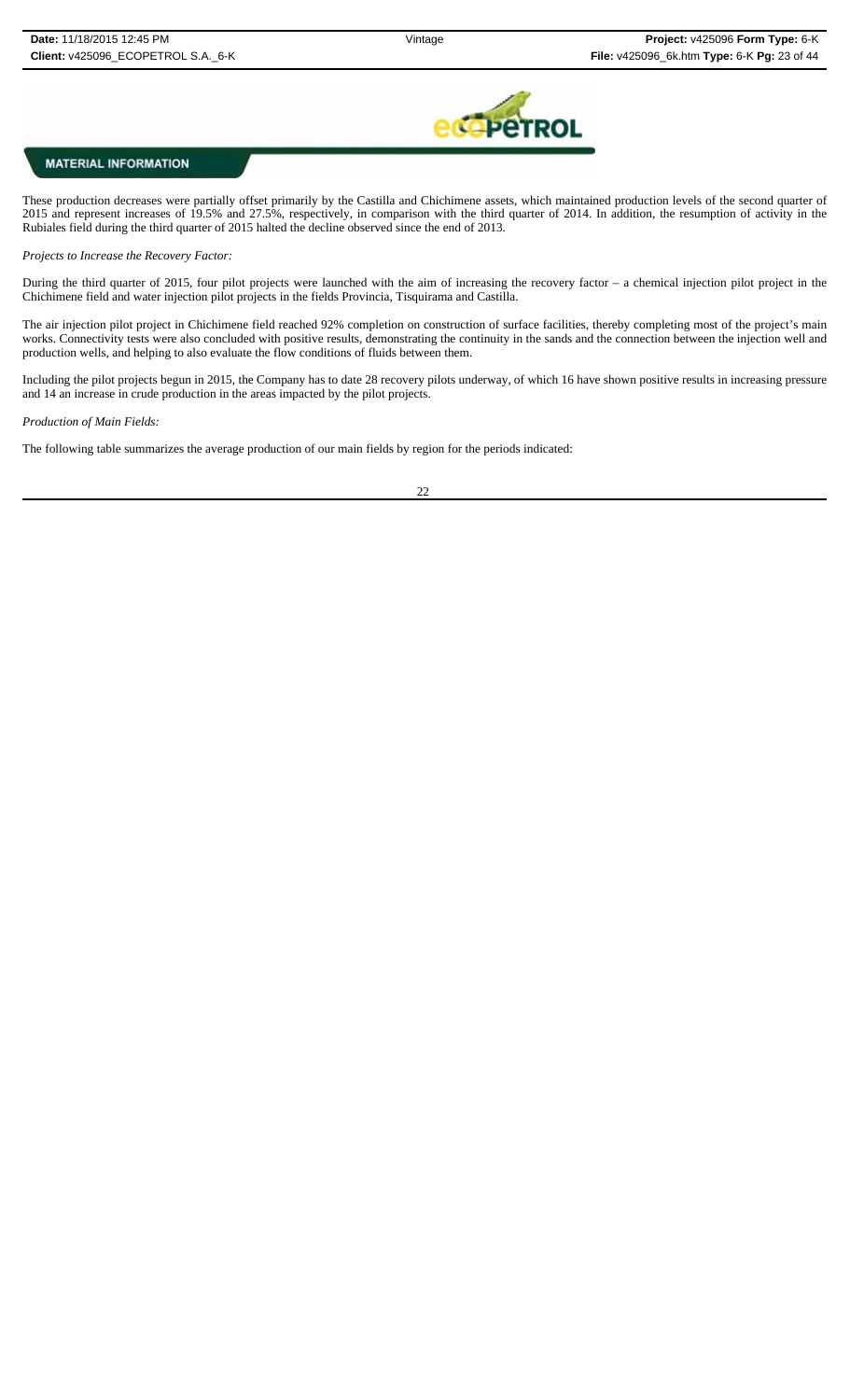**MATERIAL INFORMATION**

These production decreases were partially offset primarily by the Castilla and Chichimene assets, which maintained production levels of the second quarter of 2015 and represent increases of 19.5% and 27.5%, respectively, in comparison with the third quarter of 2014. In addition, the resumption of activity in the Rubiales field during the third quarter of 2015 halted the decline observed since the end of 2013.

*Projects to Increase the Recovery Factor:*

During the third quarter of 2015, four pilot projects were launched with the aim of increasing the recovery factor – a chemical injection pilot project in the Chichimene field and water injection pilot projects in the fields Provincia, Tisquirama and Castilla.

The air injection pilot project in Chichimene field reached 92% completion on construction of surface facilities, thereby completing most of the project's main works. Connectivity tests were also concluded with positive results, demonstrating the continuity in the sands and the connection between the injection well and production wells, and helping to also evaluate the flow conditions of fluids between them.

Including the pilot projects begun in 2015, the Company has to date 28 recovery pilots underway, of which 16 have shown positive results in increasing pressure and 14 an increase in crude production in the areas impacted by the pilot projects.

*Production of Main Fields:*

The following table summarizes the average production of our main fields by region for the periods indicated: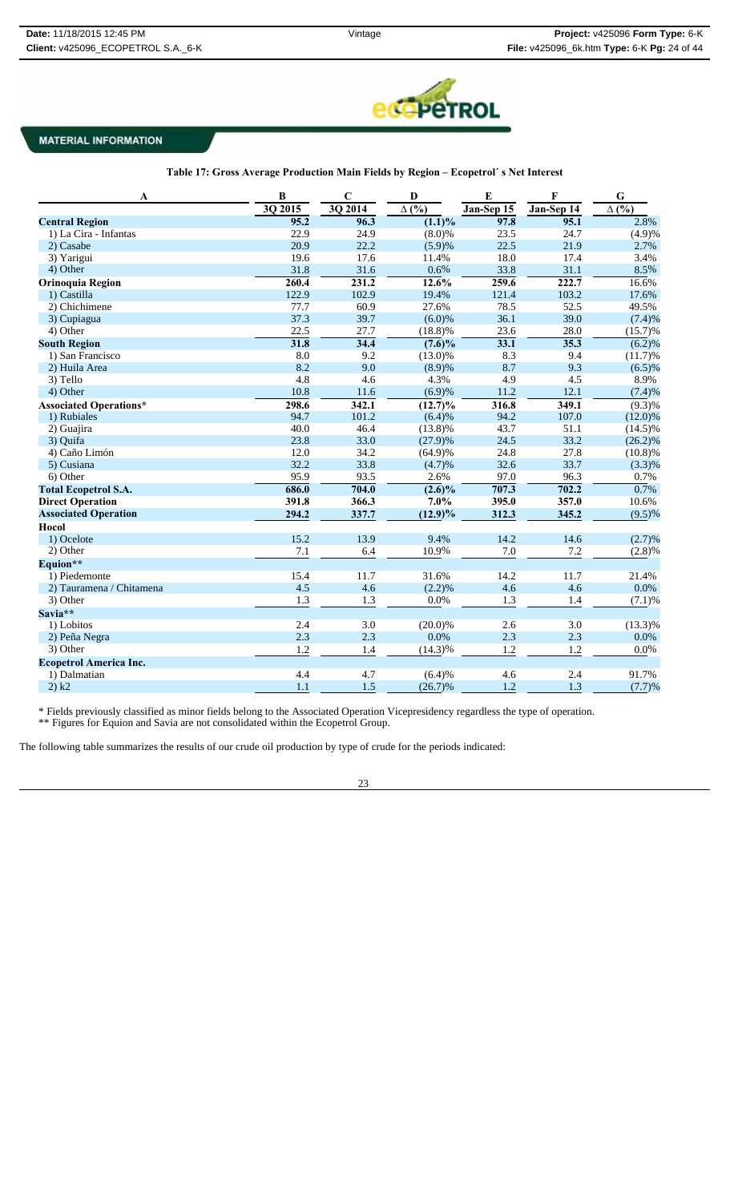MATERIAL INFORMATION

**Table 17: Gross Average Production Main Fields by Region – Ecopetrol´ s Net Interest**

| A | B | C | D | E | F | G |
|---|---|---|---|---|---|---|
| | 3Q 2015 | 3Q 2014 | Δ (%) | Jan-Sep 15 | Jan-Sep 14 | Δ (%) |
| **Central Region** | **95.2** | **96.3** | **(1.1)%** | **97.8** | **95.1** | 2.8% |
| 1) La Cira - Infantas | 22.9 | 24.9 | (8.0)% | 23.5 | 24.7 | (4.9)% |
| 2) Casabe | 20.9 | 22.2 | (5.9)% | 22.5 | 21.9 | 2.7% |
| 3) Yarigui | 19.6 | 17.6 | 11.4% | 18.0 | 17.4 | 3.4% |
| 4) Other | 31.8 | 31.6 | 0.6% | 33.8 | 31.1 | 8.5% |
| **Orinoquia Region** | **260.4** | **231.2** | **12.6%** | **259.6** | **222.7** | 16.6% |
| 1) Castilla | 122.9 | 102.9 | 19.4% | 121.4 | 103.2 | 17.6% |
| 2) Chichimene | 77.7 | 60.9 | 27.6% | 78.5 | 52.5 | 49.5% |
| 3) Cupiagua | 37.3 | 39.7 | (6.0)% | 36.1 | 39.0 | (7.4)% |
| 4) Other | 22.5 | 27.7 | (18.8)% | 23.6 | 28.0 | (15.7)% |
| **South Region** | **31.8** | **34.4** | **(7.6)%** | **33.1** | **35.3** | (6.2)% |
| 1) San Francisco | 8.0 | 9.2 | (13.0)% | 8.3 | 9.4 | (11.7)% |
| 2) Huila Area | 8.2 | 9.0 | (8.9)% | 8.7 | 9.3 | (6.5)% |
| 3) Tello | 4.8 | 4.6 | 4.3% | 4.9 | 4.5 | 8.9% |
| 4) Other | 10.8 | 11.6 | (6.9)% | 11.2 | 12.1 | (7.4)% |
| **Associated Operations*** | **298.6** | **342.1** | **(12.7)%** | **316.8** | **349.1** | (9.3)% |
| 1) Rubiales | 94.7 | 101.2 | (6.4)% | 94.2 | 107.0 | (12.0)% |
| 2) Guajira | 40.0 | 46.4 | (13.8)% | 43.7 | 51.1 | (14.5)% |
| 3) Quifa | 23.8 | 33.0 | (27.9)% | 24.5 | 33.2 | (26.2)% |
| 4) Caño Limón | 12.0 | 34.2 | (64.9)% | 24.8 | 27.8 | (10.8)% |
| 5) Cusiana | 32.2 | 33.8 | (4.7)% | 32.6 | 33.7 | (3.3)% |
| 6) Other | 95.9 | 93.5 | 2.6% | 97.0 | 96.3 | 0.7% |
| **Total Ecopetrol S.A.** | **686.0** | **704.0** | **(2.6)%** | **707.3** | **702.2** | 0.7% |
| **Direct Operation** | **391.8** | **366.3** | **7.0%** | **395.0** | **357.0** | 10.6% |
| **Associated Operation** | **294.2** | **337.7** | **(12.9)%** | **312.3** | **345.2** | (9.5)% |
| **Hocol** | | | | | | |
| 1) Ocelote | 15.2 | 13.9 | 9.4% | 14.2 | 14.6 | (2.7)% |
| 2) Other | 7.1 | 6.4 | 10.9% | 7.0 | 7.2 | (2.8)% |
| **Equion**** | | | | | | |
| 1) Piedemonte | 15.4 | 11.7 | 31.6% | 14.2 | 11.7 | 21.4% |
| 2) Tauramena / Chitamena | 4.5 | 4.6 | (2.2)% | 4.6 | 4.6 | 0.0% |
| 3) Other | 1.3 | 1.3 | 0.0% | 1.3 | 1.4 | (7.1)% |
| **Savia**** | | | | | | |
| 1) Lobitos | 2.4 | 3.0 | (20.0)% | 2.6 | 3.0 | (13.3)% |
| 2) Peña Negra | 2.3 | 2.3 | 0.0% | 2.3 | 2.3 | 0.0% |
| 3) Other | 1.2 | 1.4 | (14.3)% | 1.2 | 1.2 | 0.0% |
| **Ecopetrol America Inc.** | | | | | | |
| 1) Dalmatian | 4.4 | 4.7 | (6.4)% | 4.6 | 2.4 | 91.7% |
| 2) k2 | 1.1 | 1.5 | (26.7)% | 1.2 | 1.3 | (7.7)% |

\* Fields previously classified as minor fields belong to the Associated Operation Vicepresidency regardless the type of operation.
** Figures for Equion and Savia are not consolidated within the Ecopetrol Group.

The following table summarizes the results of our crude oil production by type of crude for the periods indicated: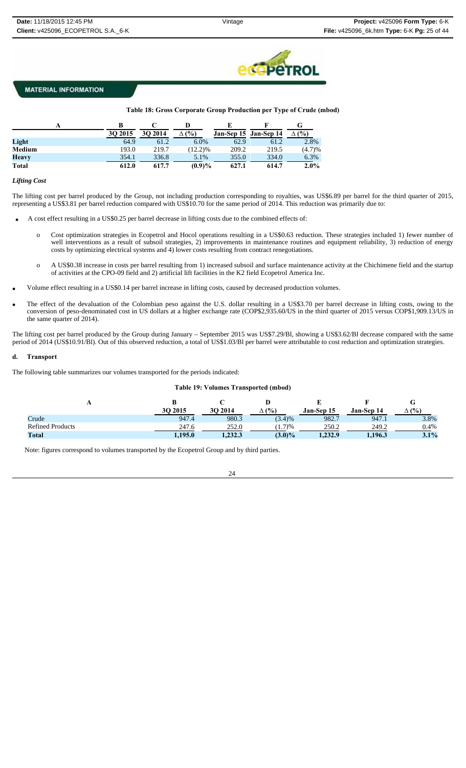**MATERIAL INFORMATION**

**Table 18: Gross Corporate Group Production per Type of Crude (mbod)**

| A | B | C | D | E | F | G |
|---|---|---|---|---|---|---|
| | 3Q 2015 | 3Q 2014 | ∆ (%) | Jan-Sep 15 | Jan-Sep 14 | ∆ (%) |
| **Light** | 64.9 | 61.2 | 6.0% | 62.9 | 61.2 | 2.8% |
| **Medium** | 193.0 | 219.7 | (12.2)% | 209.2 | 219.5 | (4.7)% |
| **Heavy** | 354.1 | 336.8 | 5.1% | 355.0 | 334.0 | 6.3% |
| **Total** | **612.0** | **617.7** | **(0.9)%** | **627.1** | **614.7** | **2.0%** |

*Lifting Cost*

The lifting cost per barrel produced by the Group, not including production corresponding to royalties, was US$6.89 per barrel for the third quarter of 2015, representing a US$3.81 per barrel reduction compared with US$10.70 for the same period of 2014. This reduction was primarily due to:

- A cost effect resulting in a US$0.25 per barrel decrease in lifting costs due to the combined effects of:
  - Cost optimization strategies in Ecopetrol and Hocol operations resulting in a US$0.63 reduction. These strategies included 1) fewer number of well interventions as a result of subsoil strategies, 2) improvements in maintenance routines and equipment reliability, 3) reduction of energy costs by optimizing electrical systems and 4) lower costs resulting from contract renegotiations.
  - A US$0.38 increase in costs per barrel resulting from 1) increased subsoil and surface maintenance activity at the Chichimene field and the startup of activities at the CPO-09 field and 2) artificial lift facilities in the K2 field Ecopetrol America Inc.
- Volume effect resulting in a US$0.14 per barrel increase in lifting costs, caused by decreased production volumes.
- The effect of the devaluation of the Colombian peso against the U.S. dollar resulting in a US$3.70 per barrel decrease in lifting costs, owing to the conversion of peso-denominated cost in US dollars at a higher exchange rate (COP$2,935.60/US in the third quarter of 2015 versus COP$1,909.13/US in the same quarter of 2014).

The lifting cost per barrel produced by the Group during January – September 2015 was US$7.29/Bl, showing a US$3.62/Bl decrease compared with the same period of 2014 (US$10.91/Bl). Out of this observed reduction, a total of US$1.03/Bl per barrel were attributable to cost reduction and optimization strategies.

### d. Transport

The following table summarizes our volumes transported for the periods indicated:

**Table 19: Volumes Transported (mbod)**

| A | B | C | D | E | F | G |
|---|---|---|---|---|---|---|
| | 3Q 2015 | 3Q 2014 | ∆ (%) | Jan-Sep 15 | Jan-Sep 14 | ∆ (%) |
| Crude | 947.4 | 980.3 | (3.4)% | 982.7 | 947.1 | 3.8% |
| Refined Products | 247.6 | 252.0 | (1.7)% | 250.2 | 249.2 | 0.4% |
| **Total** | **1,195.0** | **1,232.3** | **(3.0)%** | **1,232.9** | **1,196.3** | **3.1%** |

Note: figures correspond to volumes transported by the Ecopetrol Group and by third parties.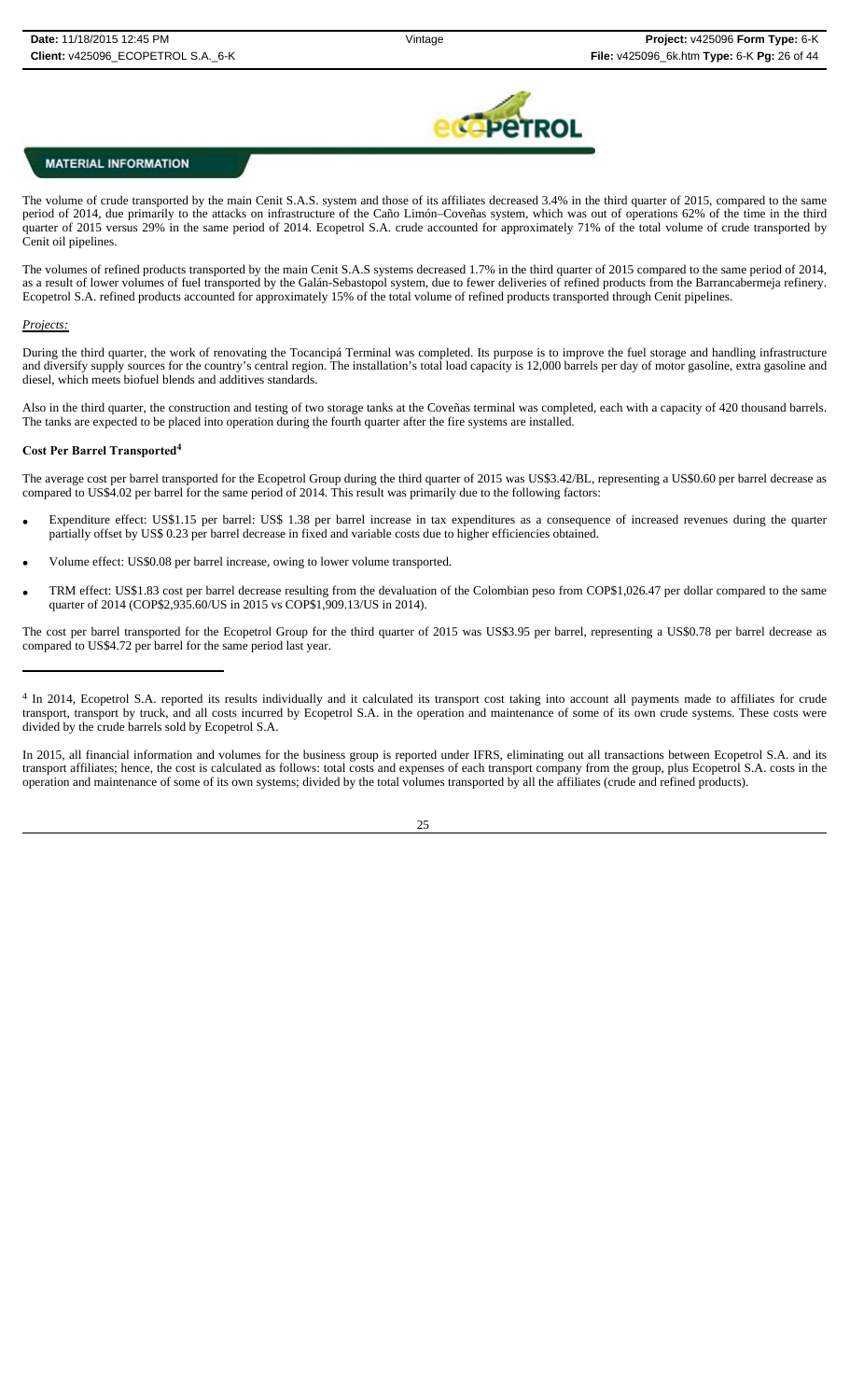**MATERIAL INFORMATION**

The volume of crude transported by the main Cenit S.A.S. system and those of its affiliates decreased 3.4% in the third quarter of 2015, compared to the same period of 2014, due primarily to the attacks on infrastructure of the Caño Limón–Coveñas system, which was out of operations 62% of the time in the third quarter of 2015 versus 29% in the same period of 2014. Ecopetrol S.A. crude accounted for approximately 71% of the total volume of crude transported by Cenit oil pipelines.

The volumes of refined products transported by the main Cenit S.A.S systems decreased 1.7% in the third quarter of 2015 compared to the same period of 2014, as a result of lower volumes of fuel transported by the Galán-Sebastopol system, due to fewer deliveries of refined products from the Barrancabermeja refinery. Ecopetrol S.A. refined products accounted for approximately 15% of the total volume of refined products transported through Cenit pipelines.

*Projects:*

During the third quarter, the work of renovating the Tocancipá Terminal was completed. Its purpose is to improve the fuel storage and handling infrastructure and diversify supply sources for the country's central region. The installation's total load capacity is 12,000 barrels per day of motor gasoline, extra gasoline and diesel, which meets biofuel blends and additives standards.

Also in the third quarter, the construction and testing of two storage tanks at the Coveñas terminal was completed, each with a capacity of 420 thousand barrels. The tanks are expected to be placed into operation during the fourth quarter after the fire systems are installed.

**Cost Per Barrel Transported[4]**

The average cost per barrel transported for the Ecopetrol Group during the third quarter of 2015 was US$3.42/BL, representing a US$0.60 per barrel decrease as compared to US$4.02 per barrel for the same period of 2014. This result was primarily due to the following factors:

- Expenditure effect: US$1.15 per barrel: US$ 1.38 per barrel increase in tax expenditures as a consequence of increased revenues during the quarter partially offset by US$ 0.23 per barrel decrease in fixed and variable costs due to higher efficiencies obtained.
- Volume effect: US$0.08 per barrel increase, owing to lower volume transported.
- TRM effect: US$1.83 cost per barrel decrease resulting from the devaluation of the Colombian peso from COP$1,026.47 per dollar compared to the same quarter of 2014 (COP$2,935.60/US in 2015 vs COP$1,909.13/US in 2014).

The cost per barrel transported for the Ecopetrol Group for the third quarter of 2015 was US$3.95 per barrel, representing a US$0.78 per barrel decrease as compared to US$4.72 per barrel for the same period last year.

---

[4] In 2014, Ecopetrol S.A. reported its results individually and it calculated its transport cost taking into account all payments made to affiliates for crude transport, transport by truck, and all costs incurred by Ecopetrol S.A. in the operation and maintenance of some of its own crude systems. These costs were divided by the crude barrels sold by Ecopetrol S.A.

In 2015, all financial information and volumes for the business group is reported under IFRS, eliminating out all transactions between Ecopetrol S.A. and its transport affiliates; hence, the cost is calculated as follows: total costs and expenses of each transport company from the group, plus Ecopetrol S.A. costs in the operation and maintenance of some of its own systems; divided by the total volumes transported by all the affiliates (crude and refined products).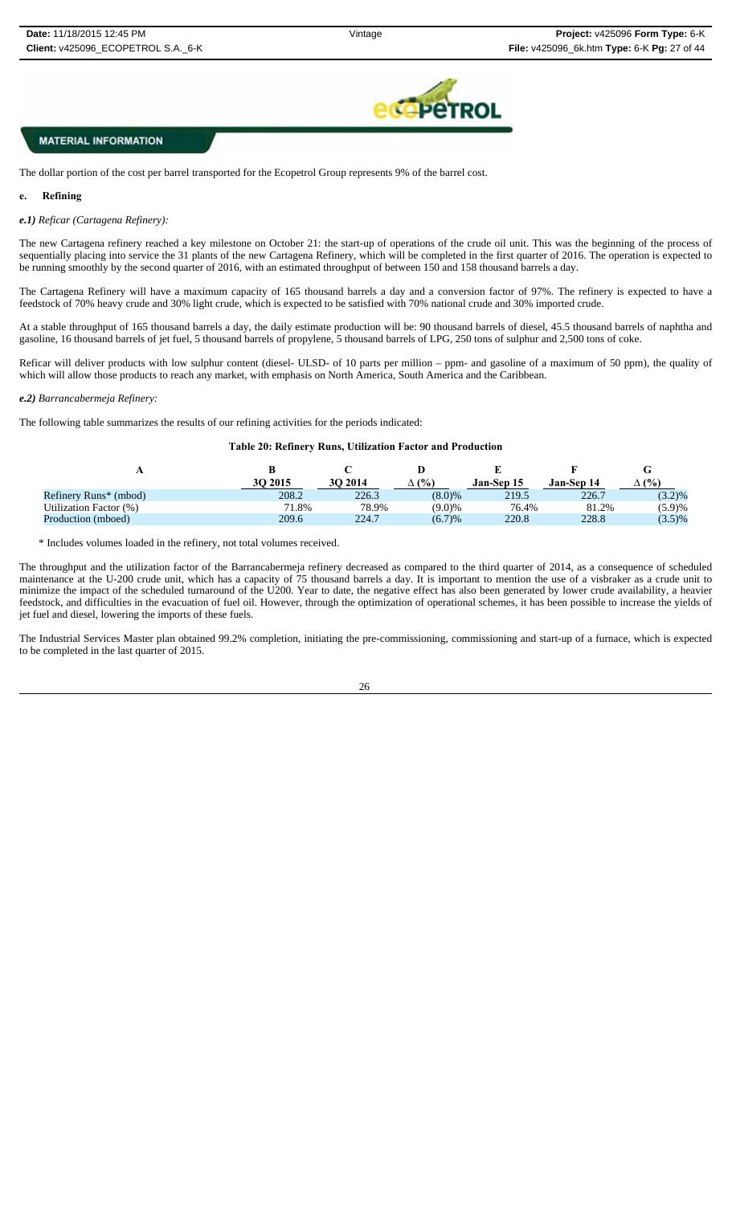**MATERIAL INFORMATION**

The dollar portion of the cost per barrel transported for the Ecopetrol Group represents 9% of the barrel cost.

**e. Refining**

***e.1)*** *Reficar (Cartagena Refinery):*

The new Cartagena refinery reached a key milestone on October 21: the start-up of operations of the crude oil unit. This was the beginning of the process of sequentially placing into service the 31 plants of the new Cartagena Refinery, which will be completed in the first quarter of 2016. The operation is expected to be running smoothly by the second quarter of 2016, with an estimated throughput of between 150 and 158 thousand barrels a day.

The Cartagena Refinery will have a maximum capacity of 165 thousand barrels a day and a conversion factor of 97%. The refinery is expected to have a feedstock of 70% heavy crude and 30% light crude, which is expected to be satisfied with 70% national crude and 30% imported crude.

At a stable throughput of 165 thousand barrels a day, the daily estimate production will be: 90 thousand barrels of diesel, 45.5 thousand barrels of naphtha and gasoline, 16 thousand barrels of jet fuel, 5 thousand barrels of propylene, 5 thousand barrels of LPG, 250 tons of sulphur and 2,500 tons of coke.

Reficar will deliver products with low sulphur content (diesel- ULSD- of 10 parts per million – ppm- and gasoline of a maximum of 50 ppm), the quality of which will allow those products to reach any market, with emphasis on North America, South America and the Caribbean.

***e.2)*** *Barrancabermeja Refinery:*

The following table summarizes the results of our refining activities for the periods indicated:

**Table 20: Refinery Runs, Utilization Factor and Production**

| A | B | C | D | E | F | G |
|---|---|---|---|---|---|---|
| | 3Q 2015 | 3Q 2014 | ∆ (%) | Jan-Sep 15 | Jan-Sep 14 | ∆ (%) |
| Refinery Runs* (mbod) | 208.2 | 226.3 | (8.0)% | 219.5 | 226.7 | (3.2)% |
| Utilization Factor (%) | 71.8% | 78.9% | (9.0)% | 76.4% | 81.2% | (5.9)% |
| Production (mboed) | 209.6 | 224.7 | (6.7)% | 220.8 | 228.8 | (3.5)% |

\* Includes volumes loaded in the refinery, not total volumes received.

The throughput and the utilization factor of the Barrancabermeja refinery decreased as compared to the third quarter of 2014, as a consequence of scheduled maintenance at the U-200 crude unit, which has a capacity of 75 thousand barrels a day. It is important to mention the use of a visbraker as a crude unit to minimize the impact of the scheduled turnaround of the U200. Year to date, the negative effect has also been generated by lower crude availability, a heavier feedstock, and difficulties in the evacuation of fuel oil. However, through the optimization of operational schemes, it has been possible to increase the yields of jet fuel and diesel, lowering the imports of these fuels.

The Industrial Services Master plan obtained 99.2% completion, initiating the pre-commissioning, commissioning and start-up of a furnace, which is expected to be completed in the last quarter of 2015.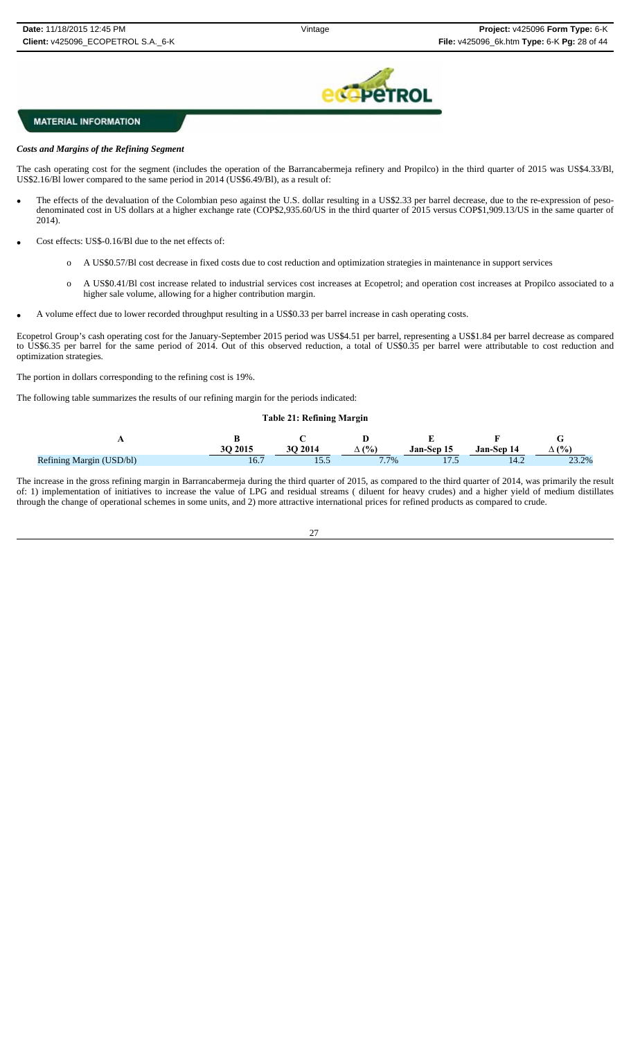**MATERIAL INFORMATION**

### *Costs and Margins of the Refining Segment*

The cash operating cost for the segment (includes the operation of the Barrancabermeja refinery and Propilco) in the third quarter of 2015 was US$4.33/Bl, US$2.16/Bl lower compared to the same period in 2014 (US$6.49/Bl), as a result of:

- The effects of the devaluation of the Colombian peso against the U.S. dollar resulting in a US$2.33 per barrel decrease, due to the re-expression of peso-denominated cost in US dollars at a higher exchange rate (COP$2,935.60/US in the third quarter of 2015 versus COP$1,909.13/US in the same quarter of 2014).
- Cost effects: US$-0.16/Bl due to the net effects of:
  - A US$0.57/Bl cost decrease in fixed costs due to cost reduction and optimization strategies in maintenance in support services
  - A US$0.41/Bl cost increase related to industrial services cost increases at Ecopetrol; and operation cost increases at Propilco associated to a higher sale volume, allowing for a higher contribution margin.
- A volume effect due to lower recorded throughput resulting in a US$0.33 per barrel increase in cash operating costs.

Ecopetrol Group's cash operating cost for the January-September 2015 period was US$4.51 per barrel, representing a US$1.84 per barrel decrease as compared to US$6.35 per barrel for the same period of 2014. Out of this observed reduction, a total of US$0.35 per barrel were attributable to cost reduction and optimization strategies.

The portion in dollars corresponding to the refining cost is 19%.

The following table summarizes the results of our refining margin for the periods indicated:

**Table 21: Refining Margin**

| A | B | C | D | E | F | G |
|---|---|---|---|---|---|---|
| | 3Q 2015 | 3Q 2014 | Δ (%) | Jan-Sep 15 | Jan-Sep 14 | Δ (%) |
| Refining Margin (USD/bl) | 16.7 | 15.5 | 7.7% | 17.5 | 14.2 | 23.2% |

The increase in the gross refining margin in Barrancabermeja during the third quarter of 2015, as compared to the third quarter of 2014, was primarily the result of: 1) implementation of initiatives to increase the value of LPG and residual streams ( diluent for heavy crudes) and a higher yield of medium distillates through the change of operational schemes in some units, and 2) more attractive international prices for refined products as compared to crude.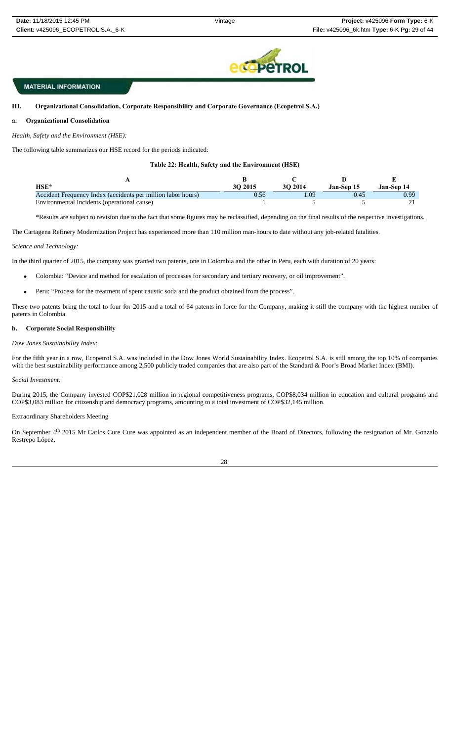**MATERIAL INFORMATION**

### III. Organizational Consolidation, Corporate Responsibility and Corporate Governance (Ecopetrol S.A.)

#### a. Organizational Consolidation

*Health, Safety and the Environment (HSE):*

The following table summarizes our HSE record for the periods indicated:

**Table 22: Health, Safety and the Environment (HSE)**

| A | B | C | D | E |
|---|---|---|---|---|
| **HSE*** | **3Q 2015** | **3Q 2014** | **Jan-Sep 15** | **Jan-Sep 14** |
| Accident Frequency Index (accidents per million labor hours) | 0.56 | 1.09 | 0.45 | 0.99 |
| Environmental Incidents (operational cause) | 1 | 5 | 5 | 21 |

*Results are subject to revision due to the fact that some figures may be reclassified, depending on the final results of the respective investigations.

The Cartagena Refinery Modernization Project has experienced more than 110 million man-hours to date without any job-related fatalities.

*Science and Technology:*

In the third quarter of 2015, the company was granted two patents, one in Colombia and the other in Peru, each with duration of 20 years:

- Colombia: "Device and method for escalation of processes for secondary and tertiary recovery, or oil improvement".
- Peru: "Process for the treatment of spent caustic soda and the product obtained from the process".

These two patents bring the total to four for 2015 and a total of 64 patents in force for the Company, making it still the company with the highest number of patents in Colombia.

#### b. Corporate Social Responsibility

*Dow Jones Sustainability Index:*

For the fifth year in a row, Ecopetrol S.A. was included in the Dow Jones World Sustainability Index. Ecopetrol S.A. is still among the top 10% of companies with the best sustainability performance among 2,500 publicly traded companies that are also part of the Standard & Poor's Broad Market Index (BMI).

*Social Investment:*

During 2015, the Company invested COP$21,028 million in regional competitiveness programs, COP$8,034 million in education and cultural programs and COP$3,083 million for citizenship and democracy programs, amounting to a total investment of COP$32,145 million.

Extraordinary Shareholders Meeting

On September 4th 2015 Mr Carlos Cure Cure was appointed as an independent member of the Board of Directors, following the resignation of Mr. Gonzalo Restrepo López.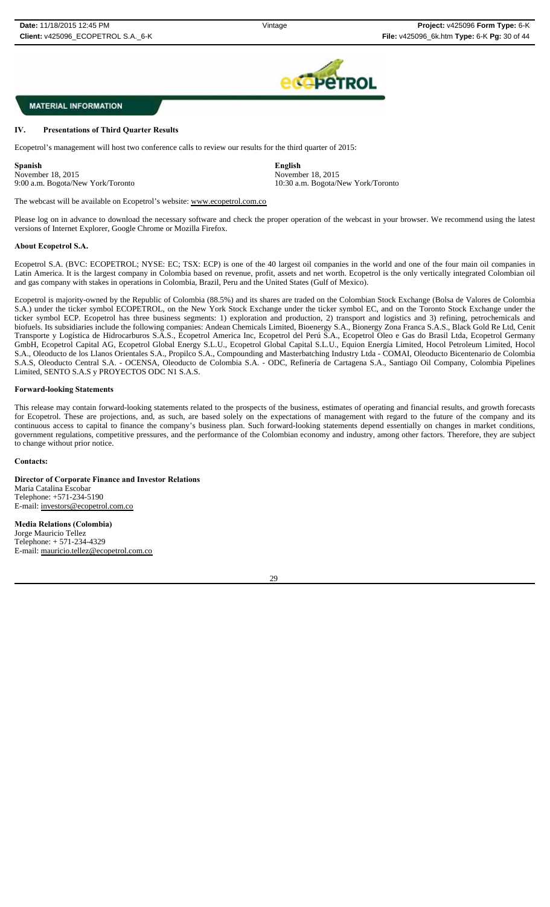**MATERIAL INFORMATION**

## IV. Presentations of Third Quarter Results

Ecopetrol's management will host two conference calls to review our results for the third quarter of 2015:

**Spanish**
November 18, 2015
9:00 a.m. Bogota/New York/Toronto

**English**
November 18, 2015
10:30 a.m. Bogota/New York/Toronto

The webcast will be available on Ecopetrol's website: www.ecopetrol.com.co

Please log on in advance to download the necessary software and check the proper operation of the webcast in your browser. We recommend using the latest versions of Internet Explorer, Google Chrome or Mozilla Firefox.

### About Ecopetrol S.A.

Ecopetrol S.A. (BVC: ECOPETROL; NYSE: EC; TSX: ECP) is one of the 40 largest oil companies in the world and one of the four main oil companies in Latin America. It is the largest company in Colombia based on revenue, profit, assets and net worth. Ecopetrol is the only vertically integrated Colombian oil and gas company with stakes in operations in Colombia, Brazil, Peru and the United States (Gulf of Mexico).

Ecopetrol is majority-owned by the Republic of Colombia (88.5%) and its shares are traded on the Colombian Stock Exchange (Bolsa de Valores de Colombia S.A.) under the ticker symbol ECOPETROL, on the New York Stock Exchange under the ticker symbol EC, and on the Toronto Stock Exchange under the ticker symbol ECP. Ecopetrol has three business segments: 1) exploration and production, 2) transport and logistics and 3) refining, petrochemicals and biofuels. Its subsidiaries include the following companies: Andean Chemicals Limited, Bioenergy S.A., Bionergy Zona Franca S.A.S., Black Gold Re Ltd, Cenit Transporte y Logística de Hidrocarburos S.A.S., Ecopetrol America Inc, Ecopetrol del Perú S.A., Ecopetrol Oleo e Gas do Brasil Ltda, Ecopetrol Germany GmbH, Ecopetrol Capital AG, Ecopetrol Global Energy S.L.U., Ecopetrol Global Capital S.L.U., Equion Energía Limited, Hocol Petroleum Limited, Hocol S.A., Oleoducto de los Llanos Orientales S.A., Propilco S.A., Compounding and Masterbatching Industry Ltda - COMAI, Oleoducto Bicentenario de Colombia S.A.S, Oleoducto Central S.A. - OCENSA, Oleoducto de Colombia S.A. - ODC, Refinería de Cartagena S.A., Santiago Oil Company, Colombia Pipelines Limited, SENTO S.A.S y PROYECTOS ODC N1 S.A.S.

### Forward-looking Statements

This release may contain forward-looking statements related to the prospects of the business, estimates of operating and financial results, and growth forecasts for Ecopetrol. These are projections, and, as such, are based solely on the expectations of management with regard to the future of the company and its continuous access to capital to finance the company's business plan. Such forward-looking statements depend essentially on changes in market conditions, government regulations, competitive pressures, and the performance of the Colombian economy and industry, among other factors. Therefore, they are subject to change without prior notice.

### Contacts:

**Director of Corporate Finance and Investor Relations**
Maria Catalina Escobar
Telephone: +571-234-5190
E-mail: investors@ecopetrol.com.co

**Media Relations (Colombia)**
Jorge Mauricio Tellez
Telephone: + 571-234-4329
E-mail: mauricio.tellez@ecopetrol.com.co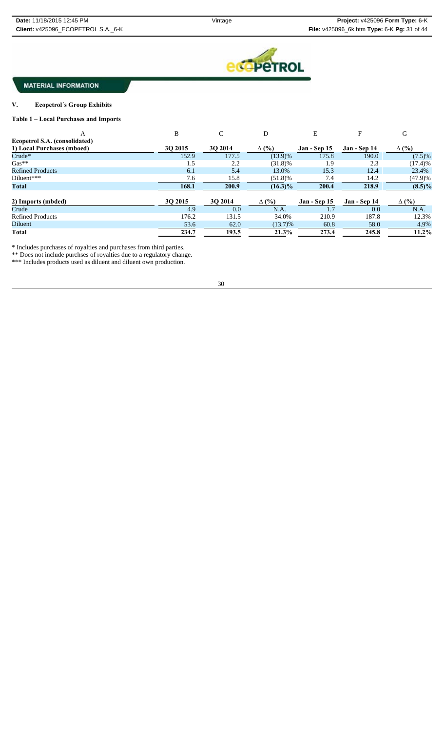**MATERIAL INFORMATION**

## V. Ecopetrol´s Group Exhibits

### Table 1 – Local Purchases and Imports

| A | B | C | D | E | F | G |
|---|---|---|---|---|---|---|
| **Ecopetrol S.A. (consolidated)** | | | | | | |
| **1) Local Purchases (mboed)** | **3Q 2015** | **3Q 2014** | **Δ (%)** | **Jan - Sep 15** | **Jan - Sep 14** | **Δ (%)** |
| Crude* | 152.9 | 177.5 | (13.9)% | 175.8 | 190.0 | (7.5)% |
| Gas** | 1.5 | 2.2 | (31.8)% | 1.9 | 2.3 | (17.4)% |
| Refined Products | 6.1 | 5.4 | 13.0% | 15.3 | 12.4 | 23.4% |
| Diluent*** | 7.6 | 15.8 | (51.8)% | 7.4 | 14.2 | (47.9)% |
| **Total** | **168.1** | **200.9** | **(16.3)%** | **200.4** | **218.9** | **(8.5)%** |
| | | | | | | |
| **2) Imports (mbded)** | **3Q 2015** | **3Q 2014** | **Δ (%)** | **Jan - Sep 15** | **Jan - Sep 14** | **Δ (%)** |
| Crude | 4.9 | 0.0 | N.A. | 1.7 | 0.0 | N.A. |
| Refined Products | 176.2 | 131.5 | 34.0% | 210.9 | 187.8 | 12.3% |
| Diluent | 53.6 | 62.0 | (13.7)% | 60.8 | 58.0 | 4.9% |
| **Total** | **234.7** | **193.5** | **21.3%** | **273.4** | **245.8** | **11.2%** |

* Includes purchases of royalties and purchases from third parties.

** Does not include purchses of royalties due to a regulatory change.

*** Includes products used as diluent and diluent own production.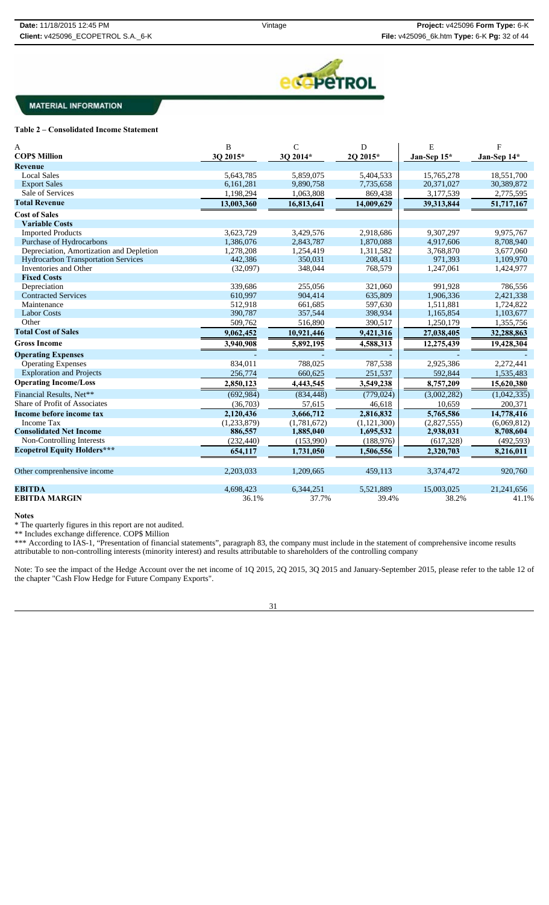**MATERIAL INFORMATION**

**Table 2 – Consolidated Income Statement**

| A | B | C | D | E | F |
|---|---|---|---|---|---|
| **COP$ Million** | **3Q 2015*** | **3Q 2014*** | **2Q 2015*** | **Jan-Sep 15*** | **Jan-Sep 14*** |
| **Revenue** | | | | | |
| Local Sales | 5,643,785 | 5,859,075 | 5,404,533 | 15,765,278 | 18,551,700 |
| Export Sales | 6,161,281 | 9,890,758 | 7,735,658 | 20,371,027 | 30,389,872 |
| Sale of Services | 1,198,294 | 1,063,808 | 869,438 | 3,177,539 | 2,775,595 |
| **Total Revenue** | **13,003,360** | **16,813,641** | **14,009,629** | **39,313,844** | **51,717,167** |
| **Cost of Sales** | | | | | |
| **Variable Costs** | | | | | |
| Imported Products | 3,623,729 | 3,429,576 | 2,918,686 | 9,307,297 | 9,975,767 |
| Purchase of Hydrocarbons | 1,386,076 | 2,843,787 | 1,870,088 | 4,917,606 | 8,708,940 |
| Depreciation, Amortization and Depletion | 1,278,208 | 1,254,419 | 1,311,582 | 3,768,870 | 3,677,060 |
| Hydrocarbon Transportation Services | 442,386 | 350,031 | 208,431 | 971,393 | 1,109,970 |
| Inventories and Other | (32,097) | 348,044 | 768,579 | 1,247,061 | 1,424,977 |
| **Fixed Costs** | | | | | |
| Depreciation | 339,686 | 255,056 | 321,060 | 991,928 | 786,556 |
| Contracted Services | 610,997 | 904,414 | 635,809 | 1,906,336 | 2,421,338 |
| Maintenance | 512,918 | 661,685 | 597,630 | 1,511,881 | 1,724,822 |
| Labor Costs | 390,787 | 357,544 | 398,934 | 1,165,854 | 1,103,677 |
| Other | 509,762 | 516,890 | 390,517 | 1,250,179 | 1,355,756 |
| **Total Cost of Sales** | **9,062,452** | **10,921,446** | **9,421,316** | **27,038,405** | **32,288,863** |
| **Gross Income** | **3,940,908** | **5,892,195** | **4,588,313** | **12,275,439** | **19,428,304** |
| **Operating Expenses** | - | - | - | - | - |
| Operating Expenses | 834,011 | 788,025 | 787,538 | 2,925,386 | 2,272,441 |
| Exploration and Projects | 256,774 | 660,625 | 251,537 | 592,844 | 1,535,483 |
| **Operating Income/Loss** | **2,850,123** | **4,443,545** | **3,549,238** | **8,757,209** | **15,620,380** |
| Financial Results, Net** | (692,984) | (834,448) | (779,024) | (3,002,282) | (1,042,335) |
| Share of Profit of Associates | (36,703) | 57,615 | 46,618 | 10,659 | 200,371 |
| **Income before income tax** | **2,120,436** | **3,666,712** | **2,816,832** | **5,765,586** | **14,778,416** |
| Income Tax | (1,233,879) | (1,781,672) | (1,121,300) | (2,827,555) | (6,069,812) |
| **Consolidated Net Income** | **886,557** | **1,885,040** | **1,695,532** | **2,938,031** | **8,708,604** |
| Non-Controlling Interests | (232,440) | (153,990) | (188,976) | (617,328) | (492,593) |
| **Ecopetrol Equity Holders***** | **654,117** | **1,731,050** | **1,506,556** | **2,320,703** | **8,216,011** |
| | | | | | |
| Other comprehensive income | 2,203,033 | 1,209,665 | 459,113 | 3,374,472 | 920,760 |
| | | | | | |
| **EBITDA** | 4,698,423 | 6,344,251 | 5,521,889 | 15,003,025 | 21,241,656 |
| **EBITDA MARGIN** | 36.1% | 37.7% | 39.4% | 38.2% | 41.1% |

**Notes**

* The quarterly figures in this report are not audited.

** Includes exchange difference. COP$ Million

*** According to IAS-1, "Presentation of financial statements", paragraph 83, the company must include in the statement of comprehensive income results attributable to non-controlling interests (minority interest) and results attributable to shareholders of the controlling company

Note: To see the impact of the Hedge Account over the net income of 1Q 2015, 2Q 2015, 3Q 2015 and January-September 2015, please refer to the table 12 of the chapter "Cash Flow Hedge for Future Company Exports".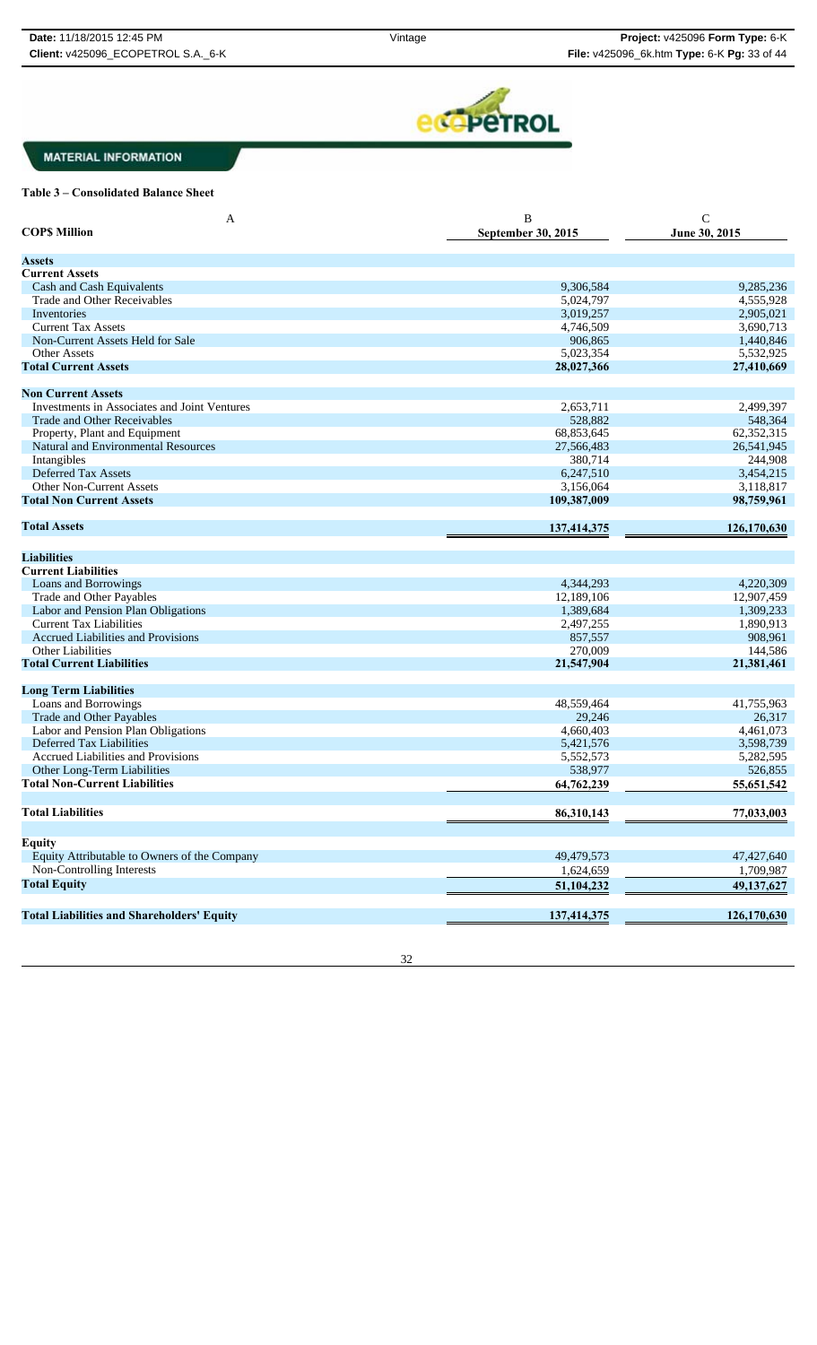MATERIAL INFORMATION

**Table 3 – Consolidated Balance Sheet**

| A | B | C |
|---|---|---|
| **COP$ Million** | **September 30, 2015** | **June 30, 2015** |
| **Assets** | | |
| **Current Assets** | | |
| Cash and Cash Equivalents | 9,306,584 | 9,285,236 |
| Trade and Other Receivables | 5,024,797 | 4,555,928 |
| Inventories | 3,019,257 | 2,905,021 |
| Current Tax Assets | 4,746,509 | 3,690,713 |
| Non-Current Assets Held for Sale | 906,865 | 1,440,846 |
| Other Assets | 5,023,354 | 5,532,925 |
| **Total Current Assets** | **28,027,366** | **27,410,669** |
| **Non Current Assets** | | |
| Investments in Associates and Joint Ventures | 2,653,711 | 2,499,397 |
| Trade and Other Receivables | 528,882 | 548,364 |
| Property, Plant and Equipment | 68,853,645 | 62,352,315 |
| Natural and Environmental Resources | 27,566,483 | 26,541,945 |
| Intangibles | 380,714 | 244,908 |
| Deferred Tax Assets | 6,247,510 | 3,454,215 |
| Other Non-Current Assets | 3,156,064 | 3,118,817 |
| **Total Non Current Assets** | **109,387,009** | **98,759,961** |
| **Total Assets** | **137,414,375** | **126,170,630** |
| **Liabilities** | | |
| **Current Liabilities** | | |
| Loans and Borrowings | 4,344,293 | 4,220,309 |
| Trade and Other Payables | 12,189,106 | 12,907,459 |
| Labor and Pension Plan Obligations | 1,389,684 | 1,309,233 |
| Current Tax Liabilities | 2,497,255 | 1,890,913 |
| Accrued Liabilities and Provisions | 857,557 | 908,961 |
| Other Liabilities | 270,009 | 144,586 |
| **Total Current Liabilities** | **21,547,904** | **21,381,461** |
| **Long Term Liabilities** | | |
| Loans and Borrowings | 48,559,464 | 41,755,963 |
| Trade and Other Payables | 29,246 | 26,317 |
| Labor and Pension Plan Obligations | 4,660,403 | 4,461,073 |
| Deferred Tax Liabilities | 5,421,576 | 3,598,739 |
| Accrued Liabilities and Provisions | 5,552,573 | 5,282,595 |
| Other Long-Term Liabilities | 538,977 | 526,855 |
| **Total Non-Current Liabilities** | **64,762,239** | **55,651,542** |
| **Total Liabilities** | **86,310,143** | **77,033,003** |
| **Equity** | | |
| Equity Attributable to Owners of the Company | 49,479,573 | 47,427,640 |
| Non-Controlling Interests | 1,624,659 | 1,709,987 |
| **Total Equity** | **51,104,232** | **49,137,627** |
| **Total Liabilities and Shareholders' Equity** | **137,414,375** | **126,170,630** |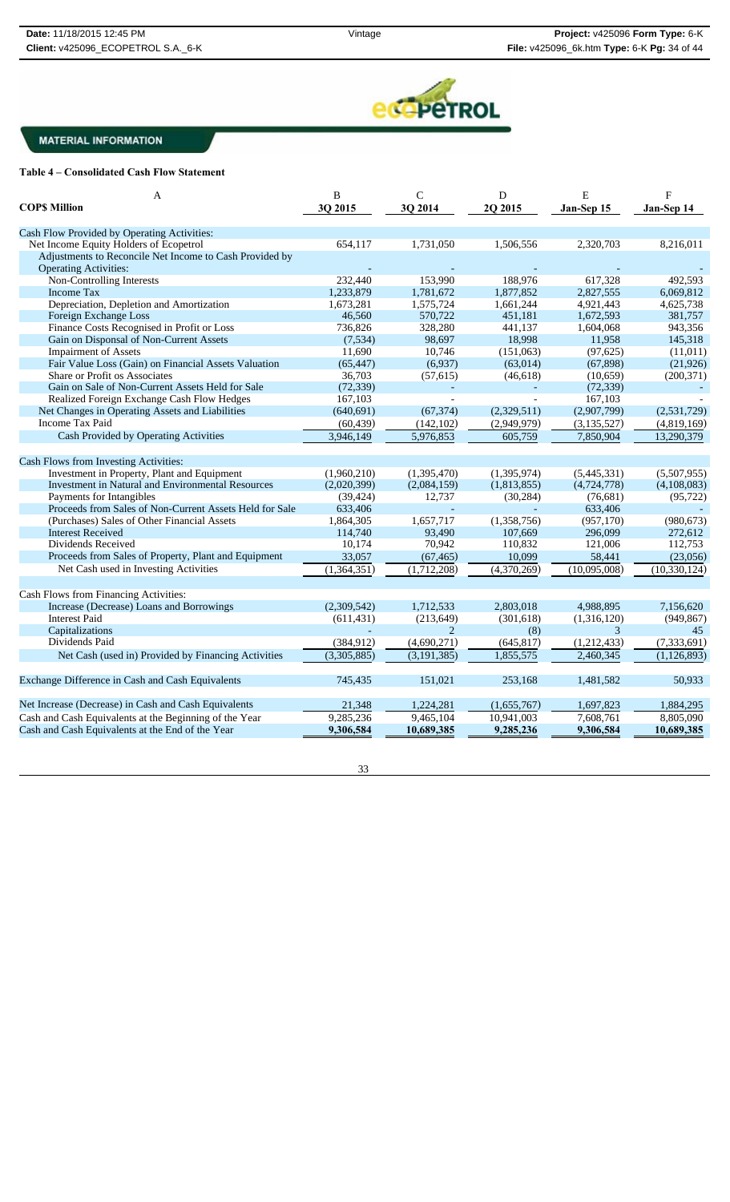MATERIAL INFORMATION

**Table 4 – Consolidated Cash Flow Statement**

| A<br>**COP$ Million** | B<br>**3Q 2015** | C<br>**3Q 2014** | D<br>**2Q 2015** | E<br>**Jan-Sep 15** | F<br>**Jan-Sep 14** |
|---|---|---|---|---|---|
| Cash Flow Provided by Operating Activities: | | | | | |
| Net Income Equity Holders of Ecopetrol | 654,117 | 1,731,050 | 1,506,556 | 2,320,703 | 8,216,011 |
| Adjustments to Reconcile Net Income to Cash Provided by Operating Activities: | - | - | - | - | - |
| Non-Controlling Interests | 232,440 | 153,990 | 188,976 | 617,328 | 492,593 |
| Income Tax | 1,233,879 | 1,781,672 | 1,877,852 | 2,827,555 | 6,069,812 |
| Depreciation, Depletion and Amortization | 1,673,281 | 1,575,724 | 1,661,244 | 4,921,443 | 4,625,738 |
| Foreign Exchange Loss | 46,560 | 570,722 | 451,181 | 1,672,593 | 381,757 |
| Finance Costs Recognised in Profit or Loss | 736,826 | 328,280 | 441,137 | 1,604,068 | 943,356 |
| Gain on Disponsal of Non-Current Assets | (7,534) | 98,697 | 18,998 | 11,958 | 145,318 |
| Impairment of Assets | 11,690 | 10,746 | (151,063) | (97,625) | (11,011) |
| Fair Value Loss (Gain) on Financial Assets Valuation | (65,447) | (6,937) | (63,014) | (67,898) | (21,926) |
| Share or Profit os Associates | 36,703 | (57,615) | (46,618) | (10,659) | (200,371) |
| Gain on Sale of Non-Current Assets Held for Sale | (72,339) | - | - | (72,339) | - |
| Realized Foreign Exchange Cash Flow Hedges | 167,103 | - | - | 167,103 | - |
| Net Changes in Operating Assets and Liabilities | (640,691) | (67,374) | (2,329,511) | (2,907,799) | (2,531,729) |
| Income Tax Paid | (60,439) | (142,102) | (2,949,979) | (3,135,527) | (4,819,169) |
| Cash Provided by Operating Activities | 3,946,149 | 5,976,853 | 605,759 | 7,850,904 | 13,290,379 |
| Cash Flows from Investing Activities: | | | | | |
| Investment in Property, Plant and Equipment | (1,960,210) | (1,395,470) | (1,395,974) | (5,445,331) | (5,507,955) |
| Investment in Natural and Environmental Resources | (2,020,399) | (2,084,159) | (1,813,855) | (4,724,778) | (4,108,083) |
| Payments for Intangibles | (39,424) | 12,737 | (30,284) | (76,681) | (95,722) |
| Proceeds from Sales of Non-Current Assets Held for Sale | 633,406 | - | - | 633,406 | - |
| (Purchases) Sales of Other Financial Assets | 1,864,305 | 1,657,717 | (1,358,756) | (957,170) | (980,673) |
| Interest Received | 114,740 | 93,490 | 107,669 | 296,099 | 272,612 |
| Dividends Received | 10,174 | 70,942 | 110,832 | 121,006 | 112,753 |
| Proceeds from Sales of Property, Plant and Equipment | 33,057 | (67,465) | 10,099 | 58,441 | (23,056) |
| Net Cash used in Investing Activities | (1,364,351) | (1,712,208) | (4,370,269) | (10,095,008) | (10,330,124) |
| Cash Flows from Financing Activities: | | | | | |
| Increase (Decrease) Loans and Borrowings | (2,309,542) | 1,712,533 | 2,803,018 | 4,988,895 | 7,156,620 |
| Interest Paid | (611,431) | (213,649) | (301,618) | (1,316,120) | (949,867) |
| Capitalizations | - | 2 | (8) | 3 | 45 |
| Dividends Paid | (384,912) | (4,690,271) | (645,817) | (1,212,433) | (7,333,691) |
| Net Cash (used in) Provided by Financing Activities | (3,305,885) | (3,191,385) | 1,855,575 | 2,460,345 | (1,126,893) |
| Exchange Difference in Cash and Cash Equivalents | 745,435 | 151,021 | 253,168 | 1,481,582 | 50,933 |
| Net Increase (Decrease) in Cash and Cash Equivalents | 21,348 | 1,224,281 | (1,655,767) | 1,697,823 | 1,884,295 |
| Cash and Cash Equivalents at the Beginning of the Year | 9,285,236 | 9,465,104 | 10,941,003 | 7,608,761 | 8,805,090 |
| Cash and Cash Equivalents at the End of the Year | **9,306,584** | **10,689,385** | **9,285,236** | **9,306,584** | **10,689,385** |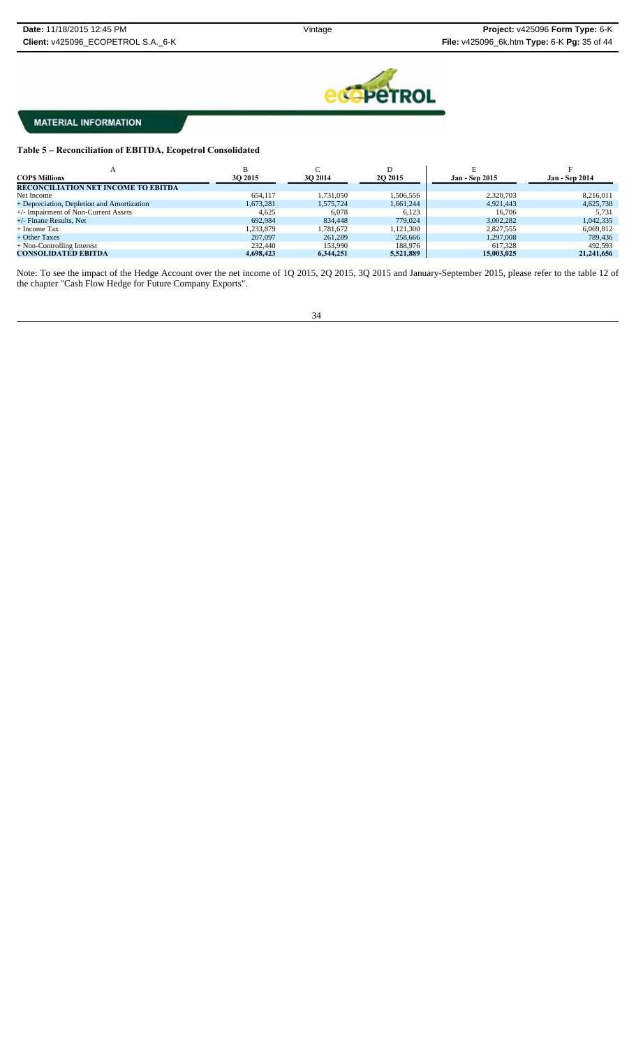**MATERIAL INFORMATION**

**Table 5 – Reconciliation of EBITDA, Ecopetrol Consolidated**

| A | B | C | D | E | F |
|---|---|---|---|---|---|
| **COP$ Millions** | **3Q 2015** | **3Q 2014** | **2Q 2015** | **Jan - Sep 2015** | **Jan - Sep 2014** |
| **RECONCILIATION NET INCOME TO EBITDA** | | | | | |
| Net Income | 654,117 | 1,731,050 | 1,506,556 | 2,320,703 | 8,216,011 |
| + Depreciation, Depletion and Amortization | 1,673,281 | 1,575,724 | 1,661,244 | 4,921,443 | 4,625,738 |
| +/- Impairment of Non-Current Assets | 4,625 | 6,078 | 6,123 | 16,706 | 5,731 |
| +/- Finane Results, Net | 692,984 | 834,448 | 779,024 | 3,002,282 | 1,042,335 |
| + Income Tax | 1,233,879 | 1,781,672 | 1,121,300 | 2,827,555 | 6,069,812 |
| + Other Taxes | 207,097 | 261,289 | 258,666 | 1,297,008 | 789,436 |
| + Non-Controlling Interest | 232,440 | 153,990 | 188,976 | 617,328 | 492,593 |
| **CONSOLIDATED EBITDA** | **4,698,423** | **6,344,251** | **5,521,889** | **15,003,025** | **21,241,656** |

Note: To see the impact of the Hedge Account over the net income of 1Q 2015, 2Q 2015, 3Q 2015 and January-September 2015, please refer to the table 12 of the chapter "Cash Flow Hedge for Future Company Exports".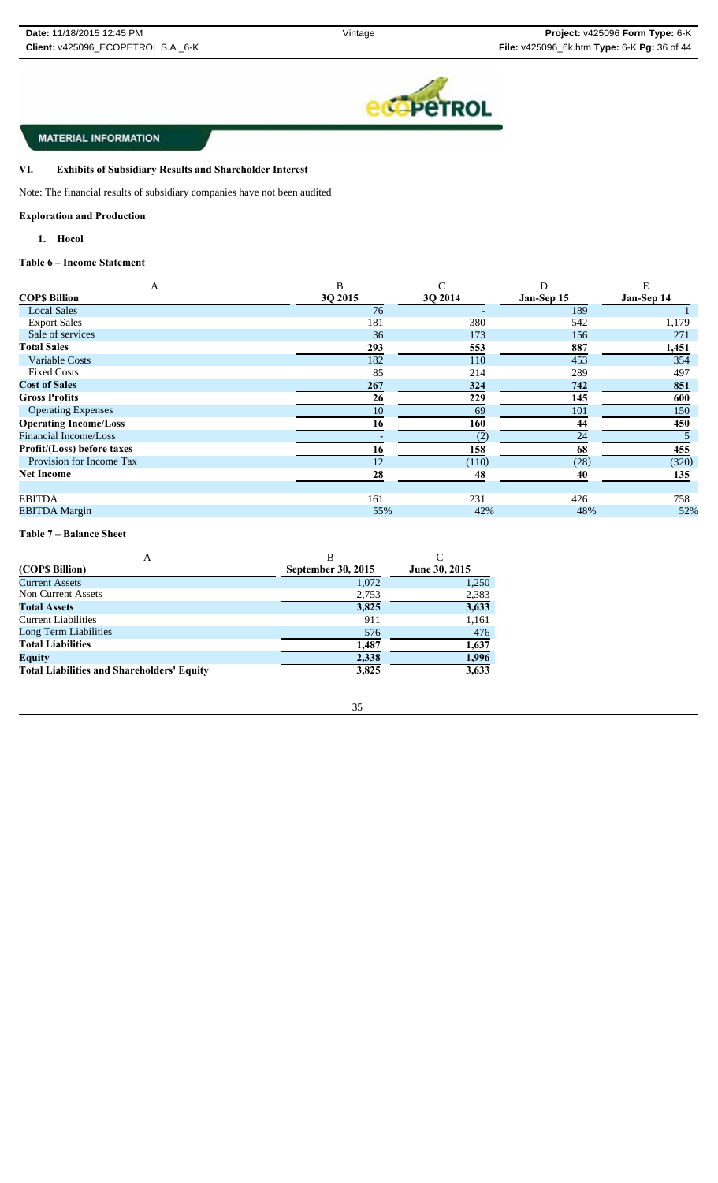**MATERIAL INFORMATION**

### VI. Exhibits of Subsidiary Results and Shareholder Interest

Note: The financial results of subsidiary companies have not been audited

**Exploration and Production**

1. **Hocol**

**Table 6 – Income Statement**

| A | B | C | D | E |
|---|---|---|---|---|
| **COP$ Billion** | **3Q 2015** | **3Q 2014** | **Jan-Sep 15** | **Jan-Sep 14** |
| Local Sales | 76 | - | 189 | 1 |
| Export Sales | 181 | 380 | 542 | 1,179 |
| Sale of services | 36 | 173 | 156 | 271 |
| **Total Sales** | **293** | **553** | **887** | **1,451** |
| Variable Costs | 182 | 110 | 453 | 354 |
| Fixed Costs | 85 | 214 | 289 | 497 |
| **Cost of Sales** | **267** | **324** | **742** | **851** |
| **Gross Profits** | **26** | **229** | **145** | **600** |
| Operating Expenses | 10 | 69 | 101 | 150 |
| **Operating Income/Loss** | **16** | **160** | **44** | **450** |
| Financial Income/Loss | - | (2) | 24 | 5 |
| **Profit/(Loss) before taxes** | **16** | **158** | **68** | **455** |
| Provision for Income Tax | 12 | (110) | (28) | (320) |
| **Net Income** | **28** | **48** | **40** | **135** |
| | | | | |
| EBITDA | 161 | 231 | 426 | 758 |
| EBITDA Margin | 55% | 42% | 48% | 52% |

**Table 7 – Balance Sheet**

| A | B | C |
|---|---|---|
| **(COP$ Billion)** | **September 30, 2015** | **June 30, 2015** |
| Current Assets | 1,072 | 1,250 |
| Non Current Assets | 2,753 | 2,383 |
| **Total Assets** | **3,825** | **3,633** |
| Current Liabilities | 911 | 1,161 |
| Long Term Liabilities | 576 | 476 |
| **Total Liabilities** | **1,487** | **1,637** |
| **Equity** | **2,338** | **1,996** |
| **Total Liabilities and Shareholders' Equity** | **3,825** | **3,633** |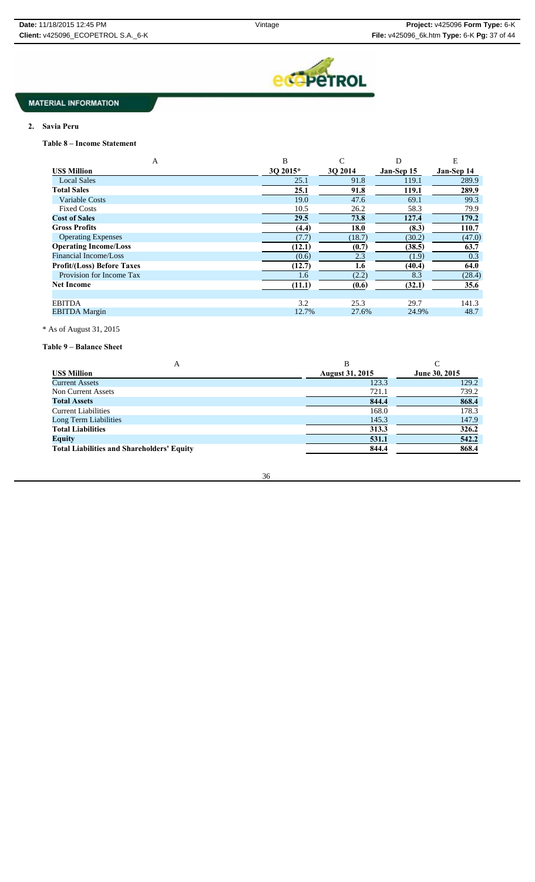## MATERIAL INFORMATION

**2. Savia Peru**

**Table 8 – Income Statement**

| A | B | C | D | E |
|---|---|---|---|---|
| **US$ Million** | **3Q 2015*** | **3Q 2014** | **Jan-Sep 15** | **Jan-Sep 14** |
| Local Sales | 25.1 | 91.8 | 119.1 | 289.9 |
| **Total Sales** | **25.1** | **91.8** | **119.1** | **289.9** |
| Variable Costs | 19.0 | 47.6 | 69.1 | 99.3 |
| Fixed Costs | 10.5 | 26.2 | 58.3 | 79.9 |
| **Cost of Sales** | **29.5** | **73.8** | **127.4** | **179.2** |
| **Gross Profits** | **(4.4)** | **18.0** | **(8.3)** | **110.7** |
| Operating Expenses | (7.7) | (18.7) | (30.2) | (47.0) |
| **Operating Income/Loss** | **(12.1)** | **(0.7)** | **(38.5)** | **63.7** |
| Financial Income/Loss | (0.6) | 2.3 | (1.9) | 0.3 |
| **Profit/(Loss) Before Taxes** | **(12.7)** | **1.6** | **(40.4)** | **64.0** |
| Provision for Income Tax | 1.6 | (2.2) | 8.3 | (28.4) |
| **Net Income** | **(11.1)** | **(0.6)** | **(32.1)** | **35.6** |
| | | | | |
| EBITDA | 3.2 | 25.3 | 29.7 | 141.3 |
| EBITDA Margin | 12.7% | 27.6% | 24.9% | 48.7 |

* As of August 31, 2015

**Table 9 – Balance Sheet**

| A | B | C |
|---|---|---|
| **US$ Million** | **August 31, 2015** | **June 30, 2015** |
| Current Assets | 123.3 | 129.2 |
| Non Current Assets | 721.1 | 739.2 |
| **Total Assets** | **844.4** | **868.4** |
| Current Liabilities | 168.0 | 178.3 |
| Long Term Liabilities | 145.3 | 147.9 |
| **Total Liabilities** | **313.3** | **326.2** |
| **Equity** | **531.1** | **542.2** |
| **Total Liabilities and Shareholders' Equity** | **844.4** | **868.4** |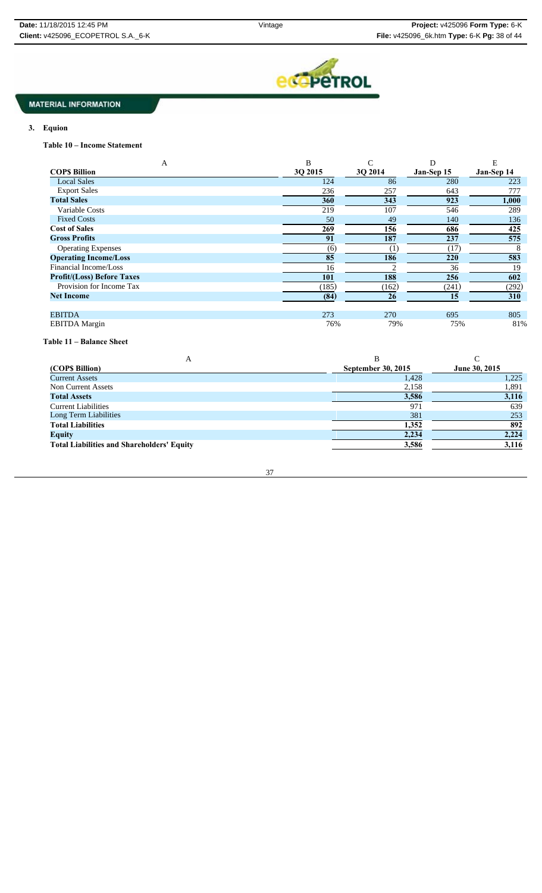**MATERIAL INFORMATION**

3. **Equion**

**Table 10 – Income Statement**

| A | B | C | D | E |
|---|---|---|---|---|
| **COP$ Billion** | **3Q 2015** | **3Q 2014** | **Jan-Sep 15** | **Jan-Sep 14** |
| Local Sales | 124 | 86 | 280 | 223 |
| Export Sales | 236 | 257 | 643 | 777 |
| **Total Sales** | **360** | **343** | **923** | **1,000** |
| Variable Costs | 219 | 107 | 546 | 289 |
| Fixed Costs | 50 | 49 | 140 | 136 |
| **Cost of Sales** | **269** | **156** | **686** | **425** |
| **Gross Profits** | **91** | **187** | **237** | **575** |
| Operating Expenses | (6) | (1) | (17) | 8 |
| **Operating Income/Loss** | **85** | **186** | **220** | **583** |
| Financial Income/Loss | 16 | 2 | 36 | 19 |
| **Profit/(Loss) Before Taxes** | **101** | **188** | **256** | **602** |
| Provision for Income Tax | (185) | (162) | (241) | (292) |
| **Net Income** | **(84)** | **26** | **15** | **310** |
| | | | | |
| EBITDA | 273 | 270 | 695 | 805 |
| EBITDA Margin | 76% | 79% | 75% | 81% |

**Table 11 – Balance Sheet**

| A | B | C |
|---|---|---|
| **(COP$ Billion)** | **September 30, 2015** | **June 30, 2015** |
| Current Assets | 1,428 | 1,225 |
| Non Current Assets | 2,158 | 1,891 |
| **Total Assets** | **3,586** | **3,116** |
| Current Liabilities | 971 | 639 |
| Long Term Liabilities | 381 | 253 |
| **Total Liabilities** | **1,352** | **892** |
| **Equity** | **2,234** | **2,224** |
| **Total Liabilities and Shareholders' Equity** | **3,586** | **3,116** |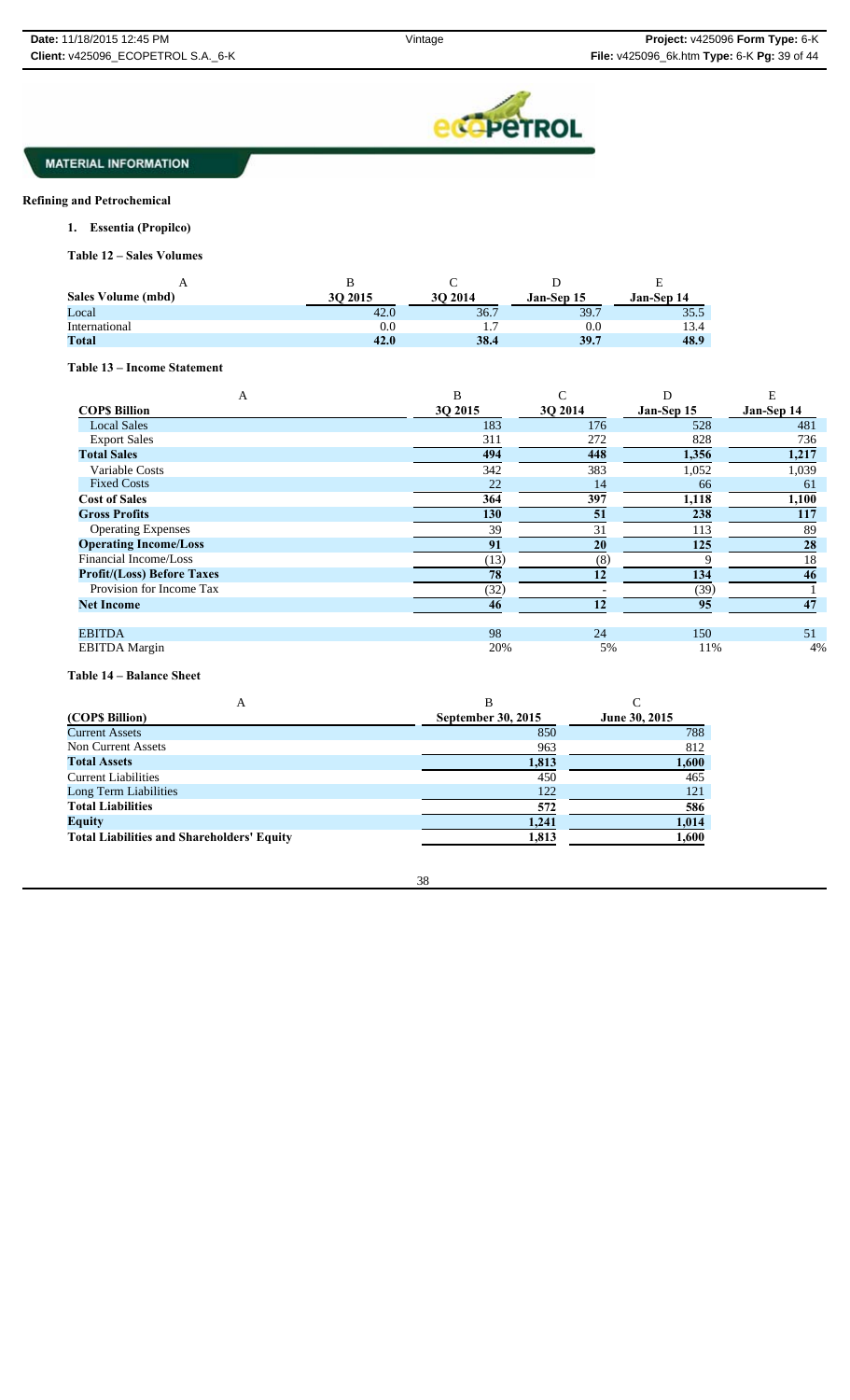**MATERIAL INFORMATION**

**Refining and Petrochemical**

**1. Essentia (Propilco)**

**Table 12 – Sales Volumes**

| A | B | C | D | E |
|---|---|---|---|---|
| **Sales Volume (mbd)** | **3Q 2015** | **3Q 2014** | **Jan-Sep 15** | **Jan-Sep 14** |
| Local | 42.0 | 36.7 | 39.7 | 35.5 |
| International | 0.0 | 1.7 | 0.0 | 13.4 |
| **Total** | **42.0** | **38.4** | **39.7** | **48.9** |

**Table 13 – Income Statement**

| A | B | C | D | E |
|---|---|---|---|---|
| **COP$ Billion** | **3Q 2015** | **3Q 2014** | **Jan-Sep 15** | **Jan-Sep 14** |
| Local Sales | 183 | 176 | 528 | 481 |
| Export Sales | 311 | 272 | 828 | 736 |
| **Total Sales** | **494** | **448** | **1,356** | **1,217** |
| Variable Costs | 342 | 383 | 1,052 | 1,039 |
| Fixed Costs | 22 | 14 | 66 | 61 |
| **Cost of Sales** | **364** | **397** | **1,118** | **1,100** |
| **Gross Profits** | **130** | **51** | **238** | **117** |
| Operating Expenses | 39 | 31 | 113 | 89 |
| **Operating Income/Loss** | **91** | **20** | **125** | **28** |
| Financial Income/Loss | (13) | (8) | 9 | 18 |
| **Profit/(Loss) Before Taxes** | **78** | **12** | **134** | **46** |
| Provision for Income Tax | (32) | - | (39) | 1 |
| **Net Income** | **46** | **12** | **95** | **47** |
| | | | | |
| EBITDA | 98 | 24 | 150 | 51 |
| EBITDA Margin | 20% | 5% | 11% | 4% |

**Table 14 – Balance Sheet**

| A | B | C |
|---|---|---|
| **(COP$ Billion)** | **September 30, 2015** | **June 30, 2015** |
| Current Assets | 850 | 788 |
| Non Current Assets | 963 | 812 |
| **Total Assets** | **1,813** | **1,600** |
| Current Liabilities | 450 | 465 |
| Long Term Liabilities | 122 | 121 |
| **Total Liabilities** | **572** | **586** |
| **Equity** | **1,241** | **1,014** |
| **Total Liabilities and Shareholders' Equity** | **1,813** | **1,600** |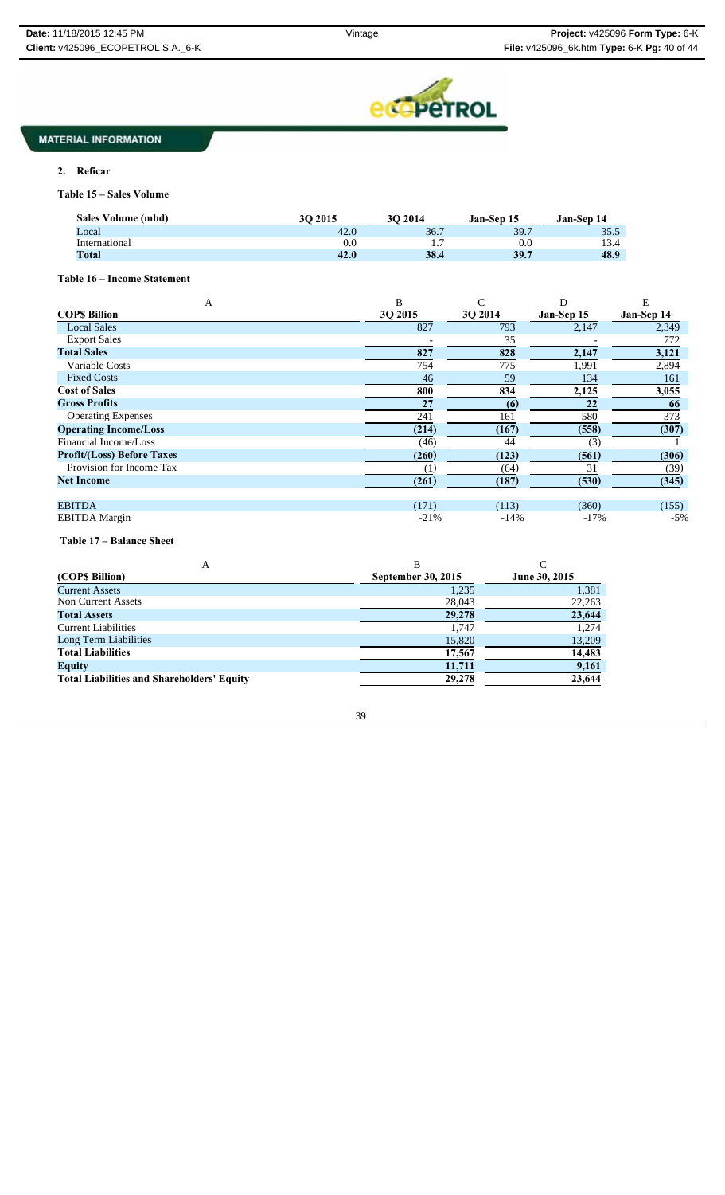**MATERIAL INFORMATION**

2. **Reficar**

**Table 15 – Sales Volume**

| Sales Volume (mbd) | 3Q 2015 | 3Q 2014 | Jan-Sep 15 | Jan-Sep 14 |
|---|---|---|---|---|
| Local | 42.0 | 36.7 | 39.7 | 35.5 |
| International | 0.0 | 1.7 | 0.0 | 13.4 |
| **Total** | **42.0** | **38.4** | **39.7** | **48.9** |

**Table 16 – Income Statement**

| A | B | C | D | E |
|---|---|---|---|---|
| **COP$ Billion** | **3Q 2015** | **3Q 2014** | **Jan-Sep 15** | **Jan-Sep 14** |
| Local Sales | 827 | 793 | 2,147 | 2,349 |
| Export Sales | - | 35 | - | 772 |
| **Total Sales** | **827** | **828** | **2,147** | **3,121** |
| Variable Costs | 754 | 775 | 1,991 | 2,894 |
| Fixed Costs | 46 | 59 | 134 | 161 |
| **Cost of Sales** | **800** | **834** | **2,125** | **3,055** |
| **Gross Profits** | **27** | **(6)** | **22** | **66** |
| Operating Expenses | 241 | 161 | 580 | 373 |
| **Operating Income/Loss** | **(214)** | **(167)** | **(558)** | **(307)** |
| Financial Income/Loss | (46) | 44 | (3) | 1 |
| **Profit/(Loss) Before Taxes** | **(260)** | **(123)** | **(561)** | **(306)** |
| Provision for Income Tax | (1) | (64) | 31 | (39) |
| **Net Income** | **(261)** | **(187)** | **(530)** | **(345)** |
| | | | | |
| EBITDA | (171) | (113) | (360) | (155) |
| EBITDA Margin | -21% | -14% | -17% | -5% |

**Table 17 – Balance Sheet**

| A | B | C |
|---|---|---|
| **(COP$ Billion)** | **September 30, 2015** | **June 30, 2015** |
| Current Assets | 1,235 | 1,381 |
| Non Current Assets | 28,043 | 22,263 |
| **Total Assets** | **29,278** | **23,644** |
| Current Liabilities | 1,747 | 1,274 |
| Long Term Liabilities | 15,820 | 13,209 |
| **Total Liabilities** | **17,567** | **14,483** |
| **Equity** | **11,711** | **9,161** |
| **Total Liabilities and Shareholders' Equity** | **29,278** | **23,644** |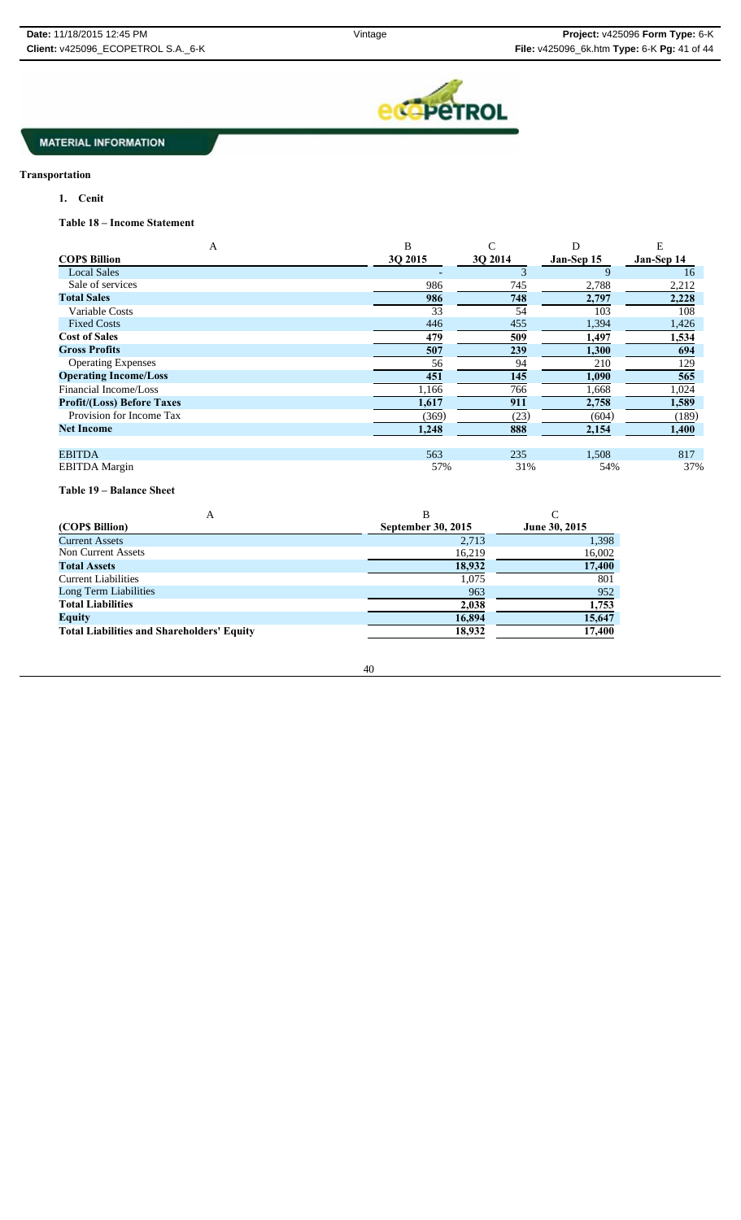**MATERIAL INFORMATION**

**Transportation**

1. **Cenit**

**Table 18 – Income Statement**

| A | B | C | D | E |
|---|---|---|---|---|
| **COP$ Billion** | **3Q 2015** | **3Q 2014** | **Jan-Sep 15** | **Jan-Sep 14** |
| Local Sales | - | 3 | 9 | 16 |
| Sale of services | 986 | 745 | 2,788 | 2,212 |
| **Total Sales** | **986** | **748** | **2,797** | **2,228** |
| Variable Costs | 33 | 54 | 103 | 108 |
| Fixed Costs | 446 | 455 | 1,394 | 1,426 |
| **Cost of Sales** | **479** | **509** | **1,497** | **1,534** |
| **Gross Profits** | **507** | **239** | **1,300** | **694** |
| Operating Expenses | 56 | 94 | 210 | 129 |
| **Operating Income/Loss** | **451** | **145** | **1,090** | **565** |
| Financial Income/Loss | 1,166 | 766 | 1,668 | 1,024 |
| **Profit/(Loss) Before Taxes** | **1,617** | **911** | **2,758** | **1,589** |
| Provision for Income Tax | (369) | (23) | (604) | (189) |
| **Net Income** | **1,248** | **888** | **2,154** | **1,400** |
| | | | | |
| EBITDA | 563 | 235 | 1,508 | 817 |
| EBITDA Margin | 57% | 31% | 54% | 37% |

**Table 19 – Balance Sheet**

| A | B | C |
|---|---|---|
| **(COP$ Billion)** | **September 30, 2015** | **June 30, 2015** |
| Current Assets | 2,713 | 1,398 |
| Non Current Assets | 16,219 | 16,002 |
| **Total Assets** | **18,932** | **17,400** |
| Current Liabilities | 1,075 | 801 |
| Long Term Liabilities | 963 | 952 |
| **Total Liabilities** | **2,038** | **1,753** |
| **Equity** | **16,894** | **15,647** |
| **Total Liabilities and Shareholders' Equity** | **18,932** | **17,400** |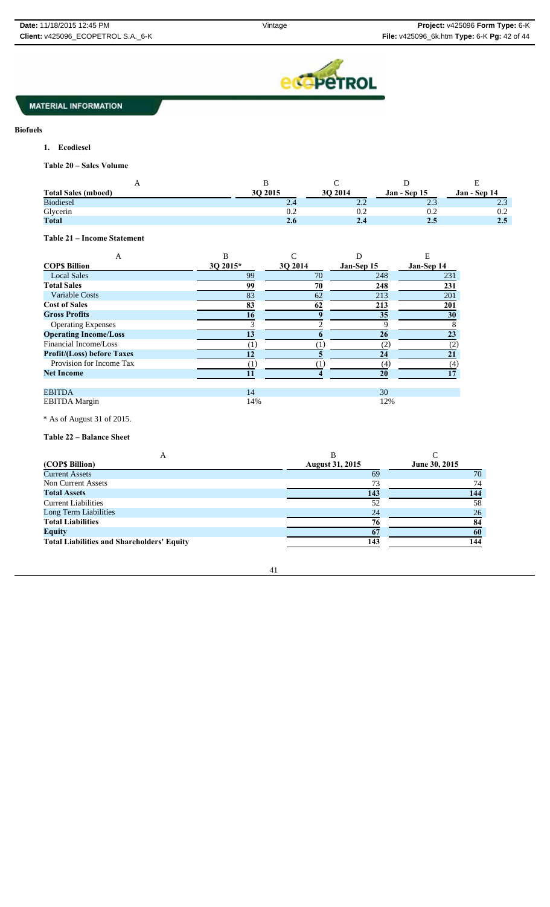## MATERIAL INFORMATION

**Biofuels**

1. **Ecodiesel**

**Table 20 – Sales Volume**

| A | B | C | D | E |
|---|---|---|---|---|
| **Total Sales (mboed)** | **3Q 2015** | **3Q 2014** | **Jan - Sep 15** | **Jan - Sep 14** |
| Biodiesel | 2.4 | 2.2 | 2.3 | 2.3 |
| Glycerin | 0.2 | 0.2 | 0.2 | 0.2 |
| **Total** | **2.6** | **2.4** | **2.5** | **2.5** |

**Table 21 – Income Statement**

| A | B | C | D | E |
|---|---|---|---|---|
| **COP$ Billion** | **3Q 2015*** | **3Q 2014** | **Jan-Sep 15** | **Jan-Sep 14** |
| Local Sales | 99 | 70 | 248 | 231 |
| **Total Sales** | **99** | **70** | **248** | **231** |
| Variable Costs | 83 | 62 | 213 | 201 |
| **Cost of Sales** | **83** | **62** | **213** | **201** |
| **Gross Profits** | **16** | **9** | **35** | **30** |
| Operating Expenses | 3 | 2 | 9 | 8 |
| **Operating Income/Loss** | **13** | **6** | **26** | **23** |
| Financial Income/Loss | (1) | (1) | (2) | (2) |
| **Profit/(Loss) before Taxes** | **12** | **5** | **24** | **21** |
| Provision for Income Tax | (1) | (1) | (4) | (4) |
| **Net Income** | **11** | **4** | **20** | **17** |
| | | | | |
| EBITDA | 14 | | 30 | |
| EBITDA Margin | 14% | | 12% | |

\* As of August 31 of 2015.

**Table 22 – Balance Sheet**

| A | B | C |
|---|---|---|
| **(COP$ Billion)** | **August 31, 2015** | **June 30, 2015** |
| Current Assets | 69 | 70 |
| Non Current Assets | 73 | 74 |
| **Total Assets** | **143** | **144** |
| Current Liabilities | 52 | 58 |
| Long Term Liabilities | 24 | 26 |
| **Total Liabilities** | **76** | **84** |
| **Equity** | **67** | **60** |
| **Total Liabilities and Shareholders' Equity** | **143** | **144** |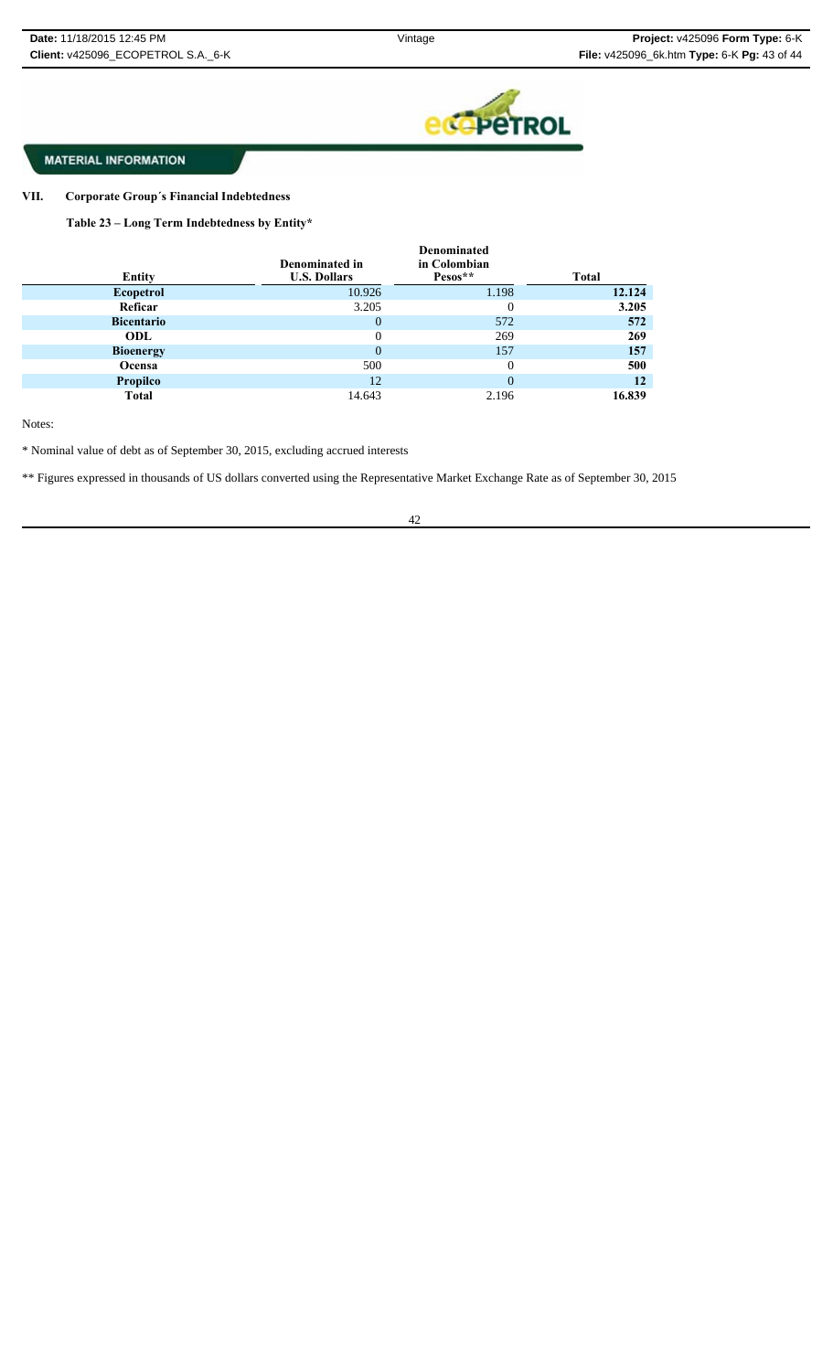MATERIAL INFORMATION

## VII. Corporate Group´s Financial Indebtedness

**Table 23 – Long Term Indebtedness by Entity***

| Entity | Denominated in U.S. Dollars | Denominated in Colombian Pesos** | Total |
|---|---|---|---|
| **Ecopetrol** | 10.926 | 1.198 | **12.124** |
| **Reficar** | 3.205 | 0 | **3.205** |
| **Bicentario** | 0 | 572 | **572** |
| **ODL** | 0 | 269 | **269** |
| **Bioenergy** | 0 | 157 | **157** |
| **Ocensa** | 500 | 0 | **500** |
| **Propilco** | 12 | 0 | **12** |
| **Total** | 14.643 | 2.196 | **16.839** |

Notes:

* Nominal value of debt as of September 30, 2015, excluding accrued interests

** Figures expressed in thousands of US dollars converted using the Representative Market Exchange Rate as of September 30, 2015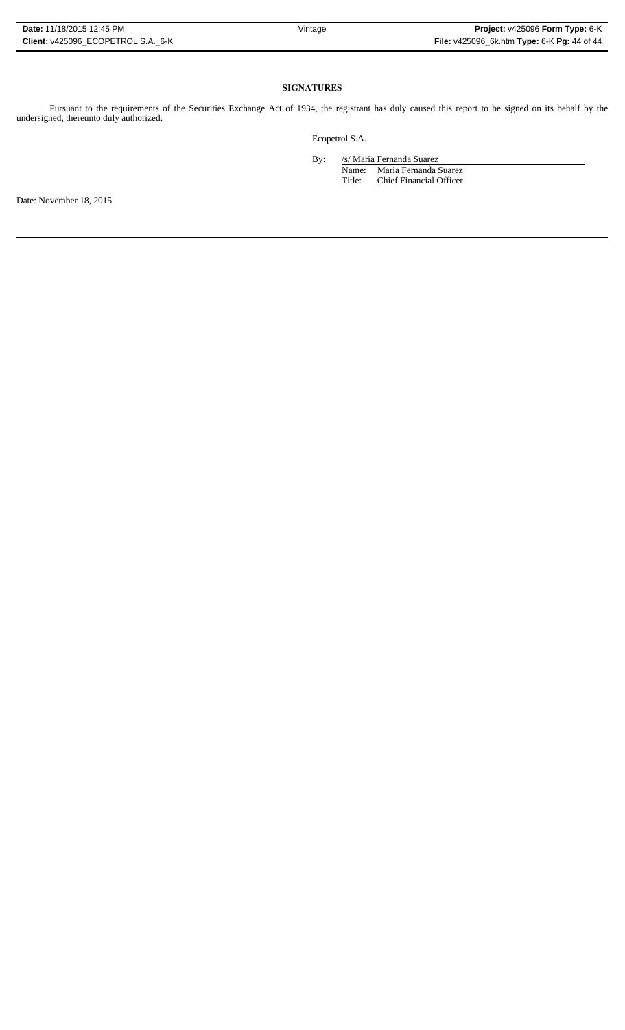## SIGNATURES

Pursuant to the requirements of the Securities Exchange Act of 1934, the registrant has duly caused this report to be signed on its behalf by the undersigned, thereunto duly authorized.

Ecopetrol S.A.

By: /s/ Maria Fernanda Suarez

Name: Maria Fernanda Suarez

Title: Chief Financial Officer

Date: November 18, 2015